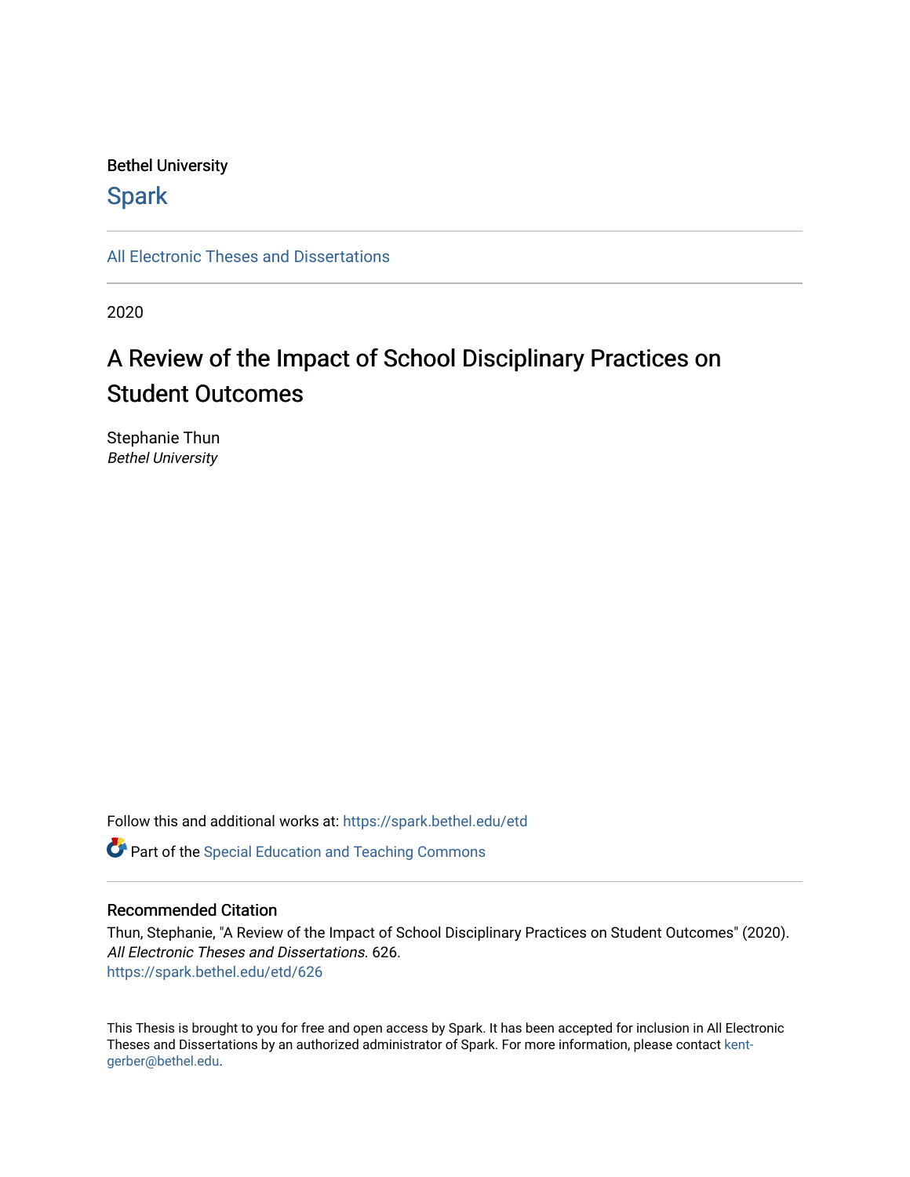Bethel University

Spark

All Electronic Theses and Dissertations

2020

# A Review of the Impact of School Disciplinary Practices on Student Outcomes

Stephanie Thun
*Bethel University*

Follow this and additional works at: https://spark.bethel.edu/etd

Part of the Special Education and Teaching Commons

## Recommended Citation

Thun, Stephanie, "A Review of the Impact of School Disciplinary Practices on Student Outcomes" (2020). *All Electronic Theses and Dissertations*. 626.
https://spark.bethel.edu/etd/626

This Thesis is brought to you for free and open access by Spark. It has been accepted for inclusion in All Electronic Theses and Dissertations by an authorized administrator of Spark. For more information, please contact kent-gerber@bethel.edu.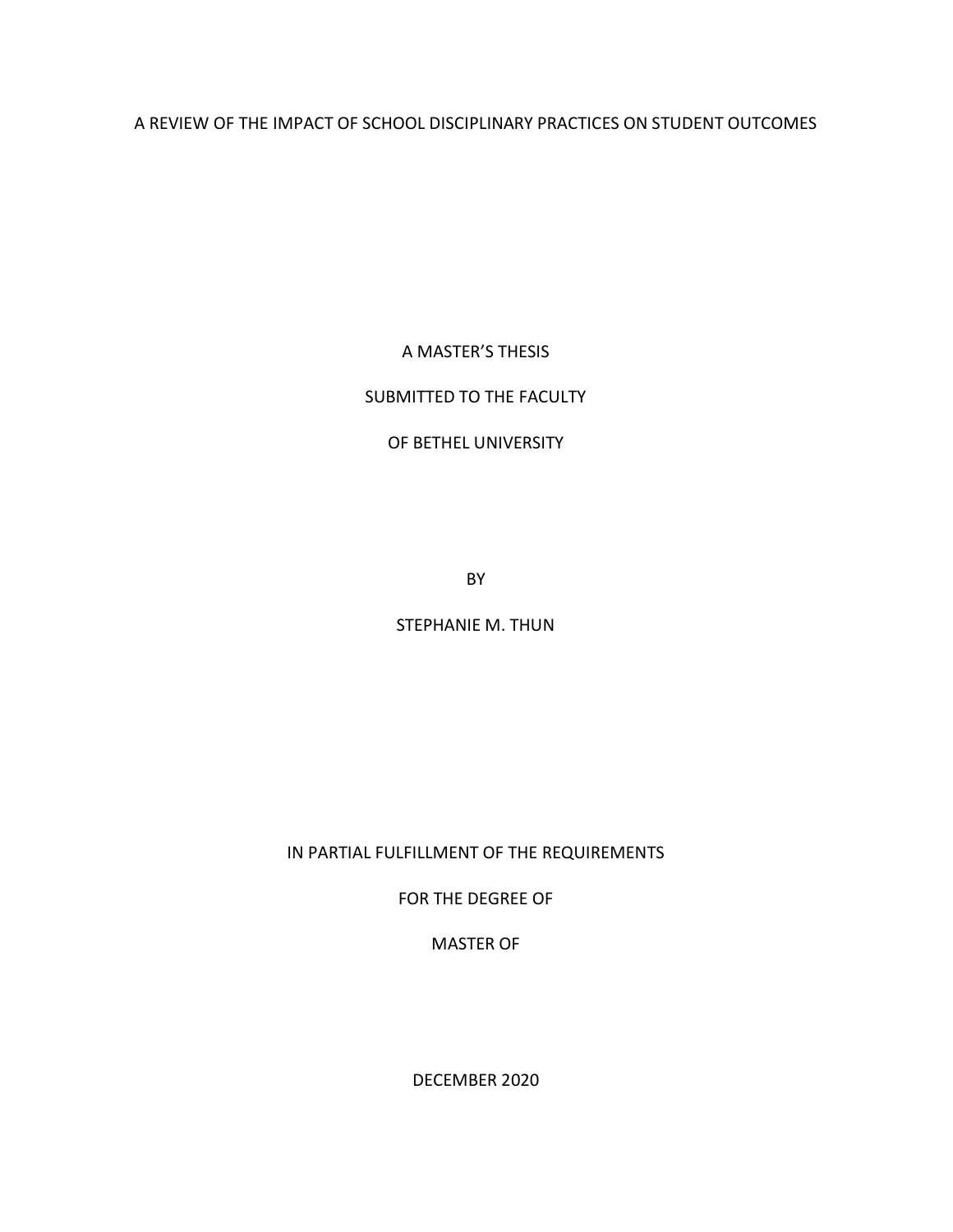A REVIEW OF THE IMPACT OF SCHOOL DISCIPLINARY PRACTICES ON STUDENT OUTCOMES

A MASTER'S THESIS

SUBMITTED TO THE FACULTY

OF BETHEL UNIVERSITY

BY

STEPHANIE M. THUN

IN PARTIAL FULFILLMENT OF THE REQUIREMENTS

FOR THE DEGREE OF

MASTER OF

DECEMBER 2020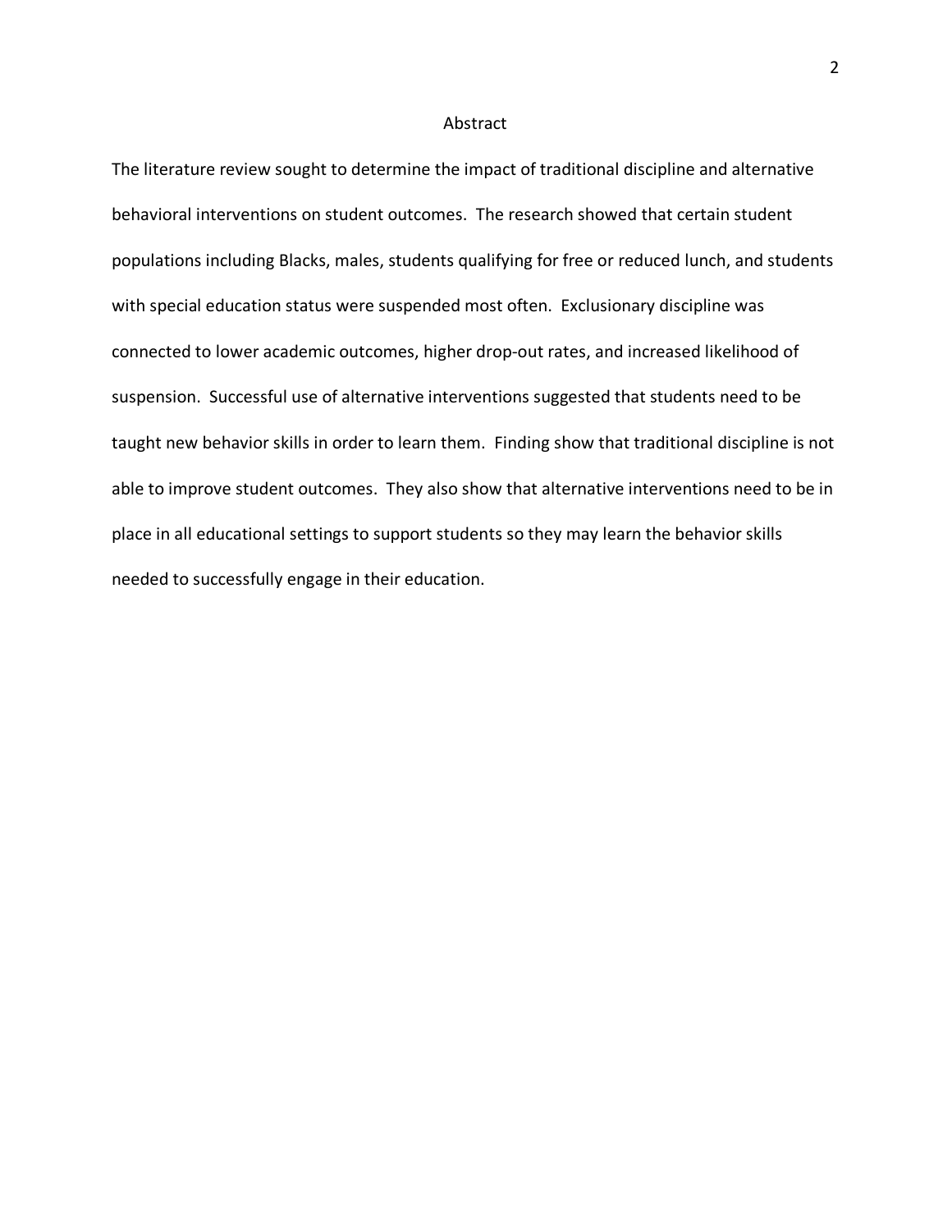# Abstract

The literature review sought to determine the impact of traditional discipline and alternative behavioral interventions on student outcomes. The research showed that certain student populations including Blacks, males, students qualifying for free or reduced lunch, and students with special education status were suspended most often. Exclusionary discipline was connected to lower academic outcomes, higher drop-out rates, and increased likelihood of suspension. Successful use of alternative interventions suggested that students need to be taught new behavior skills in order to learn them. Finding show that traditional discipline is not able to improve student outcomes. They also show that alternative interventions need to be in place in all educational settings to support students so they may learn the behavior skills needed to successfully engage in their education.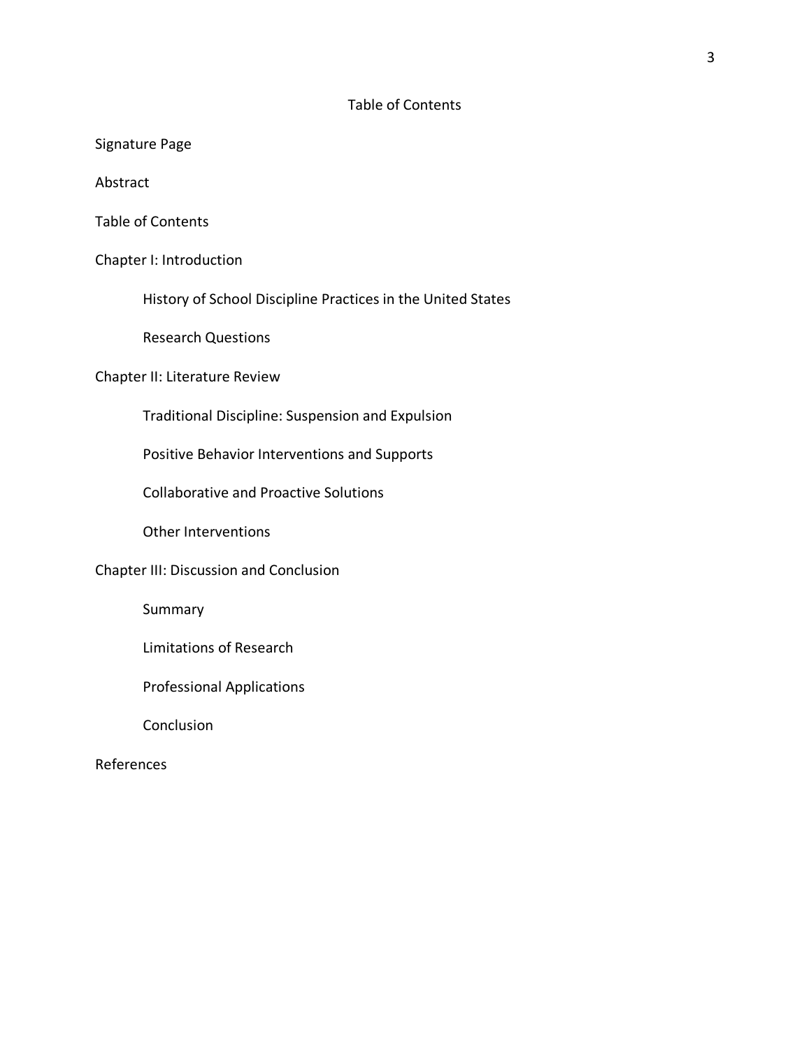## Table of Contents

Signature Page

Abstract

Table of Contents

Chapter I: Introduction

- History of School Discipline Practices in the United States
- Research Questions

Chapter II: Literature Review

- Traditional Discipline: Suspension and Expulsion
- Positive Behavior Interventions and Supports
- Collaborative and Proactive Solutions
- Other Interventions

Chapter III: Discussion and Conclusion

- Summary
- Limitations of Research
- Professional Applications
- Conclusion

References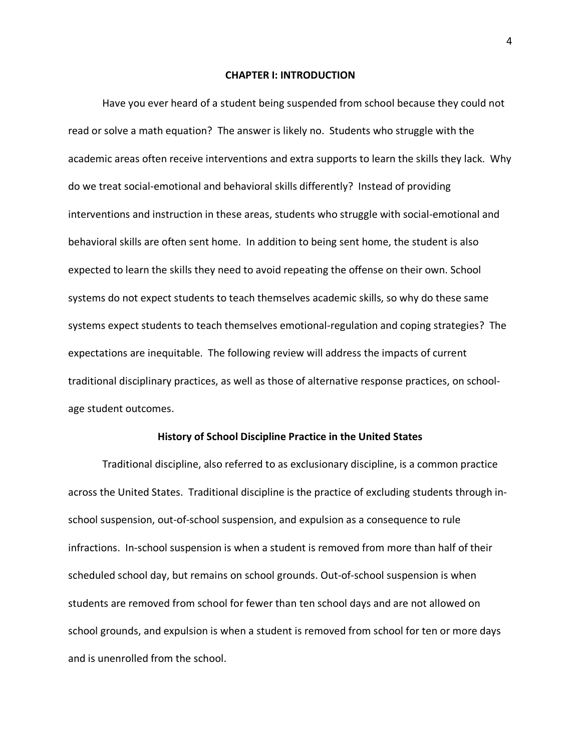# CHAPTER I: INTRODUCTION

Have you ever heard of a student being suspended from school because they could not read or solve a math equation? The answer is likely no. Students who struggle with the academic areas often receive interventions and extra supports to learn the skills they lack. Why do we treat social-emotional and behavioral skills differently? Instead of providing interventions and instruction in these areas, students who struggle with social-emotional and behavioral skills are often sent home. In addition to being sent home, the student is also expected to learn the skills they need to avoid repeating the offense on their own. School systems do not expect students to teach themselves academic skills, so why do these same systems expect students to teach themselves emotional-regulation and coping strategies? The expectations are inequitable. The following review will address the impacts of current traditional disciplinary practices, as well as those of alternative response practices, on school-age student outcomes.

## History of School Discipline Practice in the United States

Traditional discipline, also referred to as exclusionary discipline, is a common practice across the United States. Traditional discipline is the practice of excluding students through in-school suspension, out-of-school suspension, and expulsion as a consequence to rule infractions. In-school suspension is when a student is removed from more than half of their scheduled school day, but remains on school grounds. Out-of-school suspension is when students are removed from school for fewer than ten school days and are not allowed on school grounds, and expulsion is when a student is removed from school for ten or more days and is unenrolled from the school.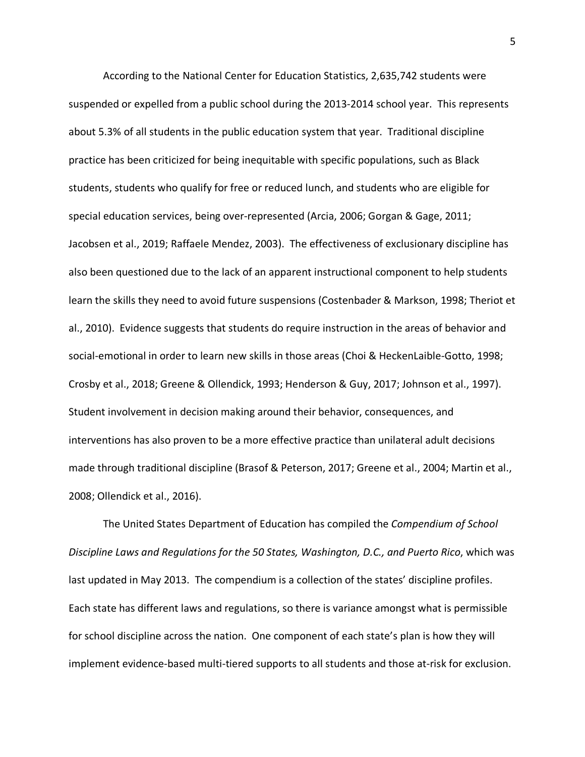According to the National Center for Education Statistics, 2,635,742 students were suspended or expelled from a public school during the 2013-2014 school year. This represents about 5.3% of all students in the public education system that year. Traditional discipline practice has been criticized for being inequitable with specific populations, such as Black students, students who qualify for free or reduced lunch, and students who are eligible for special education services, being over-represented (Arcia, 2006; Gorgan & Gage, 2011; Jacobsen et al., 2019; Raffaele Mendez, 2003). The effectiveness of exclusionary discipline has also been questioned due to the lack of an apparent instructional component to help students learn the skills they need to avoid future suspensions (Costenbader & Markson, 1998; Theriot et al., 2010). Evidence suggests that students do require instruction in the areas of behavior and social-emotional in order to learn new skills in those areas (Choi & HeckenLaible-Gotto, 1998; Crosby et al., 2018; Greene & Ollendick, 1993; Henderson & Guy, 2017; Johnson et al., 1997). Student involvement in decision making around their behavior, consequences, and interventions has also proven to be a more effective practice than unilateral adult decisions made through traditional discipline (Brasof & Peterson, 2017; Greene et al., 2004; Martin et al., 2008; Ollendick et al., 2016).

The United States Department of Education has compiled the *Compendium of School Discipline Laws and Regulations for the 50 States, Washington, D.C., and Puerto Rico*, which was last updated in May 2013. The compendium is a collection of the states' discipline profiles. Each state has different laws and regulations, so there is variance amongst what is permissible for school discipline across the nation. One component of each state's plan is how they will implement evidence-based multi-tiered supports to all students and those at-risk for exclusion.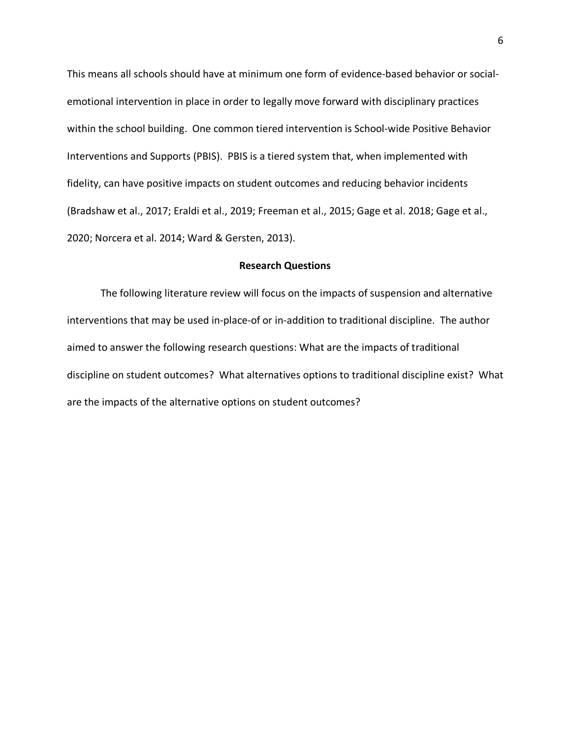This means all schools should have at minimum one form of evidence-based behavior or social-emotional intervention in place in order to legally move forward with disciplinary practices within the school building. One common tiered intervention is School-wide Positive Behavior Interventions and Supports (PBIS). PBIS is a tiered system that, when implemented with fidelity, can have positive impacts on student outcomes and reducing behavior incidents (Bradshaw et al., 2017; Eraldi et al., 2019; Freeman et al., 2015; Gage et al. 2018; Gage et al., 2020; Norcera et al. 2014; Ward & Gersten, 2013).

## Research Questions

The following literature review will focus on the impacts of suspension and alternative interventions that may be used in-place-of or in-addition to traditional discipline. The author aimed to answer the following research questions: What are the impacts of traditional discipline on student outcomes? What alternatives options to traditional discipline exist? What are the impacts of the alternative options on student outcomes?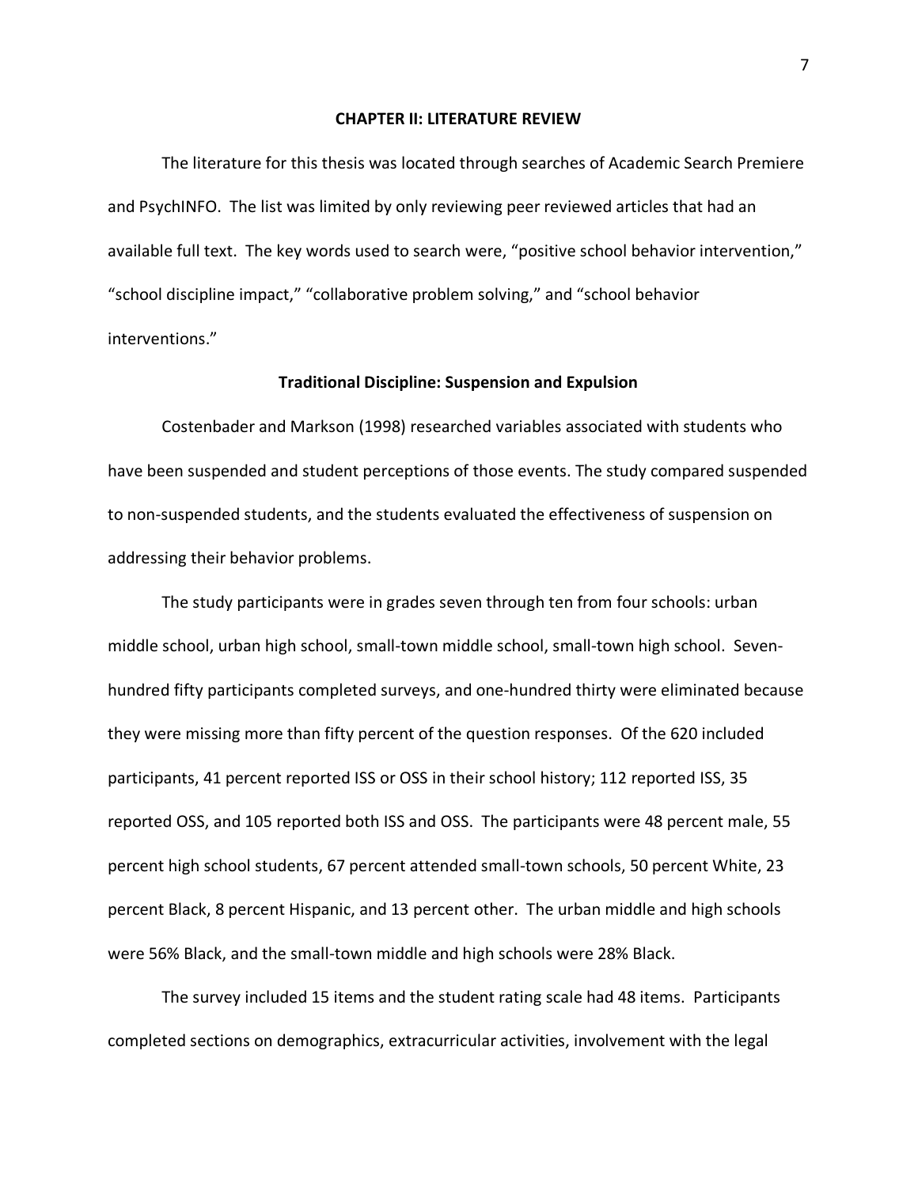## CHAPTER II: LITERATURE REVIEW

The literature for this thesis was located through searches of Academic Search Premiere and PsychINFO. The list was limited by only reviewing peer reviewed articles that had an available full text. The key words used to search were, "positive school behavior intervention," "school discipline impact," "collaborative problem solving," and "school behavior interventions."

### Traditional Discipline: Suspension and Expulsion

Costenbader and Markson (1998) researched variables associated with students who have been suspended and student perceptions of those events. The study compared suspended to non-suspended students, and the students evaluated the effectiveness of suspension on addressing their behavior problems.

The study participants were in grades seven through ten from four schools: urban middle school, urban high school, small-town middle school, small-town high school. Seven-hundred fifty participants completed surveys, and one-hundred thirty were eliminated because they were missing more than fifty percent of the question responses. Of the 620 included participants, 41 percent reported ISS or OSS in their school history; 112 reported ISS, 35 reported OSS, and 105 reported both ISS and OSS. The participants were 48 percent male, 55 percent high school students, 67 percent attended small-town schools, 50 percent White, 23 percent Black, 8 percent Hispanic, and 13 percent other. The urban middle and high schools were 56% Black, and the small-town middle and high schools were 28% Black.

The survey included 15 items and the student rating scale had 48 items. Participants completed sections on demographics, extracurricular activities, involvement with the legal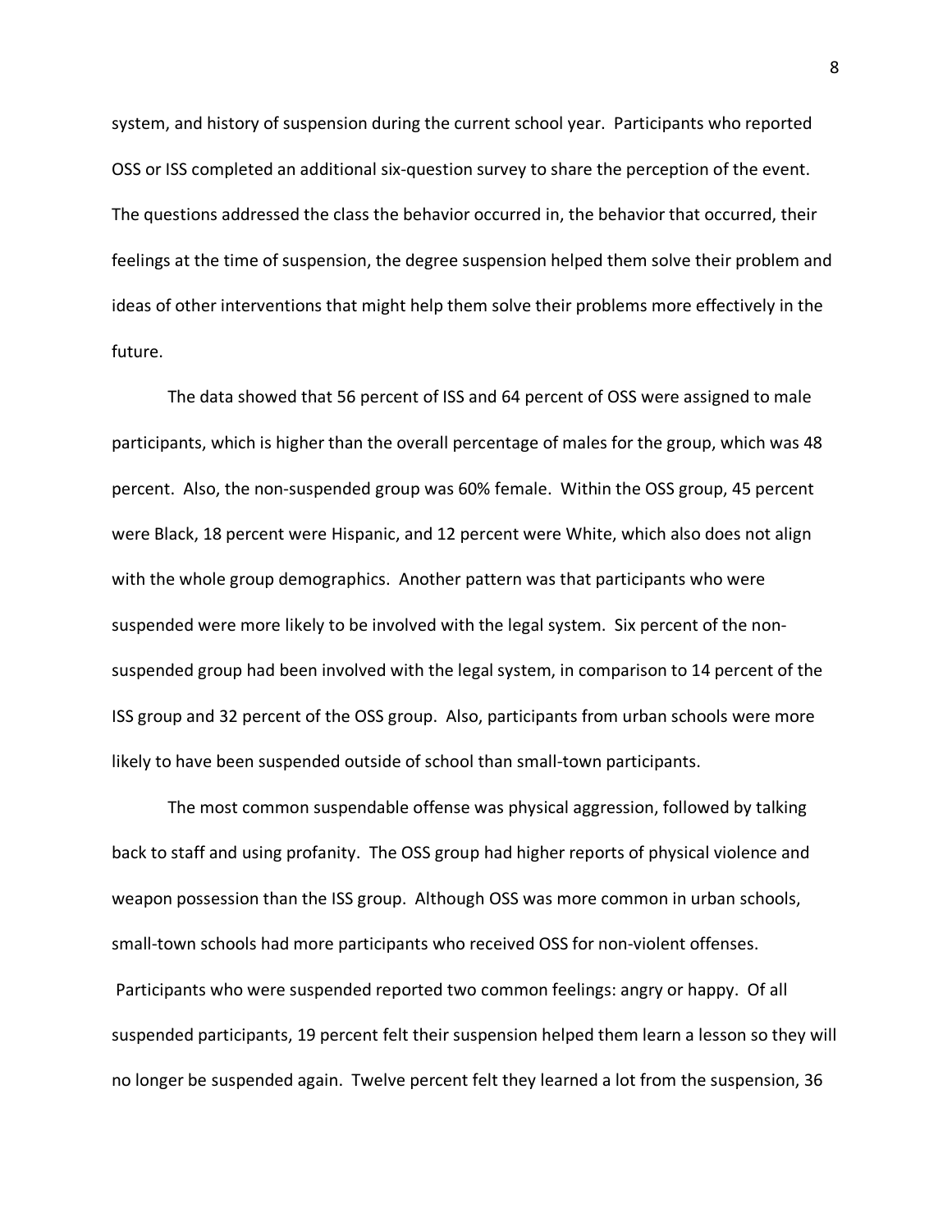system, and history of suspension during the current school year. Participants who reported OSS or ISS completed an additional six-question survey to share the perception of the event. The questions addressed the class the behavior occurred in, the behavior that occurred, their feelings at the time of suspension, the degree suspension helped them solve their problem and ideas of other interventions that might help them solve their problems more effectively in the future.

The data showed that 56 percent of ISS and 64 percent of OSS were assigned to male participants, which is higher than the overall percentage of males for the group, which was 48 percent. Also, the non-suspended group was 60% female. Within the OSS group, 45 percent were Black, 18 percent were Hispanic, and 12 percent were White, which also does not align with the whole group demographics. Another pattern was that participants who were suspended were more likely to be involved with the legal system. Six percent of the non-suspended group had been involved with the legal system, in comparison to 14 percent of the ISS group and 32 percent of the OSS group. Also, participants from urban schools were more likely to have been suspended outside of school than small-town participants.

The most common suspendable offense was physical aggression, followed by talking back to staff and using profanity. The OSS group had higher reports of physical violence and weapon possession than the ISS group. Although OSS was more common in urban schools, small-town schools had more participants who received OSS for non-violent offenses. Participants who were suspended reported two common feelings: angry or happy. Of all suspended participants, 19 percent felt their suspension helped them learn a lesson so they will no longer be suspended again. Twelve percent felt they learned a lot from the suspension, 36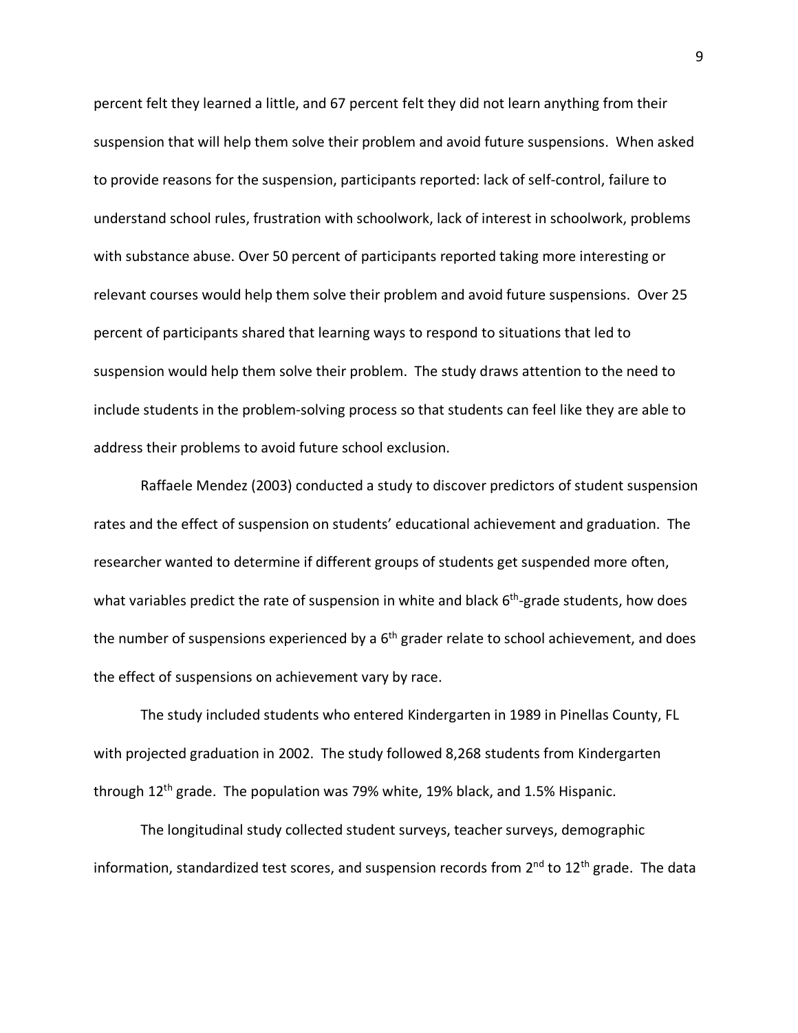percent felt they learned a little, and 67 percent felt they did not learn anything from their suspension that will help them solve their problem and avoid future suspensions. When asked to provide reasons for the suspension, participants reported: lack of self-control, failure to understand school rules, frustration with schoolwork, lack of interest in schoolwork, problems with substance abuse. Over 50 percent of participants reported taking more interesting or relevant courses would help them solve their problem and avoid future suspensions. Over 25 percent of participants shared that learning ways to respond to situations that led to suspension would help them solve their problem. The study draws attention to the need to include students in the problem-solving process so that students can feel like they are able to address their problems to avoid future school exclusion.

Raffaele Mendez (2003) conducted a study to discover predictors of student suspension rates and the effect of suspension on students' educational achievement and graduation. The researcher wanted to determine if different groups of students get suspended more often, what variables predict the rate of suspension in white and black 6th-grade students, how does the number of suspensions experienced by a 6th grader relate to school achievement, and does the effect of suspensions on achievement vary by race.

The study included students who entered Kindergarten in 1989 in Pinellas County, FL with projected graduation in 2002. The study followed 8,268 students from Kindergarten through 12th grade. The population was 79% white, 19% black, and 1.5% Hispanic.

The longitudinal study collected student surveys, teacher surveys, demographic information, standardized test scores, and suspension records from 2nd to 12th grade. The data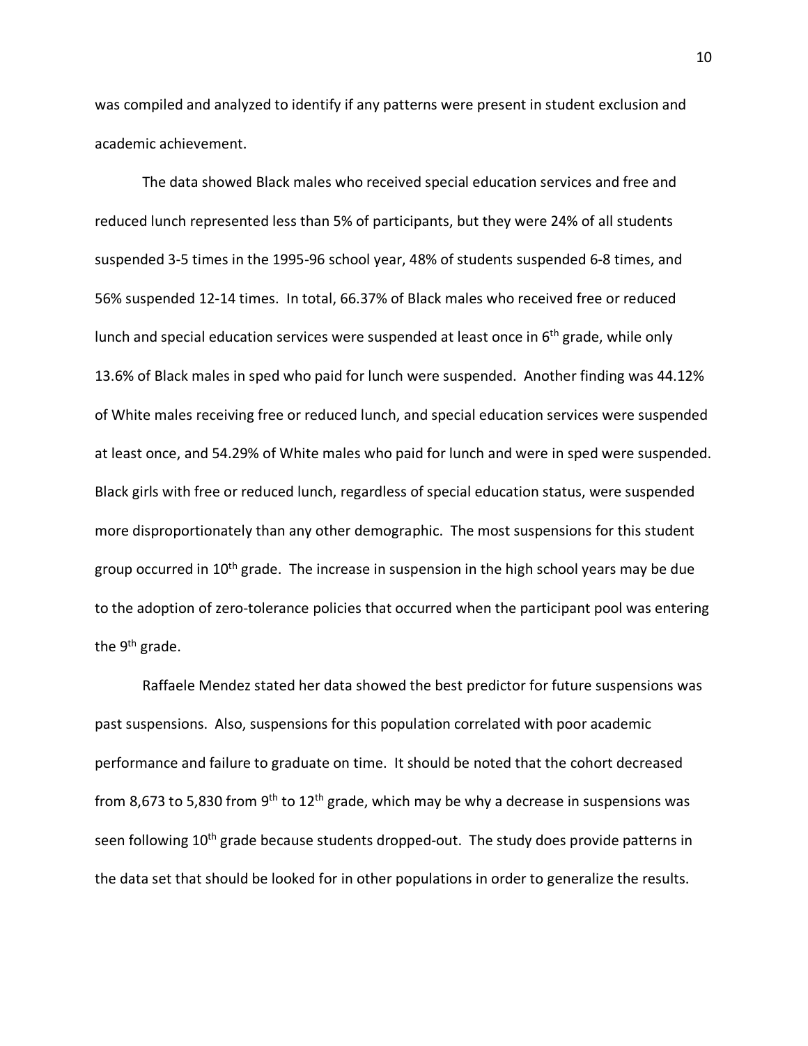was compiled and analyzed to identify if any patterns were present in student exclusion and academic achievement.

The data showed Black males who received special education services and free and reduced lunch represented less than 5% of participants, but they were 24% of all students suspended 3-5 times in the 1995-96 school year, 48% of students suspended 6-8 times, and 56% suspended 12-14 times. In total, 66.37% of Black males who received free or reduced lunch and special education services were suspended at least once in 6th grade, while only 13.6% of Black males in sped who paid for lunch were suspended. Another finding was 44.12% of White males receiving free or reduced lunch, and special education services were suspended at least once, and 54.29% of White males who paid for lunch and were in sped were suspended. Black girls with free or reduced lunch, regardless of special education status, were suspended more disproportionately than any other demographic. The most suspensions for this student group occurred in 10th grade. The increase in suspension in the high school years may be due to the adoption of zero-tolerance policies that occurred when the participant pool was entering the 9th grade.

Raffaele Mendez stated her data showed the best predictor for future suspensions was past suspensions. Also, suspensions for this population correlated with poor academic performance and failure to graduate on time. It should be noted that the cohort decreased from 8,673 to 5,830 from 9th to 12th grade, which may be why a decrease in suspensions was seen following 10th grade because students dropped-out. The study does provide patterns in the data set that should be looked for in other populations in order to generalize the results.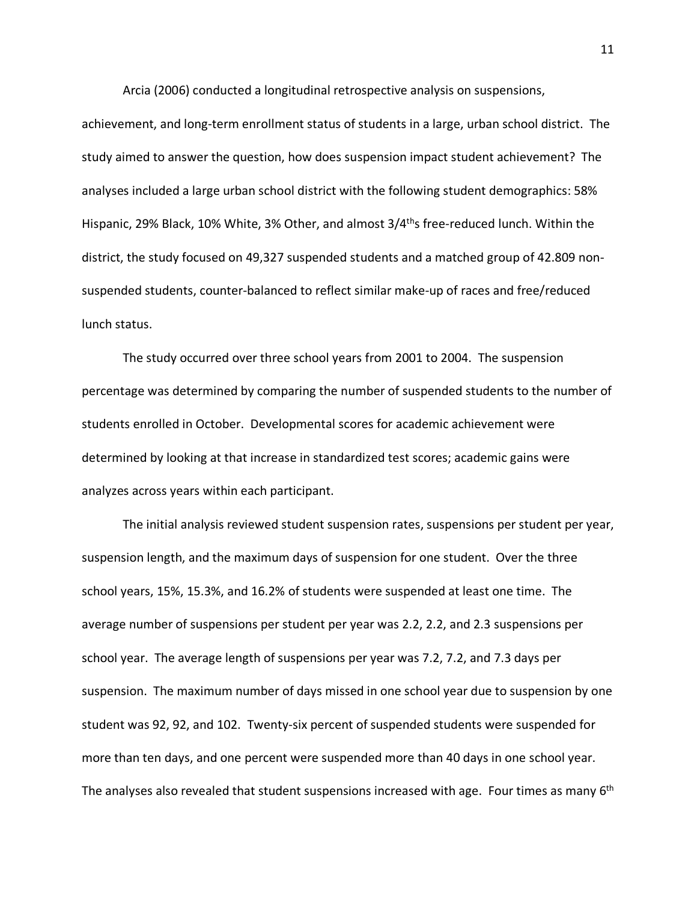Arcia (2006) conducted a longitudinal retrospective analysis on suspensions, achievement, and long-term enrollment status of students in a large, urban school district. The study aimed to answer the question, how does suspension impact student achievement? The analyses included a large urban school district with the following student demographics: 58% Hispanic, 29% Black, 10% White, 3% Other, and almost 3/4ths free-reduced lunch. Within the district, the study focused on 49,327 suspended students and a matched group of 42.809 non-suspended students, counter-balanced to reflect similar make-up of races and free/reduced lunch status.

The study occurred over three school years from 2001 to 2004. The suspension percentage was determined by comparing the number of suspended students to the number of students enrolled in October. Developmental scores for academic achievement were determined by looking at that increase in standardized test scores; academic gains were analyzes across years within each participant.

The initial analysis reviewed student suspension rates, suspensions per student per year, suspension length, and the maximum days of suspension for one student. Over the three school years, 15%, 15.3%, and 16.2% of students were suspended at least one time. The average number of suspensions per student per year was 2.2, 2.2, and 2.3 suspensions per school year. The average length of suspensions per year was 7.2, 7.2, and 7.3 days per suspension. The maximum number of days missed in one school year due to suspension by one student was 92, 92, and 102. Twenty-six percent of suspended students were suspended for more than ten days, and one percent were suspended more than 40 days in one school year. The analyses also revealed that student suspensions increased with age. Four times as many 6th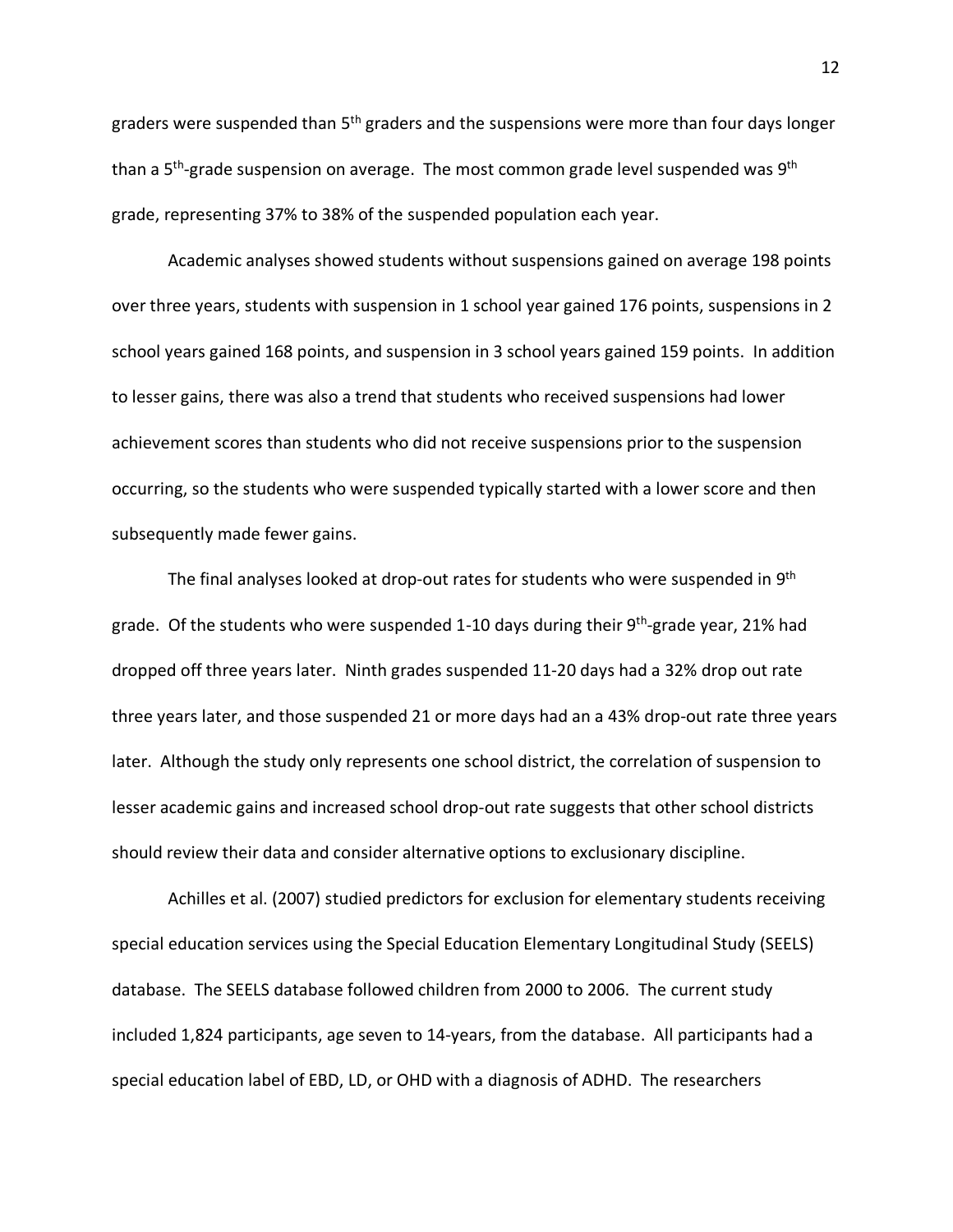graders were suspended than 5th graders and the suspensions were more than four days longer than a 5th-grade suspension on average. The most common grade level suspended was 9th grade, representing 37% to 38% of the suspended population each year.

Academic analyses showed students without suspensions gained on average 198 points over three years, students with suspension in 1 school year gained 176 points, suspensions in 2 school years gained 168 points, and suspension in 3 school years gained 159 points. In addition to lesser gains, there was also a trend that students who received suspensions had lower achievement scores than students who did not receive suspensions prior to the suspension occurring, so the students who were suspended typically started with a lower score and then subsequently made fewer gains.

The final analyses looked at drop-out rates for students who were suspended in 9th grade. Of the students who were suspended 1-10 days during their 9th-grade year, 21% had dropped off three years later. Ninth grades suspended 11-20 days had a 32% drop out rate three years later, and those suspended 21 or more days had an a 43% drop-out rate three years later. Although the study only represents one school district, the correlation of suspension to lesser academic gains and increased school drop-out rate suggests that other school districts should review their data and consider alternative options to exclusionary discipline.

Achilles et al. (2007) studied predictors for exclusion for elementary students receiving special education services using the Special Education Elementary Longitudinal Study (SEELS) database. The SEELS database followed children from 2000 to 2006. The current study included 1,824 participants, age seven to 14-years, from the database. All participants had a special education label of EBD, LD, or OHD with a diagnosis of ADHD. The researchers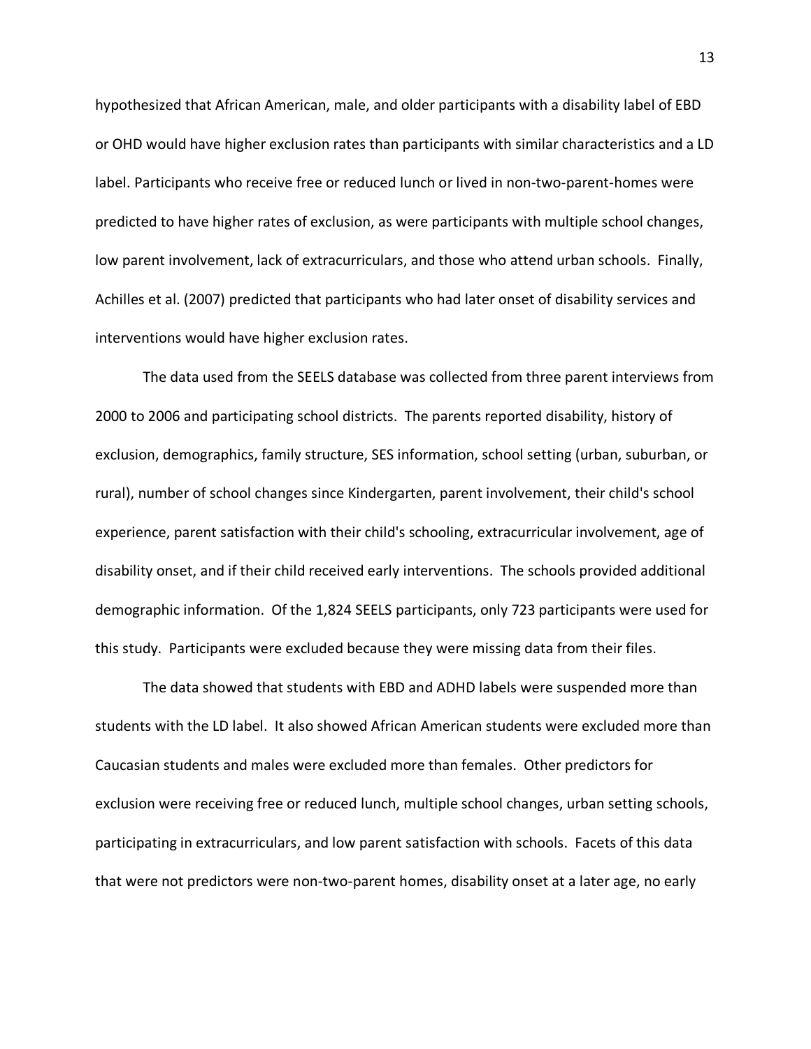hypothesized that African American, male, and older participants with a disability label of EBD or OHD would have higher exclusion rates than participants with similar characteristics and a LD label. Participants who receive free or reduced lunch or lived in non-two-parent-homes were predicted to have higher rates of exclusion, as were participants with multiple school changes, low parent involvement, lack of extracurriculars, and those who attend urban schools. Finally, Achilles et al. (2007) predicted that participants who had later onset of disability services and interventions would have higher exclusion rates.

The data used from the SEELS database was collected from three parent interviews from 2000 to 2006 and participating school districts. The parents reported disability, history of exclusion, demographics, family structure, SES information, school setting (urban, suburban, or rural), number of school changes since Kindergarten, parent involvement, their child's school experience, parent satisfaction with their child's schooling, extracurricular involvement, age of disability onset, and if their child received early interventions. The schools provided additional demographic information. Of the 1,824 SEELS participants, only 723 participants were used for this study. Participants were excluded because they were missing data from their files.

The data showed that students with EBD and ADHD labels were suspended more than students with the LD label. It also showed African American students were excluded more than Caucasian students and males were excluded more than females. Other predictors for exclusion were receiving free or reduced lunch, multiple school changes, urban setting schools, participating in extracurriculars, and low parent satisfaction with schools. Facets of this data that were not predictors were non-two-parent homes, disability onset at a later age, no early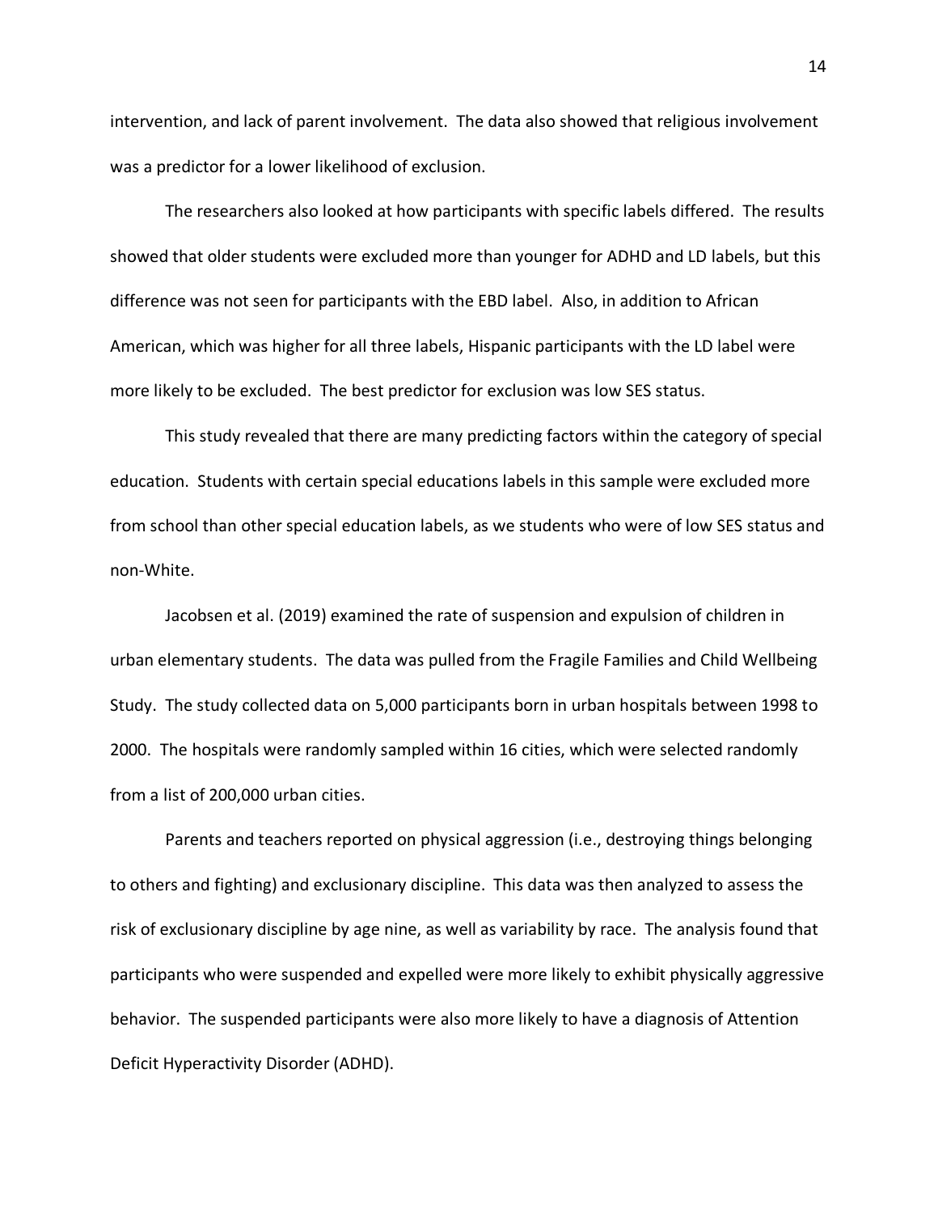intervention, and lack of parent involvement. The data also showed that religious involvement was a predictor for a lower likelihood of exclusion.

The researchers also looked at how participants with specific labels differed. The results showed that older students were excluded more than younger for ADHD and LD labels, but this difference was not seen for participants with the EBD label. Also, in addition to African American, which was higher for all three labels, Hispanic participants with the LD label were more likely to be excluded. The best predictor for exclusion was low SES status.

This study revealed that there are many predicting factors within the category of special education. Students with certain special educations labels in this sample were excluded more from school than other special education labels, as we students who were of low SES status and non-White.

Jacobsen et al. (2019) examined the rate of suspension and expulsion of children in urban elementary students. The data was pulled from the Fragile Families and Child Wellbeing Study. The study collected data on 5,000 participants born in urban hospitals between 1998 to 2000. The hospitals were randomly sampled within 16 cities, which were selected randomly from a list of 200,000 urban cities.

Parents and teachers reported on physical aggression (i.e., destroying things belonging to others and fighting) and exclusionary discipline. This data was then analyzed to assess the risk of exclusionary discipline by age nine, as well as variability by race. The analysis found that participants who were suspended and expelled were more likely to exhibit physically aggressive behavior. The suspended participants were also more likely to have a diagnosis of Attention Deficit Hyperactivity Disorder (ADHD).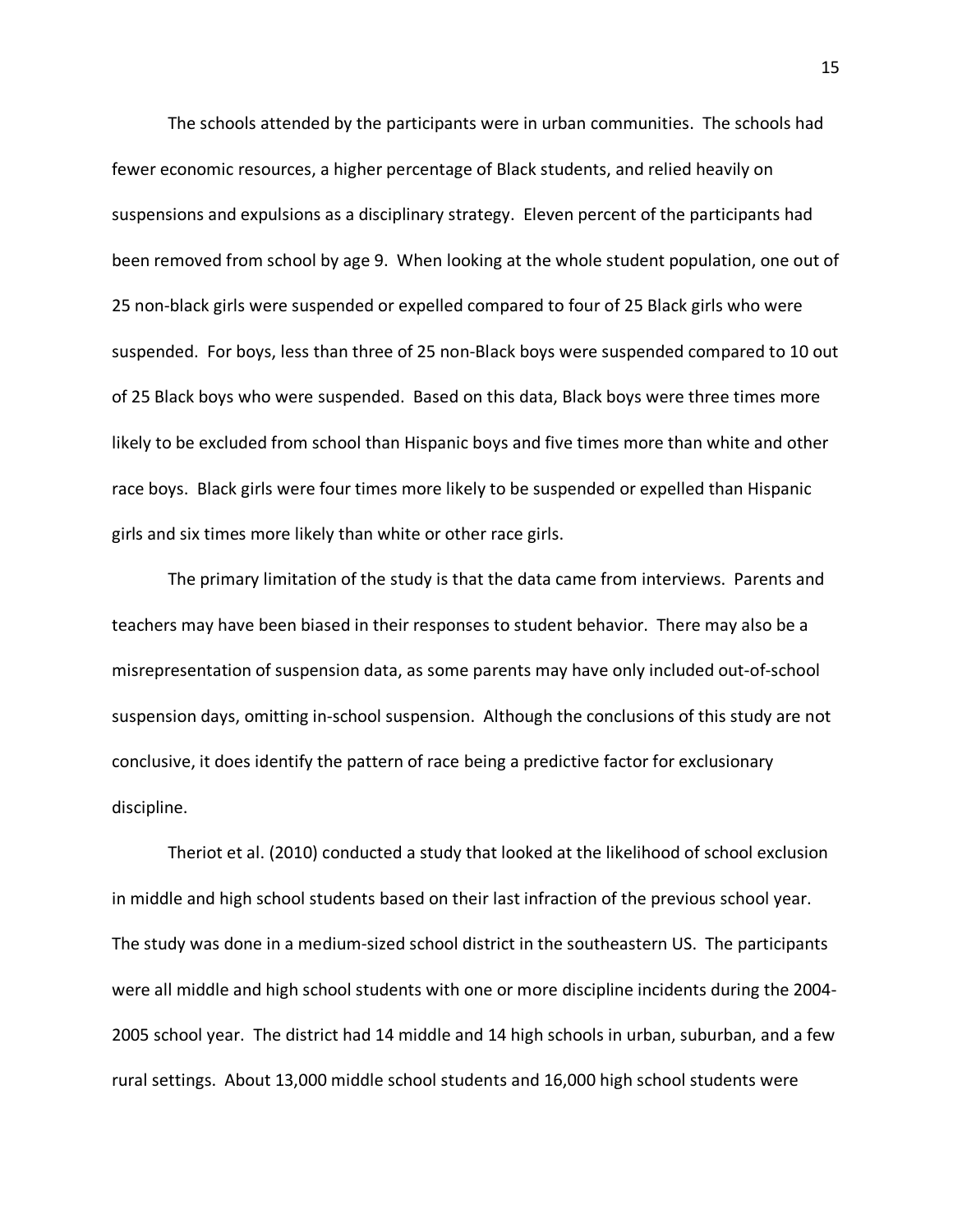The schools attended by the participants were in urban communities. The schools had fewer economic resources, a higher percentage of Black students, and relied heavily on suspensions and expulsions as a disciplinary strategy. Eleven percent of the participants had been removed from school by age 9. When looking at the whole student population, one out of 25 non-black girls were suspended or expelled compared to four of 25 Black girls who were suspended. For boys, less than three of 25 non-Black boys were suspended compared to 10 out of 25 Black boys who were suspended. Based on this data, Black boys were three times more likely to be excluded from school than Hispanic boys and five times more than white and other race boys. Black girls were four times more likely to be suspended or expelled than Hispanic girls and six times more likely than white or other race girls.

The primary limitation of the study is that the data came from interviews. Parents and teachers may have been biased in their responses to student behavior. There may also be a misrepresentation of suspension data, as some parents may have only included out-of-school suspension days, omitting in-school suspension. Although the conclusions of this study are not conclusive, it does identify the pattern of race being a predictive factor for exclusionary discipline.

Theriot et al. (2010) conducted a study that looked at the likelihood of school exclusion in middle and high school students based on their last infraction of the previous school year. The study was done in a medium-sized school district in the southeastern US. The participants were all middle and high school students with one or more discipline incidents during the 2004-2005 school year. The district had 14 middle and 14 high schools in urban, suburban, and a few rural settings. About 13,000 middle school students and 16,000 high school students were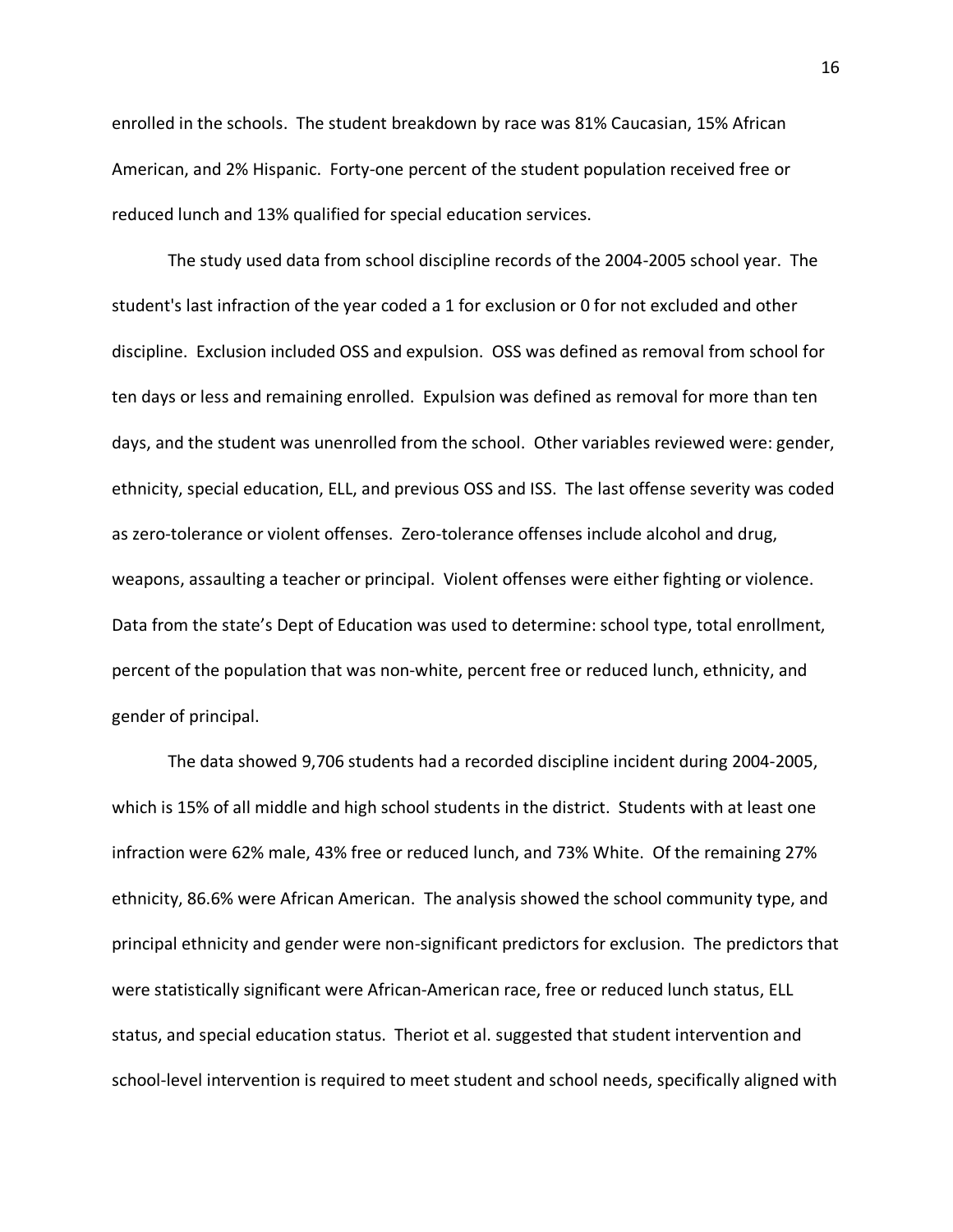enrolled in the schools. The student breakdown by race was 81% Caucasian, 15% African American, and 2% Hispanic. Forty-one percent of the student population received free or reduced lunch and 13% qualified for special education services.

The study used data from school discipline records of the 2004-2005 school year. The student's last infraction of the year coded a 1 for exclusion or 0 for not excluded and other discipline. Exclusion included OSS and expulsion. OSS was defined as removal from school for ten days or less and remaining enrolled. Expulsion was defined as removal for more than ten days, and the student was unenrolled from the school. Other variables reviewed were: gender, ethnicity, special education, ELL, and previous OSS and ISS. The last offense severity was coded as zero-tolerance or violent offenses. Zero-tolerance offenses include alcohol and drug, weapons, assaulting a teacher or principal. Violent offenses were either fighting or violence. Data from the state's Dept of Education was used to determine: school type, total enrollment, percent of the population that was non-white, percent free or reduced lunch, ethnicity, and gender of principal.

The data showed 9,706 students had a recorded discipline incident during 2004-2005, which is 15% of all middle and high school students in the district. Students with at least one infraction were 62% male, 43% free or reduced lunch, and 73% White. Of the remaining 27% ethnicity, 86.6% were African American. The analysis showed the school community type, and principal ethnicity and gender were non-significant predictors for exclusion. The predictors that were statistically significant were African-American race, free or reduced lunch status, ELL status, and special education status. Theriot et al. suggested that student intervention and school-level intervention is required to meet student and school needs, specifically aligned with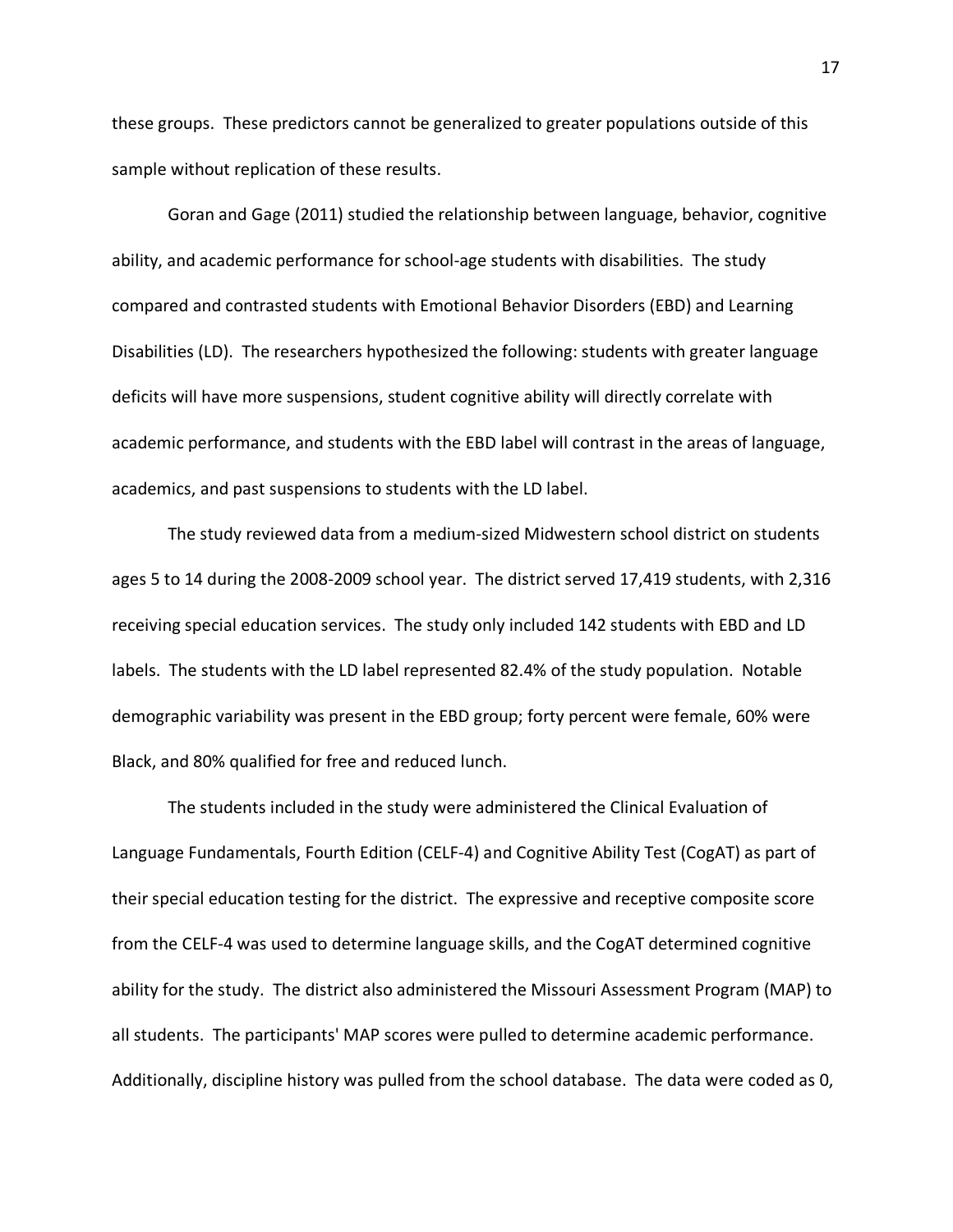these groups. These predictors cannot be generalized to greater populations outside of this sample without replication of these results.

Goran and Gage (2011) studied the relationship between language, behavior, cognitive ability, and academic performance for school-age students with disabilities. The study compared and contrasted students with Emotional Behavior Disorders (EBD) and Learning Disabilities (LD). The researchers hypothesized the following: students with greater language deficits will have more suspensions, student cognitive ability will directly correlate with academic performance, and students with the EBD label will contrast in the areas of language, academics, and past suspensions to students with the LD label.

The study reviewed data from a medium-sized Midwestern school district on students ages 5 to 14 during the 2008-2009 school year. The district served 17,419 students, with 2,316 receiving special education services. The study only included 142 students with EBD and LD labels. The students with the LD label represented 82.4% of the study population. Notable demographic variability was present in the EBD group; forty percent were female, 60% were Black, and 80% qualified for free and reduced lunch.

The students included in the study were administered the Clinical Evaluation of Language Fundamentals, Fourth Edition (CELF-4) and Cognitive Ability Test (CogAT) as part of their special education testing for the district. The expressive and receptive composite score from the CELF-4 was used to determine language skills, and the CogAT determined cognitive ability for the study. The district also administered the Missouri Assessment Program (MAP) to all students. The participants' MAP scores were pulled to determine academic performance. Additionally, discipline history was pulled from the school database. The data were coded as 0,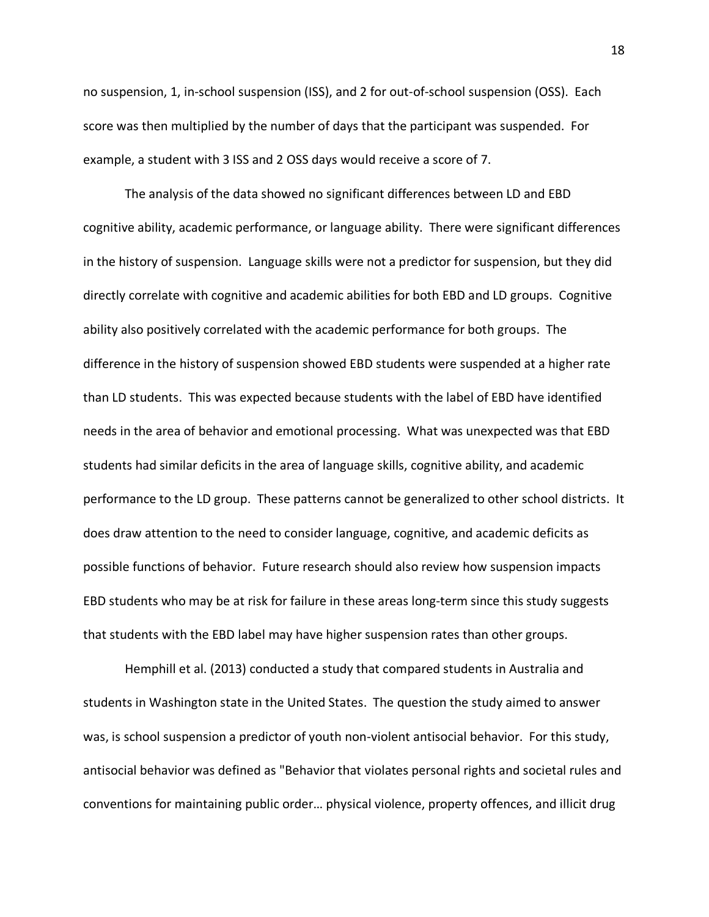no suspension, 1, in-school suspension (ISS), and 2 for out-of-school suspension (OSS). Each score was then multiplied by the number of days that the participant was suspended. For example, a student with 3 ISS and 2 OSS days would receive a score of 7.

The analysis of the data showed no significant differences between LD and EBD cognitive ability, academic performance, or language ability. There were significant differences in the history of suspension. Language skills were not a predictor for suspension, but they did directly correlate with cognitive and academic abilities for both EBD and LD groups. Cognitive ability also positively correlated with the academic performance for both groups. The difference in the history of suspension showed EBD students were suspended at a higher rate than LD students. This was expected because students with the label of EBD have identified needs in the area of behavior and emotional processing. What was unexpected was that EBD students had similar deficits in the area of language skills, cognitive ability, and academic performance to the LD group. These patterns cannot be generalized to other school districts. It does draw attention to the need to consider language, cognitive, and academic deficits as possible functions of behavior. Future research should also review how suspension impacts EBD students who may be at risk for failure in these areas long-term since this study suggests that students with the EBD label may have higher suspension rates than other groups.

Hemphill et al. (2013) conducted a study that compared students in Australia and students in Washington state in the United States. The question the study aimed to answer was, is school suspension a predictor of youth non-violent antisocial behavior. For this study, antisocial behavior was defined as "Behavior that violates personal rights and societal rules and conventions for maintaining public order… physical violence, property offences, and illicit drug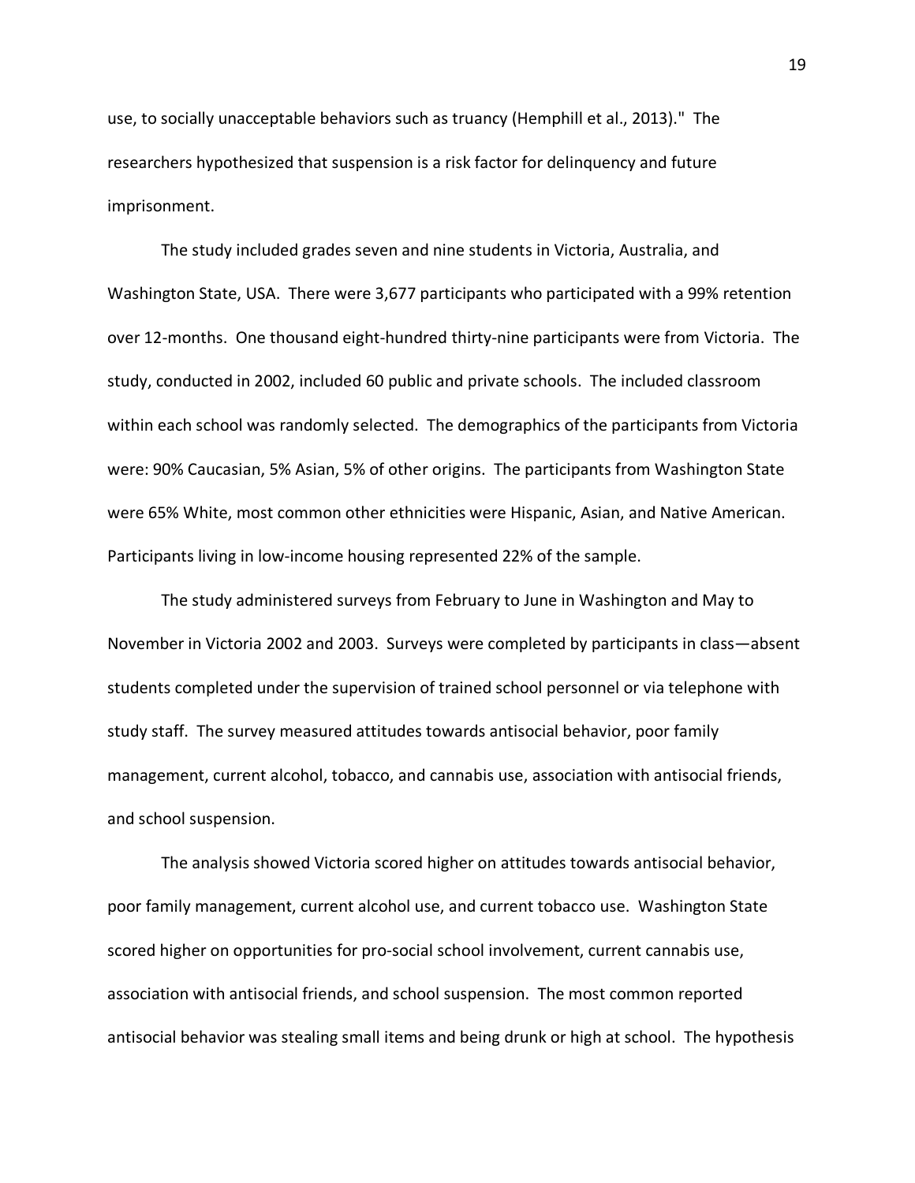use, to socially unacceptable behaviors such as truancy (Hemphill et al., 2013)." The researchers hypothesized that suspension is a risk factor for delinquency and future imprisonment.

The study included grades seven and nine students in Victoria, Australia, and Washington State, USA. There were 3,677 participants who participated with a 99% retention over 12-months. One thousand eight-hundred thirty-nine participants were from Victoria. The study, conducted in 2002, included 60 public and private schools. The included classroom within each school was randomly selected. The demographics of the participants from Victoria were: 90% Caucasian, 5% Asian, 5% of other origins. The participants from Washington State were 65% White, most common other ethnicities were Hispanic, Asian, and Native American. Participants living in low-income housing represented 22% of the sample.

The study administered surveys from February to June in Washington and May to November in Victoria 2002 and 2003. Surveys were completed by participants in class—absent students completed under the supervision of trained school personnel or via telephone with study staff. The survey measured attitudes towards antisocial behavior, poor family management, current alcohol, tobacco, and cannabis use, association with antisocial friends, and school suspension.

The analysis showed Victoria scored higher on attitudes towards antisocial behavior, poor family management, current alcohol use, and current tobacco use. Washington State scored higher on opportunities for pro-social school involvement, current cannabis use, association with antisocial friends, and school suspension. The most common reported antisocial behavior was stealing small items and being drunk or high at school. The hypothesis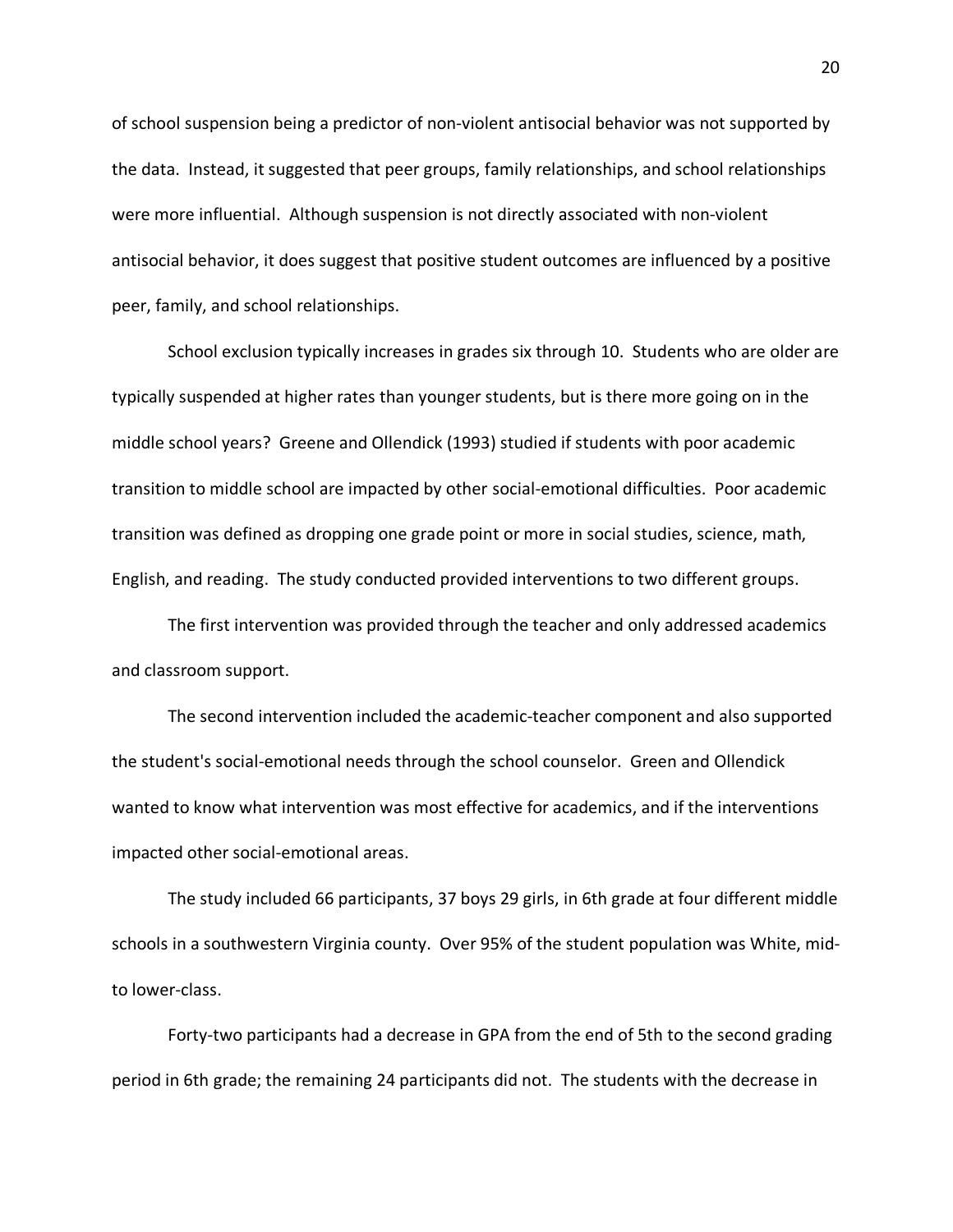of school suspension being a predictor of non-violent antisocial behavior was not supported by the data. Instead, it suggested that peer groups, family relationships, and school relationships were more influential. Although suspension is not directly associated with non-violent antisocial behavior, it does suggest that positive student outcomes are influenced by a positive peer, family, and school relationships.

School exclusion typically increases in grades six through 10. Students who are older are typically suspended at higher rates than younger students, but is there more going on in the middle school years? Greene and Ollendick (1993) studied if students with poor academic transition to middle school are impacted by other social-emotional difficulties. Poor academic transition was defined as dropping one grade point or more in social studies, science, math, English, and reading. The study conducted provided interventions to two different groups.

The first intervention was provided through the teacher and only addressed academics and classroom support.

The second intervention included the academic-teacher component and also supported the student's social-emotional needs through the school counselor. Green and Ollendick wanted to know what intervention was most effective for academics, and if the interventions impacted other social-emotional areas.

The study included 66 participants, 37 boys 29 girls, in 6th grade at four different middle schools in a southwestern Virginia county. Over 95% of the student population was White, mid- to lower-class.

Forty-two participants had a decrease in GPA from the end of 5th to the second grading period in 6th grade; the remaining 24 participants did not. The students with the decrease in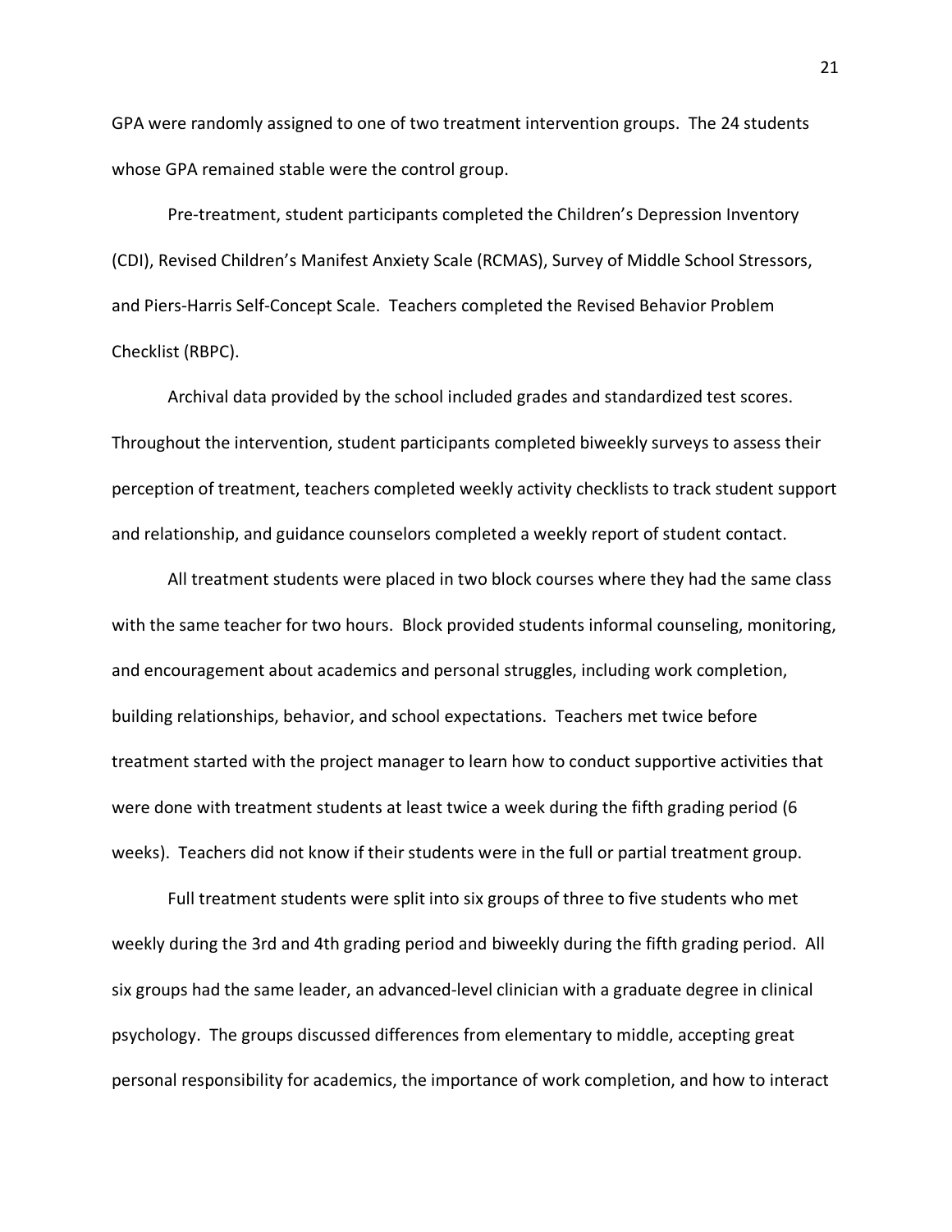GPA were randomly assigned to one of two treatment intervention groups. The 24 students whose GPA remained stable were the control group.

Pre-treatment, student participants completed the Children's Depression Inventory (CDI), Revised Children's Manifest Anxiety Scale (RCMAS), Survey of Middle School Stressors, and Piers-Harris Self-Concept Scale. Teachers completed the Revised Behavior Problem Checklist (RBPC).

Archival data provided by the school included grades and standardized test scores. Throughout the intervention, student participants completed biweekly surveys to assess their perception of treatment, teachers completed weekly activity checklists to track student support and relationship, and guidance counselors completed a weekly report of student contact.

All treatment students were placed in two block courses where they had the same class with the same teacher for two hours. Block provided students informal counseling, monitoring, and encouragement about academics and personal struggles, including work completion, building relationships, behavior, and school expectations. Teachers met twice before treatment started with the project manager to learn how to conduct supportive activities that were done with treatment students at least twice a week during the fifth grading period (6 weeks). Teachers did not know if their students were in the full or partial treatment group.

Full treatment students were split into six groups of three to five students who met weekly during the 3rd and 4th grading period and biweekly during the fifth grading period. All six groups had the same leader, an advanced-level clinician with a graduate degree in clinical psychology. The groups discussed differences from elementary to middle, accepting great personal responsibility for academics, the importance of work completion, and how to interact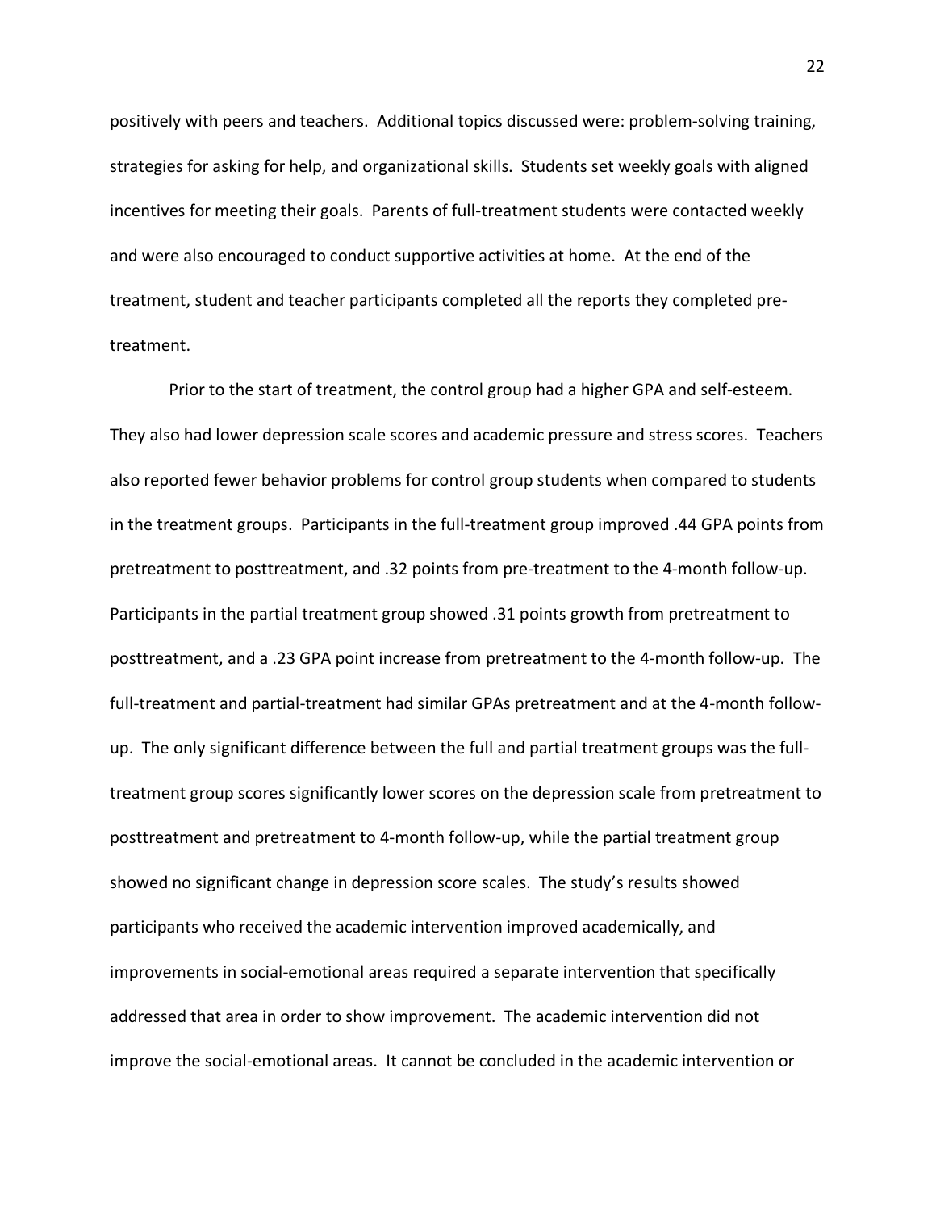positively with peers and teachers. Additional topics discussed were: problem-solving training, strategies for asking for help, and organizational skills. Students set weekly goals with aligned incentives for meeting their goals. Parents of full-treatment students were contacted weekly and were also encouraged to conduct supportive activities at home. At the end of the treatment, student and teacher participants completed all the reports they completed pre-treatment.

Prior to the start of treatment, the control group had a higher GPA and self-esteem. They also had lower depression scale scores and academic pressure and stress scores. Teachers also reported fewer behavior problems for control group students when compared to students in the treatment groups. Participants in the full-treatment group improved .44 GPA points from pretreatment to posttreatment, and .32 points from pre-treatment to the 4-month follow-up. Participants in the partial treatment group showed .31 points growth from pretreatment to posttreatment, and a .23 GPA point increase from pretreatment to the 4-month follow-up. The full-treatment and partial-treatment had similar GPAs pretreatment and at the 4-month follow-up. The only significant difference between the full and partial treatment groups was the full-treatment group scores significantly lower scores on the depression scale from pretreatment to posttreatment and pretreatment to 4-month follow-up, while the partial treatment group showed no significant change in depression score scales. The study's results showed participants who received the academic intervention improved academically, and improvements in social-emotional areas required a separate intervention that specifically addressed that area in order to show improvement. The academic intervention did not improve the social-emotional areas. It cannot be concluded in the academic intervention or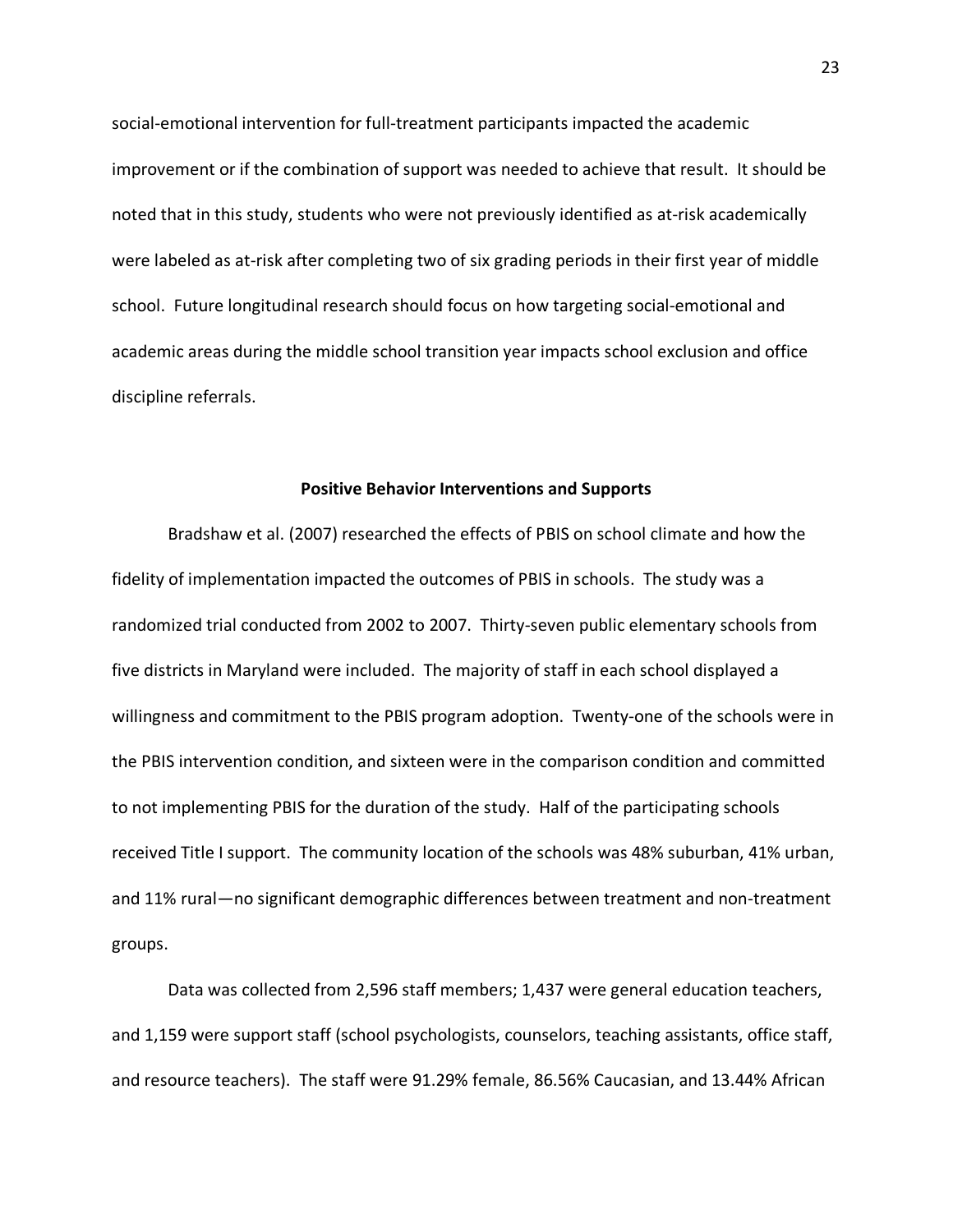social-emotional intervention for full-treatment participants impacted the academic improvement or if the combination of support was needed to achieve that result. It should be noted that in this study, students who were not previously identified as at-risk academically were labeled as at-risk after completing two of six grading periods in their first year of middle school. Future longitudinal research should focus on how targeting social-emotional and academic areas during the middle school transition year impacts school exclusion and office discipline referrals.

## Positive Behavior Interventions and Supports

Bradshaw et al. (2007) researched the effects of PBIS on school climate and how the fidelity of implementation impacted the outcomes of PBIS in schools. The study was a randomized trial conducted from 2002 to 2007. Thirty-seven public elementary schools from five districts in Maryland were included. The majority of staff in each school displayed a willingness and commitment to the PBIS program adoption. Twenty-one of the schools were in the PBIS intervention condition, and sixteen were in the comparison condition and committed to not implementing PBIS for the duration of the study. Half of the participating schools received Title I support. The community location of the schools was 48% suburban, 41% urban, and 11% rural—no significant demographic differences between treatment and non-treatment groups.

Data was collected from 2,596 staff members; 1,437 were general education teachers, and 1,159 were support staff (school psychologists, counselors, teaching assistants, office staff, and resource teachers). The staff were 91.29% female, 86.56% Caucasian, and 13.44% African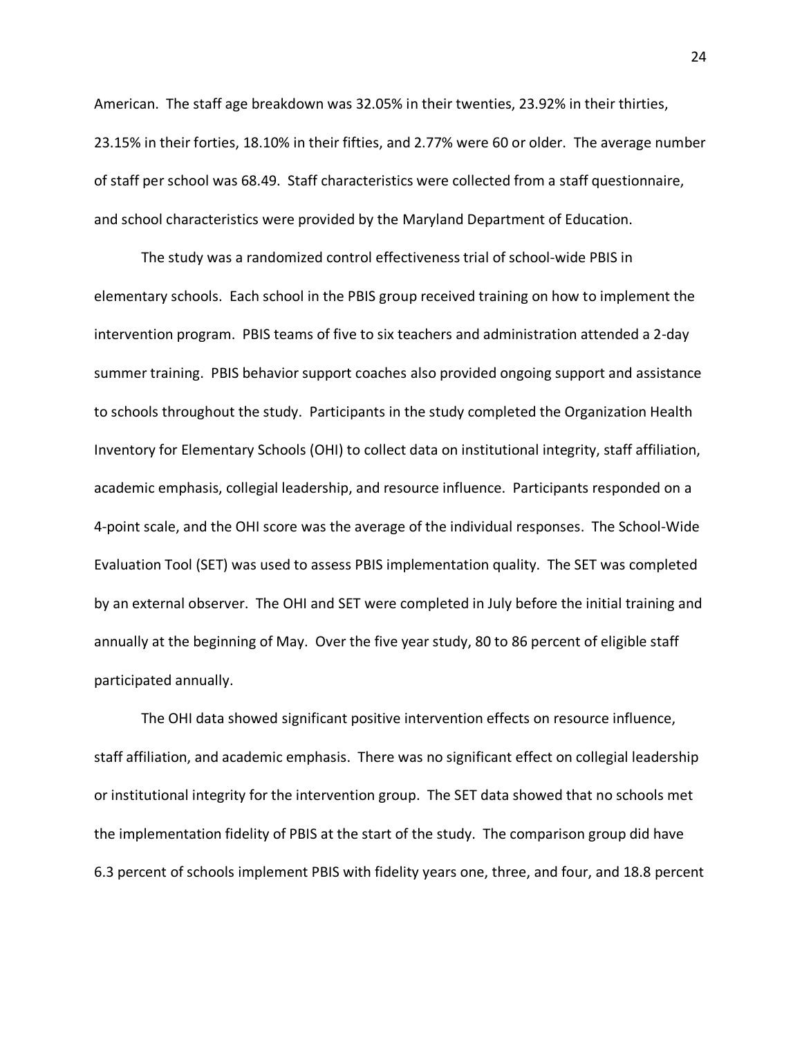American. The staff age breakdown was 32.05% in their twenties, 23.92% in their thirties, 23.15% in their forties, 18.10% in their fifties, and 2.77% were 60 or older. The average number of staff per school was 68.49. Staff characteristics were collected from a staff questionnaire, and school characteristics were provided by the Maryland Department of Education.

The study was a randomized control effectiveness trial of school-wide PBIS in elementary schools. Each school in the PBIS group received training on how to implement the intervention program. PBIS teams of five to six teachers and administration attended a 2-day summer training. PBIS behavior support coaches also provided ongoing support and assistance to schools throughout the study. Participants in the study completed the Organization Health Inventory for Elementary Schools (OHI) to collect data on institutional integrity, staff affiliation, academic emphasis, collegial leadership, and resource influence. Participants responded on a 4-point scale, and the OHI score was the average of the individual responses. The School-Wide Evaluation Tool (SET) was used to assess PBIS implementation quality. The SET was completed by an external observer. The OHI and SET were completed in July before the initial training and annually at the beginning of May. Over the five year study, 80 to 86 percent of eligible staff participated annually.

The OHI data showed significant positive intervention effects on resource influence, staff affiliation, and academic emphasis. There was no significant effect on collegial leadership or institutional integrity for the intervention group. The SET data showed that no schools met the implementation fidelity of PBIS at the start of the study. The comparison group did have 6.3 percent of schools implement PBIS with fidelity years one, three, and four, and 18.8 percent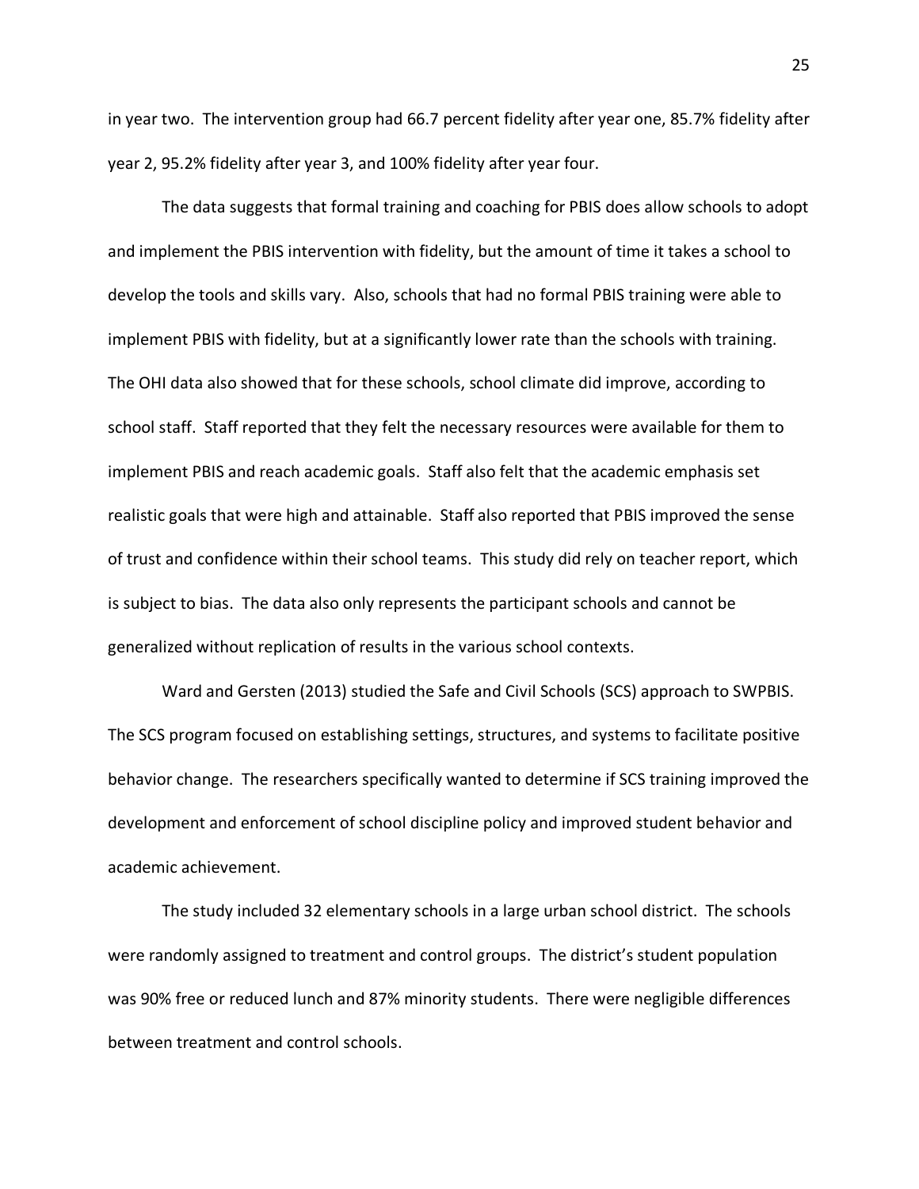in year two. The intervention group had 66.7 percent fidelity after year one, 85.7% fidelity after year 2, 95.2% fidelity after year 3, and 100% fidelity after year four.

The data suggests that formal training and coaching for PBIS does allow schools to adopt and implement the PBIS intervention with fidelity, but the amount of time it takes a school to develop the tools and skills vary. Also, schools that had no formal PBIS training were able to implement PBIS with fidelity, but at a significantly lower rate than the schools with training. The OHI data also showed that for these schools, school climate did improve, according to school staff. Staff reported that they felt the necessary resources were available for them to implement PBIS and reach academic goals. Staff also felt that the academic emphasis set realistic goals that were high and attainable. Staff also reported that PBIS improved the sense of trust and confidence within their school teams. This study did rely on teacher report, which is subject to bias. The data also only represents the participant schools and cannot be generalized without replication of results in the various school contexts.

Ward and Gersten (2013) studied the Safe and Civil Schools (SCS) approach to SWPBIS. The SCS program focused on establishing settings, structures, and systems to facilitate positive behavior change. The researchers specifically wanted to determine if SCS training improved the development and enforcement of school discipline policy and improved student behavior and academic achievement.

The study included 32 elementary schools in a large urban school district. The schools were randomly assigned to treatment and control groups. The district's student population was 90% free or reduced lunch and 87% minority students. There were negligible differences between treatment and control schools.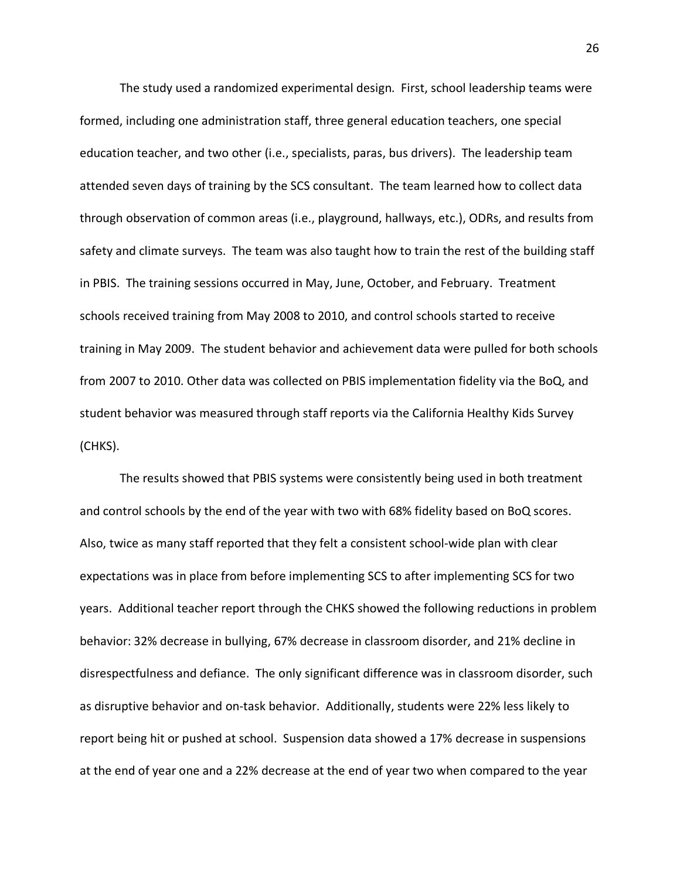The study used a randomized experimental design. First, school leadership teams were formed, including one administration staff, three general education teachers, one special education teacher, and two other (i.e., specialists, paras, bus drivers). The leadership team attended seven days of training by the SCS consultant. The team learned how to collect data through observation of common areas (i.e., playground, hallways, etc.), ODRs, and results from safety and climate surveys. The team was also taught how to train the rest of the building staff in PBIS. The training sessions occurred in May, June, October, and February. Treatment schools received training from May 2008 to 2010, and control schools started to receive training in May 2009. The student behavior and achievement data were pulled for both schools from 2007 to 2010. Other data was collected on PBIS implementation fidelity via the BoQ, and student behavior was measured through staff reports via the California Healthy Kids Survey (CHKS).

The results showed that PBIS systems were consistently being used in both treatment and control schools by the end of the year with two with 68% fidelity based on BoQ scores. Also, twice as many staff reported that they felt a consistent school-wide plan with clear expectations was in place from before implementing SCS to after implementing SCS for two years. Additional teacher report through the CHKS showed the following reductions in problem behavior: 32% decrease in bullying, 67% decrease in classroom disorder, and 21% decline in disrespectfulness and defiance. The only significant difference was in classroom disorder, such as disruptive behavior and on-task behavior. Additionally, students were 22% less likely to report being hit or pushed at school. Suspension data showed a 17% decrease in suspensions at the end of year one and a 22% decrease at the end of year two when compared to the year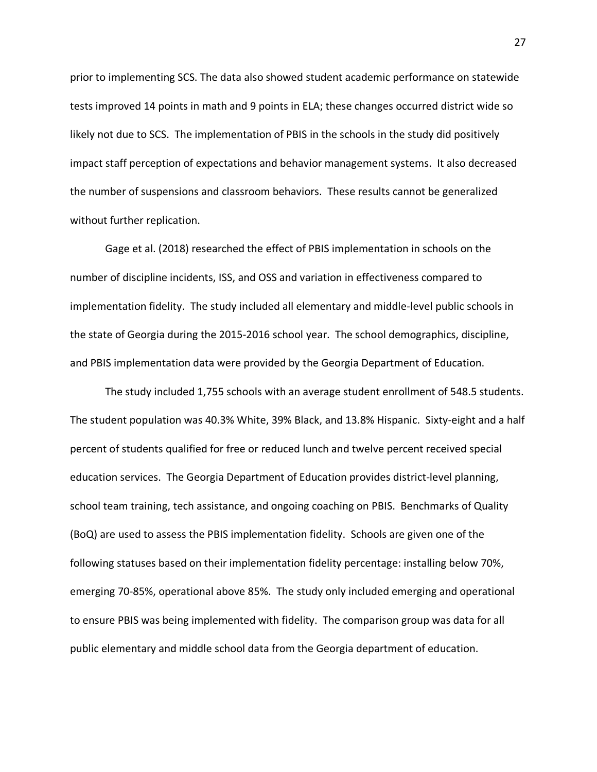prior to implementing SCS. The data also showed student academic performance on statewide tests improved 14 points in math and 9 points in ELA; these changes occurred district wide so likely not due to SCS. The implementation of PBIS in the schools in the study did positively impact staff perception of expectations and behavior management systems. It also decreased the number of suspensions and classroom behaviors. These results cannot be generalized without further replication.

Gage et al. (2018) researched the effect of PBIS implementation in schools on the number of discipline incidents, ISS, and OSS and variation in effectiveness compared to implementation fidelity. The study included all elementary and middle-level public schools in the state of Georgia during the 2015-2016 school year. The school demographics, discipline, and PBIS implementation data were provided by the Georgia Department of Education.

The study included 1,755 schools with an average student enrollment of 548.5 students. The student population was 40.3% White, 39% Black, and 13.8% Hispanic. Sixty-eight and a half percent of students qualified for free or reduced lunch and twelve percent received special education services. The Georgia Department of Education provides district-level planning, school team training, tech assistance, and ongoing coaching on PBIS. Benchmarks of Quality (BoQ) are used to assess the PBIS implementation fidelity. Schools are given one of the following statuses based on their implementation fidelity percentage: installing below 70%, emerging 70-85%, operational above 85%. The study only included emerging and operational to ensure PBIS was being implemented with fidelity. The comparison group was data for all public elementary and middle school data from the Georgia department of education.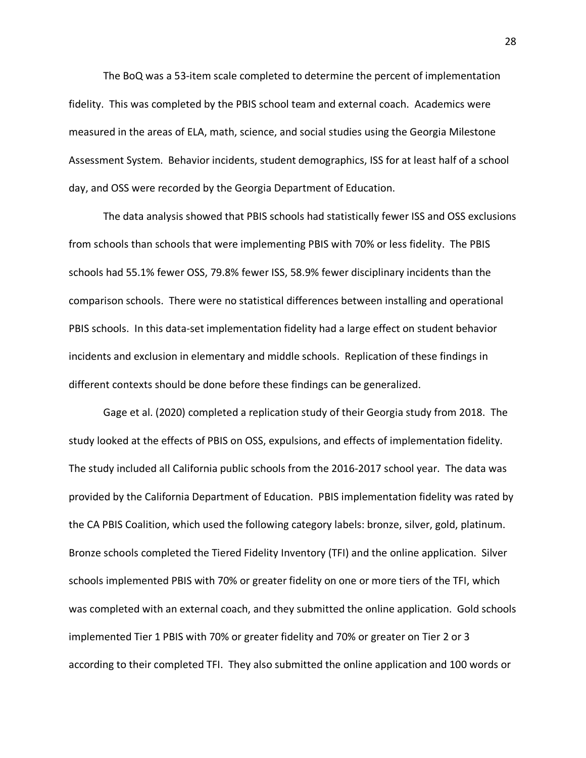The BoQ was a 53-item scale completed to determine the percent of implementation fidelity. This was completed by the PBIS school team and external coach. Academics were measured in the areas of ELA, math, science, and social studies using the Georgia Milestone Assessment System. Behavior incidents, student demographics, ISS for at least half of a school day, and OSS were recorded by the Georgia Department of Education.

The data analysis showed that PBIS schools had statistically fewer ISS and OSS exclusions from schools than schools that were implementing PBIS with 70% or less fidelity. The PBIS schools had 55.1% fewer OSS, 79.8% fewer ISS, 58.9% fewer disciplinary incidents than the comparison schools. There were no statistical differences between installing and operational PBIS schools. In this data-set implementation fidelity had a large effect on student behavior incidents and exclusion in elementary and middle schools. Replication of these findings in different contexts should be done before these findings can be generalized.

Gage et al. (2020) completed a replication study of their Georgia study from 2018. The study looked at the effects of PBIS on OSS, expulsions, and effects of implementation fidelity. The study included all California public schools from the 2016-2017 school year. The data was provided by the California Department of Education. PBIS implementation fidelity was rated by the CA PBIS Coalition, which used the following category labels: bronze, silver, gold, platinum. Bronze schools completed the Tiered Fidelity Inventory (TFI) and the online application. Silver schools implemented PBIS with 70% or greater fidelity on one or more tiers of the TFI, which was completed with an external coach, and they submitted the online application. Gold schools implemented Tier 1 PBIS with 70% or greater fidelity and 70% or greater on Tier 2 or 3 according to their completed TFI. They also submitted the online application and 100 words or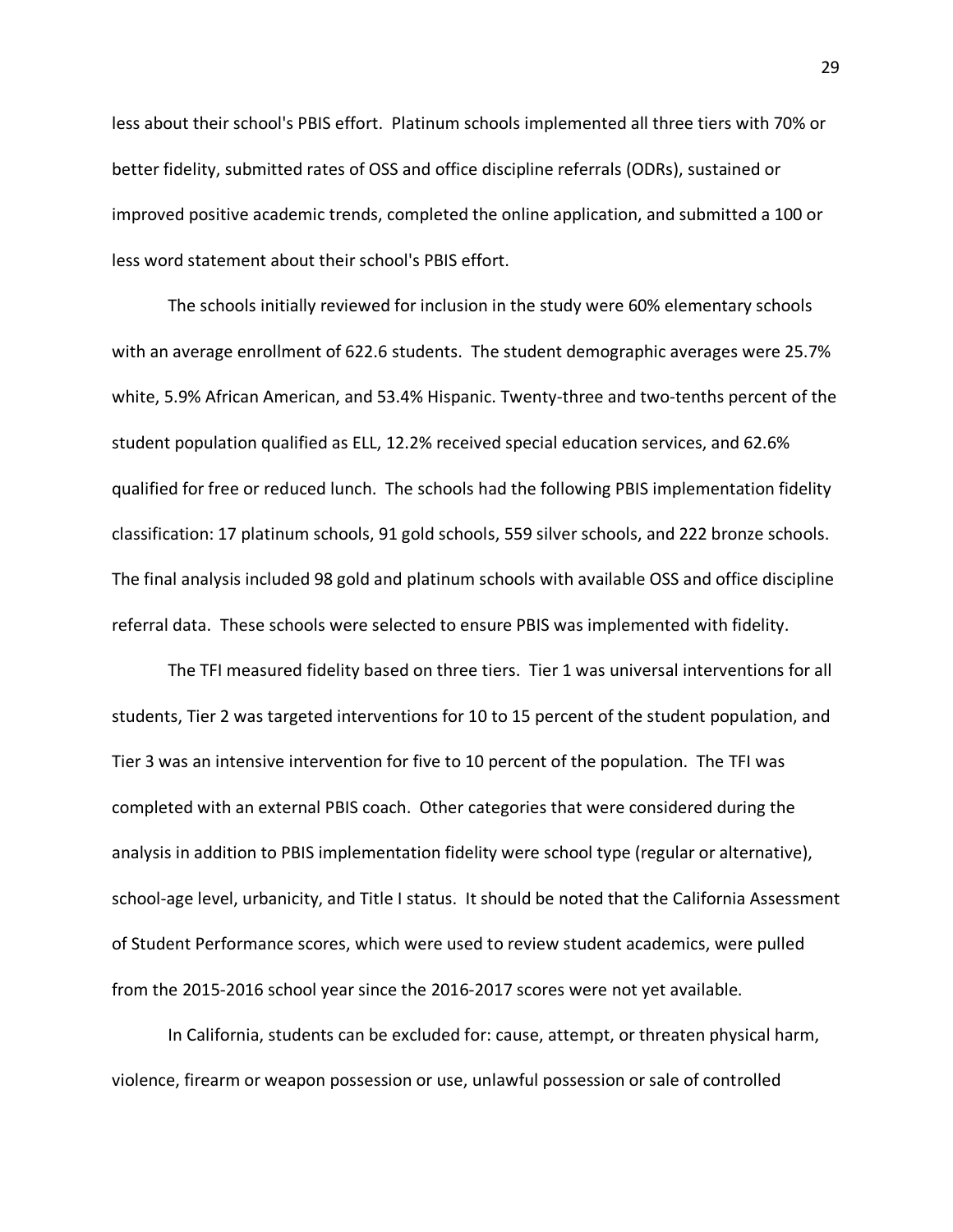less about their school's PBIS effort. Platinum schools implemented all three tiers with 70% or better fidelity, submitted rates of OSS and office discipline referrals (ODRs), sustained or improved positive academic trends, completed the online application, and submitted a 100 or less word statement about their school's PBIS effort.

The schools initially reviewed for inclusion in the study were 60% elementary schools with an average enrollment of 622.6 students. The student demographic averages were 25.7% white, 5.9% African American, and 53.4% Hispanic. Twenty-three and two-tenths percent of the student population qualified as ELL, 12.2% received special education services, and 62.6% qualified for free or reduced lunch. The schools had the following PBIS implementation fidelity classification: 17 platinum schools, 91 gold schools, 559 silver schools, and 222 bronze schools. The final analysis included 98 gold and platinum schools with available OSS and office discipline referral data. These schools were selected to ensure PBIS was implemented with fidelity.

The TFI measured fidelity based on three tiers. Tier 1 was universal interventions for all students, Tier 2 was targeted interventions for 10 to 15 percent of the student population, and Tier 3 was an intensive intervention for five to 10 percent of the population. The TFI was completed with an external PBIS coach. Other categories that were considered during the analysis in addition to PBIS implementation fidelity were school type (regular or alternative), school-age level, urbanicity, and Title I status. It should be noted that the California Assessment of Student Performance scores, which were used to review student academics, were pulled from the 2015-2016 school year since the 2016-2017 scores were not yet available.

In California, students can be excluded for: cause, attempt, or threaten physical harm, violence, firearm or weapon possession or use, unlawful possession or sale of controlled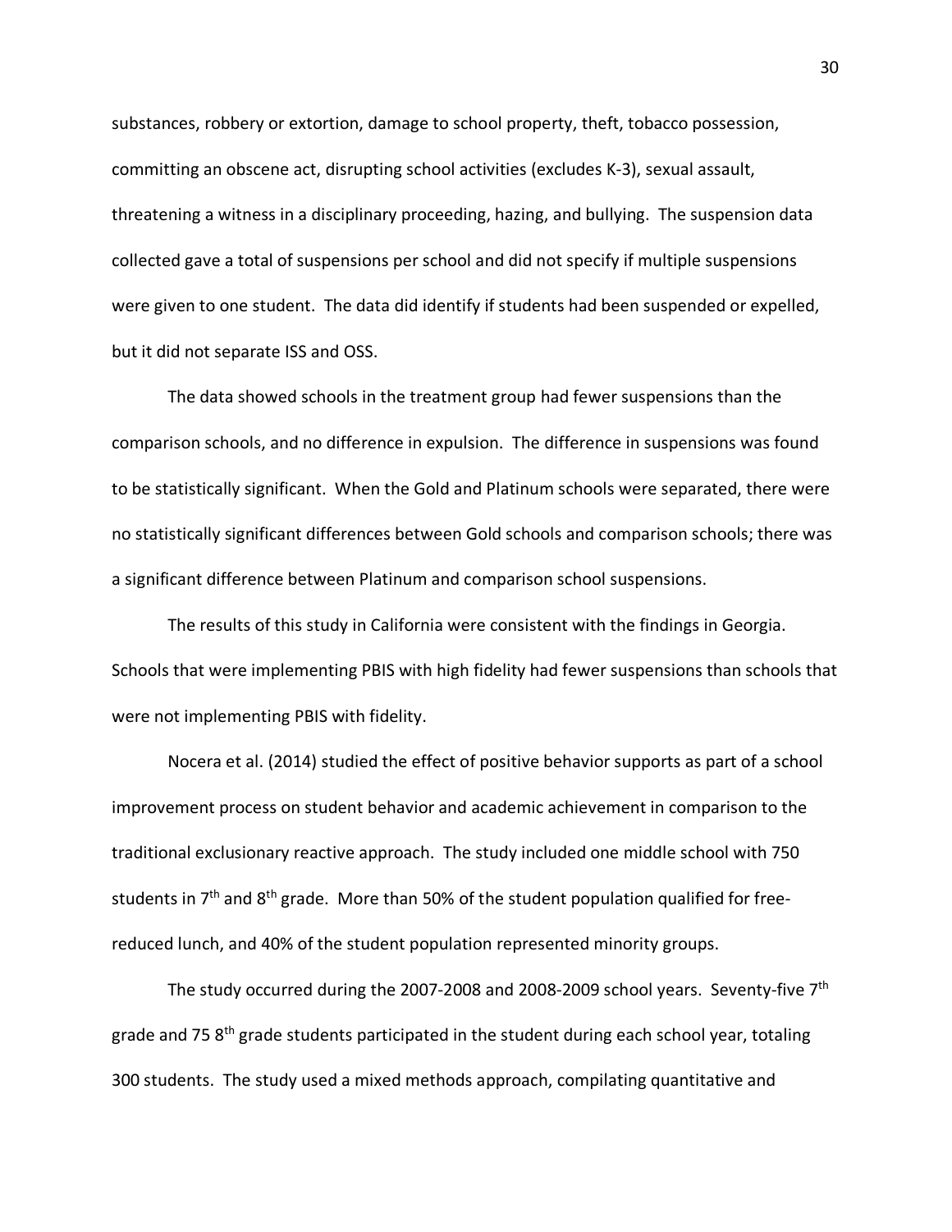substances, robbery or extortion, damage to school property, theft, tobacco possession, committing an obscene act, disrupting school activities (excludes K-3), sexual assault, threatening a witness in a disciplinary proceeding, hazing, and bullying. The suspension data collected gave a total of suspensions per school and did not specify if multiple suspensions were given to one student. The data did identify if students had been suspended or expelled, but it did not separate ISS and OSS.

The data showed schools in the treatment group had fewer suspensions than the comparison schools, and no difference in expulsion. The difference in suspensions was found to be statistically significant. When the Gold and Platinum schools were separated, there were no statistically significant differences between Gold schools and comparison schools; there was a significant difference between Platinum and comparison school suspensions.

The results of this study in California were consistent with the findings in Georgia. Schools that were implementing PBIS with high fidelity had fewer suspensions than schools that were not implementing PBIS with fidelity.

Nocera et al. (2014) studied the effect of positive behavior supports as part of a school improvement process on student behavior and academic achievement in comparison to the traditional exclusionary reactive approach. The study included one middle school with 750 students in 7th and 8th grade. More than 50% of the student population qualified for free-reduced lunch, and 40% of the student population represented minority groups.

The study occurred during the 2007-2008 and 2008-2009 school years. Seventy-five 7th grade and 75 8th grade students participated in the student during each school year, totaling 300 students. The study used a mixed methods approach, compilating quantitative and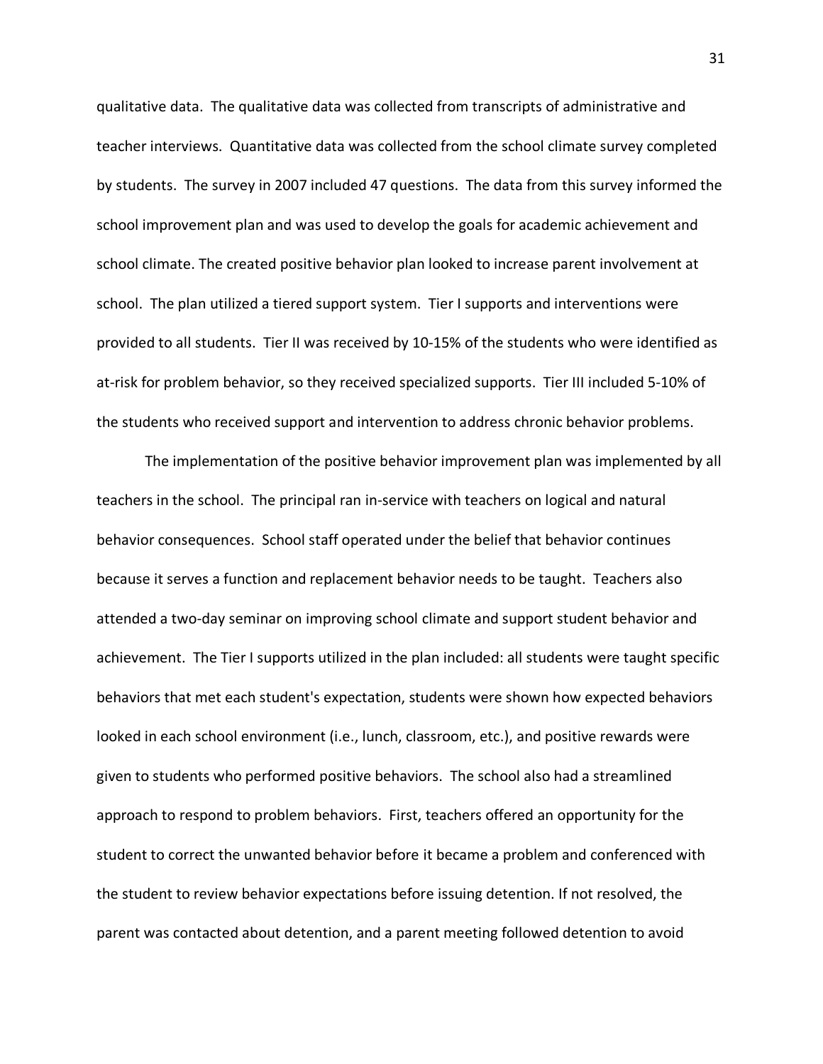qualitative data. The qualitative data was collected from transcripts of administrative and teacher interviews. Quantitative data was collected from the school climate survey completed by students. The survey in 2007 included 47 questions. The data from this survey informed the school improvement plan and was used to develop the goals for academic achievement and school climate. The created positive behavior plan looked to increase parent involvement at school. The plan utilized a tiered support system. Tier I supports and interventions were provided to all students. Tier II was received by 10-15% of the students who were identified as at-risk for problem behavior, so they received specialized supports. Tier III included 5-10% of the students who received support and intervention to address chronic behavior problems.

The implementation of the positive behavior improvement plan was implemented by all teachers in the school. The principal ran in-service with teachers on logical and natural behavior consequences. School staff operated under the belief that behavior continues because it serves a function and replacement behavior needs to be taught. Teachers also attended a two-day seminar on improving school climate and support student behavior and achievement. The Tier I supports utilized in the plan included: all students were taught specific behaviors that met each student's expectation, students were shown how expected behaviors looked in each school environment (i.e., lunch, classroom, etc.), and positive rewards were given to students who performed positive behaviors. The school also had a streamlined approach to respond to problem behaviors. First, teachers offered an opportunity for the student to correct the unwanted behavior before it became a problem and conferenced with the student to review behavior expectations before issuing detention. If not resolved, the parent was contacted about detention, and a parent meeting followed detention to avoid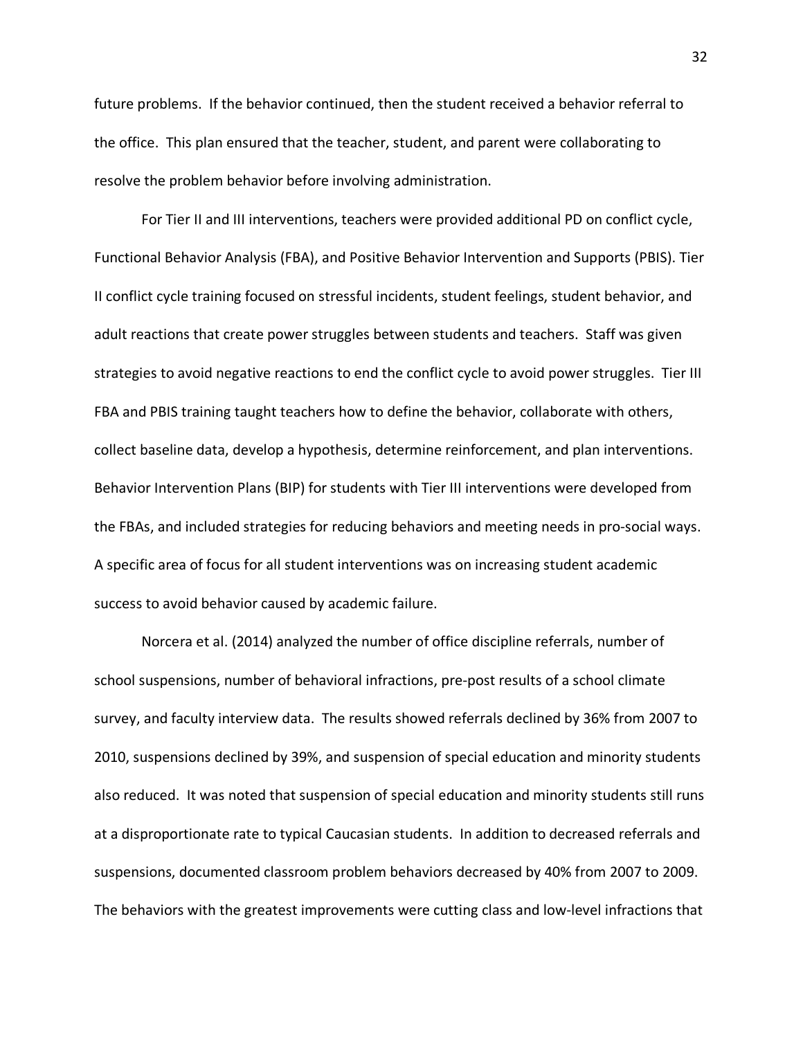future problems. If the behavior continued, then the student received a behavior referral to the office. This plan ensured that the teacher, student, and parent were collaborating to resolve the problem behavior before involving administration.

For Tier II and III interventions, teachers were provided additional PD on conflict cycle, Functional Behavior Analysis (FBA), and Positive Behavior Intervention and Supports (PBIS). Tier II conflict cycle training focused on stressful incidents, student feelings, student behavior, and adult reactions that create power struggles between students and teachers. Staff was given strategies to avoid negative reactions to end the conflict cycle to avoid power struggles. Tier III FBA and PBIS training taught teachers how to define the behavior, collaborate with others, collect baseline data, develop a hypothesis, determine reinforcement, and plan interventions. Behavior Intervention Plans (BIP) for students with Tier III interventions were developed from the FBAs, and included strategies for reducing behaviors and meeting needs in pro-social ways. A specific area of focus for all student interventions was on increasing student academic success to avoid behavior caused by academic failure.

Norcera et al. (2014) analyzed the number of office discipline referrals, number of school suspensions, number of behavioral infractions, pre-post results of a school climate survey, and faculty interview data. The results showed referrals declined by 36% from 2007 to 2010, suspensions declined by 39%, and suspension of special education and minority students also reduced. It was noted that suspension of special education and minority students still runs at a disproportionate rate to typical Caucasian students. In addition to decreased referrals and suspensions, documented classroom problem behaviors decreased by 40% from 2007 to 2009. The behaviors with the greatest improvements were cutting class and low-level infractions that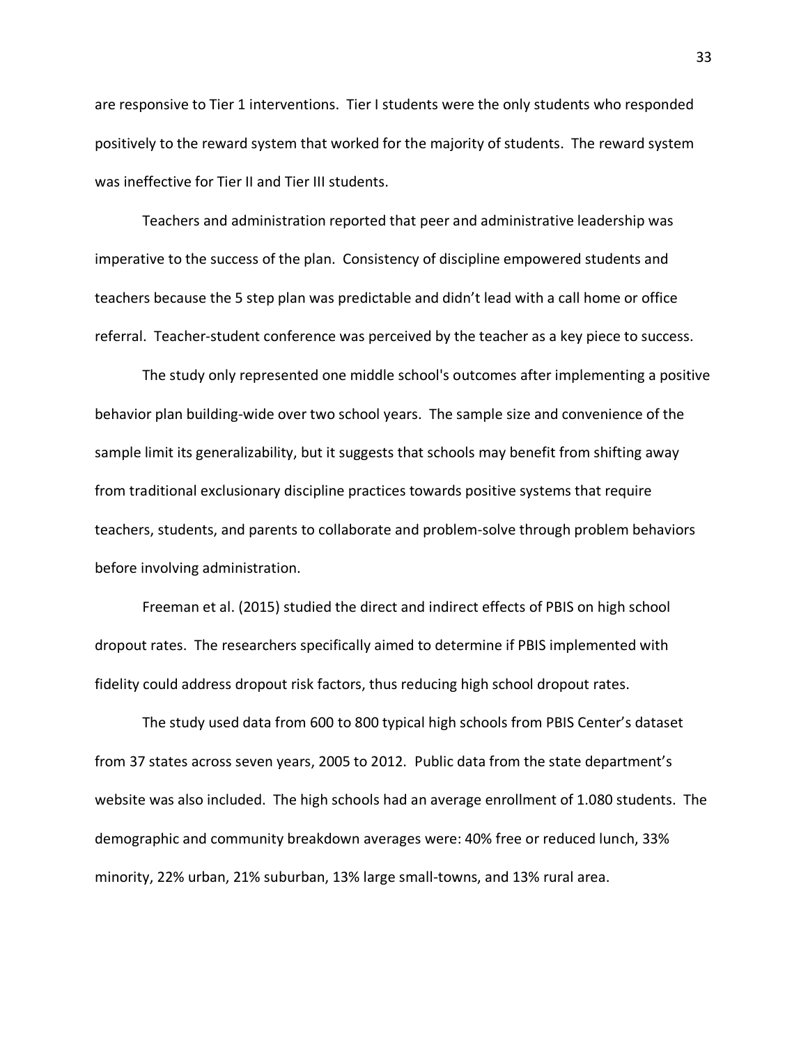are responsive to Tier 1 interventions. Tier I students were the only students who responded positively to the reward system that worked for the majority of students. The reward system was ineffective for Tier II and Tier III students.

Teachers and administration reported that peer and administrative leadership was imperative to the success of the plan. Consistency of discipline empowered students and teachers because the 5 step plan was predictable and didn't lead with a call home or office referral. Teacher-student conference was perceived by the teacher as a key piece to success.

The study only represented one middle school's outcomes after implementing a positive behavior plan building-wide over two school years. The sample size and convenience of the sample limit its generalizability, but it suggests that schools may benefit from shifting away from traditional exclusionary discipline practices towards positive systems that require teachers, students, and parents to collaborate and problem-solve through problem behaviors before involving administration.

Freeman et al. (2015) studied the direct and indirect effects of PBIS on high school dropout rates. The researchers specifically aimed to determine if PBIS implemented with fidelity could address dropout risk factors, thus reducing high school dropout rates.

The study used data from 600 to 800 typical high schools from PBIS Center's dataset from 37 states across seven years, 2005 to 2012. Public data from the state department's website was also included. The high schools had an average enrollment of 1.080 students. The demographic and community breakdown averages were: 40% free or reduced lunch, 33% minority, 22% urban, 21% suburban, 13% large small-towns, and 13% rural area.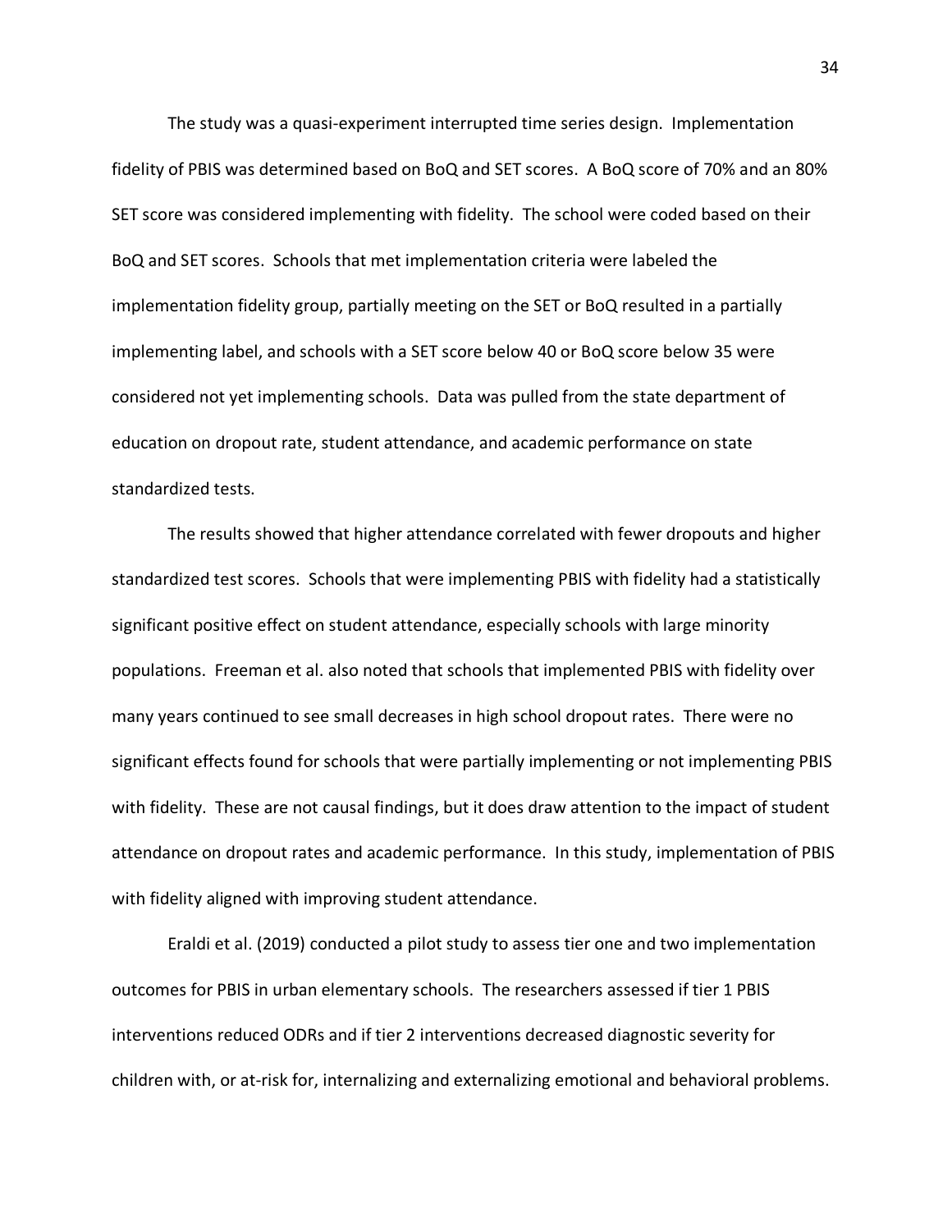The study was a quasi-experiment interrupted time series design. Implementation fidelity of PBIS was determined based on BoQ and SET scores. A BoQ score of 70% and an 80% SET score was considered implementing with fidelity. The school were coded based on their BoQ and SET scores. Schools that met implementation criteria were labeled the implementation fidelity group, partially meeting on the SET or BoQ resulted in a partially implementing label, and schools with a SET score below 40 or BoQ score below 35 were considered not yet implementing schools. Data was pulled from the state department of education on dropout rate, student attendance, and academic performance on state standardized tests.

The results showed that higher attendance correlated with fewer dropouts and higher standardized test scores. Schools that were implementing PBIS with fidelity had a statistically significant positive effect on student attendance, especially schools with large minority populations. Freeman et al. also noted that schools that implemented PBIS with fidelity over many years continued to see small decreases in high school dropout rates. There were no significant effects found for schools that were partially implementing or not implementing PBIS with fidelity. These are not causal findings, but it does draw attention to the impact of student attendance on dropout rates and academic performance. In this study, implementation of PBIS with fidelity aligned with improving student attendance.

Eraldi et al. (2019) conducted a pilot study to assess tier one and two implementation outcomes for PBIS in urban elementary schools. The researchers assessed if tier 1 PBIS interventions reduced ODRs and if tier 2 interventions decreased diagnostic severity for children with, or at-risk for, internalizing and externalizing emotional and behavioral problems.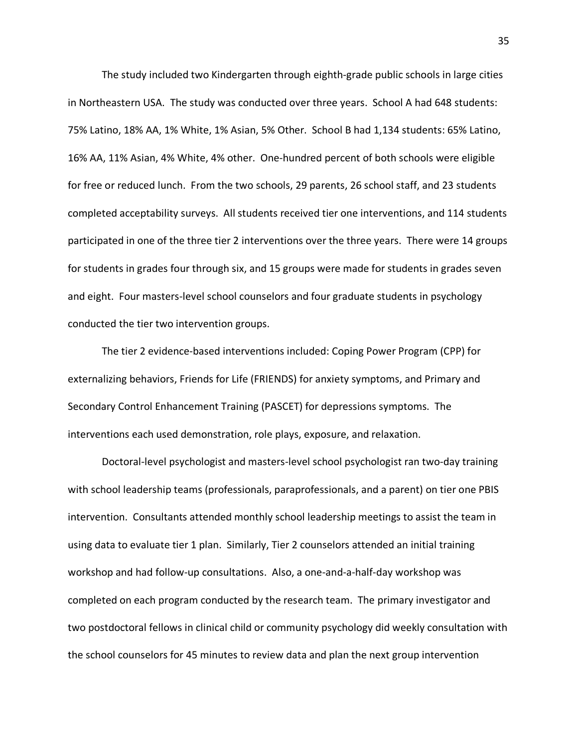The study included two Kindergarten through eighth-grade public schools in large cities in Northeastern USA. The study was conducted over three years. School A had 648 students: 75% Latino, 18% AA, 1% White, 1% Asian, 5% Other. School B had 1,134 students: 65% Latino, 16% AA, 11% Asian, 4% White, 4% other. One-hundred percent of both schools were eligible for free or reduced lunch. From the two schools, 29 parents, 26 school staff, and 23 students completed acceptability surveys. All students received tier one interventions, and 114 students participated in one of the three tier 2 interventions over the three years. There were 14 groups for students in grades four through six, and 15 groups were made for students in grades seven and eight. Four masters-level school counselors and four graduate students in psychology conducted the tier two intervention groups.

The tier 2 evidence-based interventions included: Coping Power Program (CPP) for externalizing behaviors, Friends for Life (FRIENDS) for anxiety symptoms, and Primary and Secondary Control Enhancement Training (PASCET) for depressions symptoms. The interventions each used demonstration, role plays, exposure, and relaxation.

Doctoral-level psychologist and masters-level school psychologist ran two-day training with school leadership teams (professionals, paraprofessionals, and a parent) on tier one PBIS intervention. Consultants attended monthly school leadership meetings to assist the team in using data to evaluate tier 1 plan. Similarly, Tier 2 counselors attended an initial training workshop and had follow-up consultations. Also, a one-and-a-half-day workshop was completed on each program conducted by the research team. The primary investigator and two postdoctoral fellows in clinical child or community psychology did weekly consultation with the school counselors for 45 minutes to review data and plan the next group intervention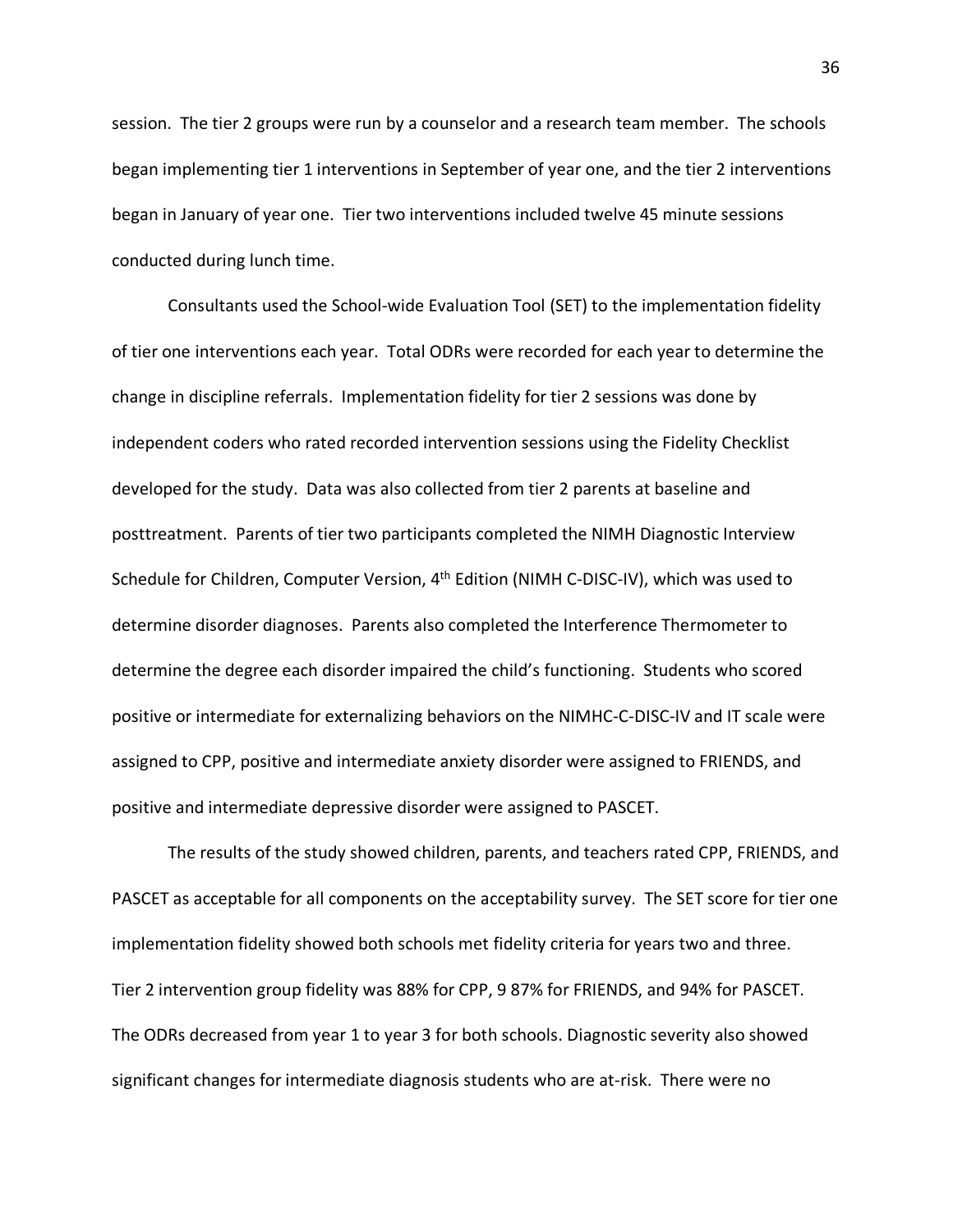session. The tier 2 groups were run by a counselor and a research team member. The schools began implementing tier 1 interventions in September of year one, and the tier 2 interventions began in January of year one. Tier two interventions included twelve 45 minute sessions conducted during lunch time.

Consultants used the School-wide Evaluation Tool (SET) to the implementation fidelity of tier one interventions each year. Total ODRs were recorded for each year to determine the change in discipline referrals. Implementation fidelity for tier 2 sessions was done by independent coders who rated recorded intervention sessions using the Fidelity Checklist developed for the study. Data was also collected from tier 2 parents at baseline and posttreatment. Parents of tier two participants completed the NIMH Diagnostic Interview Schedule for Children, Computer Version, 4th Edition (NIMH C-DISC-IV), which was used to determine disorder diagnoses. Parents also completed the Interference Thermometer to determine the degree each disorder impaired the child's functioning. Students who scored positive or intermediate for externalizing behaviors on the NIMHC-C-DISC-IV and IT scale were assigned to CPP, positive and intermediate anxiety disorder were assigned to FRIENDS, and positive and intermediate depressive disorder were assigned to PASCET.

The results of the study showed children, parents, and teachers rated CPP, FRIENDS, and PASCET as acceptable for all components on the acceptability survey. The SET score for tier one implementation fidelity showed both schools met fidelity criteria for years two and three. Tier 2 intervention group fidelity was 88% for CPP, 9 87% for FRIENDS, and 94% for PASCET. The ODRs decreased from year 1 to year 3 for both schools. Diagnostic severity also showed significant changes for intermediate diagnosis students who are at-risk. There were no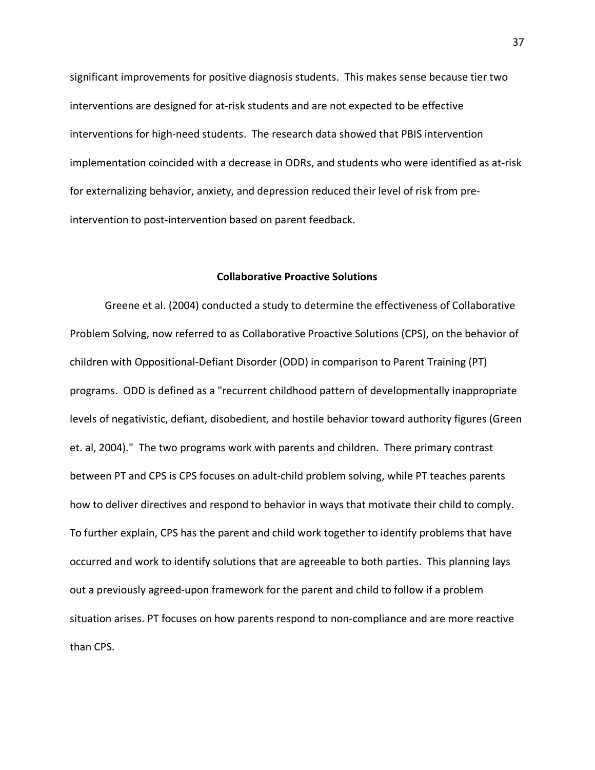significant improvements for positive diagnosis students. This makes sense because tier two interventions are designed for at-risk students and are not expected to be effective interventions for high-need students. The research data showed that PBIS intervention implementation coincided with a decrease in ODRs, and students who were identified as at-risk for externalizing behavior, anxiety, and depression reduced their level of risk from pre-intervention to post-intervention based on parent feedback.

## Collaborative Proactive Solutions

Greene et al. (2004) conducted a study to determine the effectiveness of Collaborative Problem Solving, now referred to as Collaborative Proactive Solutions (CPS), on the behavior of children with Oppositional-Defiant Disorder (ODD) in comparison to Parent Training (PT) programs. ODD is defined as a "recurrent childhood pattern of developmentally inappropriate levels of negativistic, defiant, disobedient, and hostile behavior toward authority figures (Green et. al, 2004)." The two programs work with parents and children. There primary contrast between PT and CPS is CPS focuses on adult-child problem solving, while PT teaches parents how to deliver directives and respond to behavior in ways that motivate their child to comply. To further explain, CPS has the parent and child work together to identify problems that have occurred and work to identify solutions that are agreeable to both parties. This planning lays out a previously agreed-upon framework for the parent and child to follow if a problem situation arises. PT focuses on how parents respond to non-compliance and are more reactive than CPS.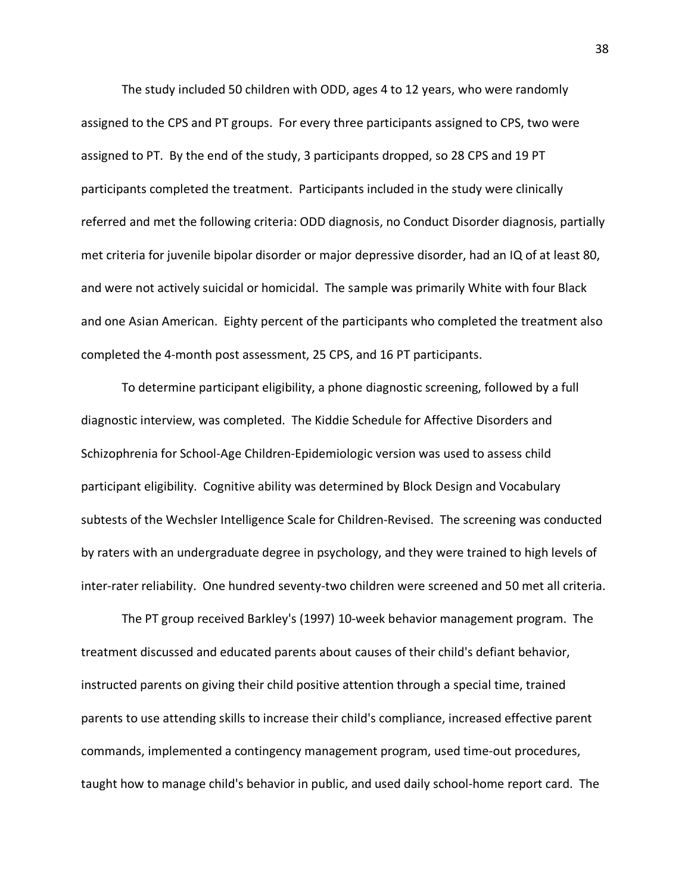The study included 50 children with ODD, ages 4 to 12 years, who were randomly assigned to the CPS and PT groups. For every three participants assigned to CPS, two were assigned to PT. By the end of the study, 3 participants dropped, so 28 CPS and 19 PT participants completed the treatment. Participants included in the study were clinically referred and met the following criteria: ODD diagnosis, no Conduct Disorder diagnosis, partially met criteria for juvenile bipolar disorder or major depressive disorder, had an IQ of at least 80, and were not actively suicidal or homicidal. The sample was primarily White with four Black and one Asian American. Eighty percent of the participants who completed the treatment also completed the 4-month post assessment, 25 CPS, and 16 PT participants.

To determine participant eligibility, a phone diagnostic screening, followed by a full diagnostic interview, was completed. The Kiddie Schedule for Affective Disorders and Schizophrenia for School-Age Children-Epidemiologic version was used to assess child participant eligibility. Cognitive ability was determined by Block Design and Vocabulary subtests of the Wechsler Intelligence Scale for Children-Revised. The screening was conducted by raters with an undergraduate degree in psychology, and they were trained to high levels of inter-rater reliability. One hundred seventy-two children were screened and 50 met all criteria.

The PT group received Barkley's (1997) 10-week behavior management program. The treatment discussed and educated parents about causes of their child's defiant behavior, instructed parents on giving their child positive attention through a special time, trained parents to use attending skills to increase their child's compliance, increased effective parent commands, implemented a contingency management program, used time-out procedures, taught how to manage child's behavior in public, and used daily school-home report card. The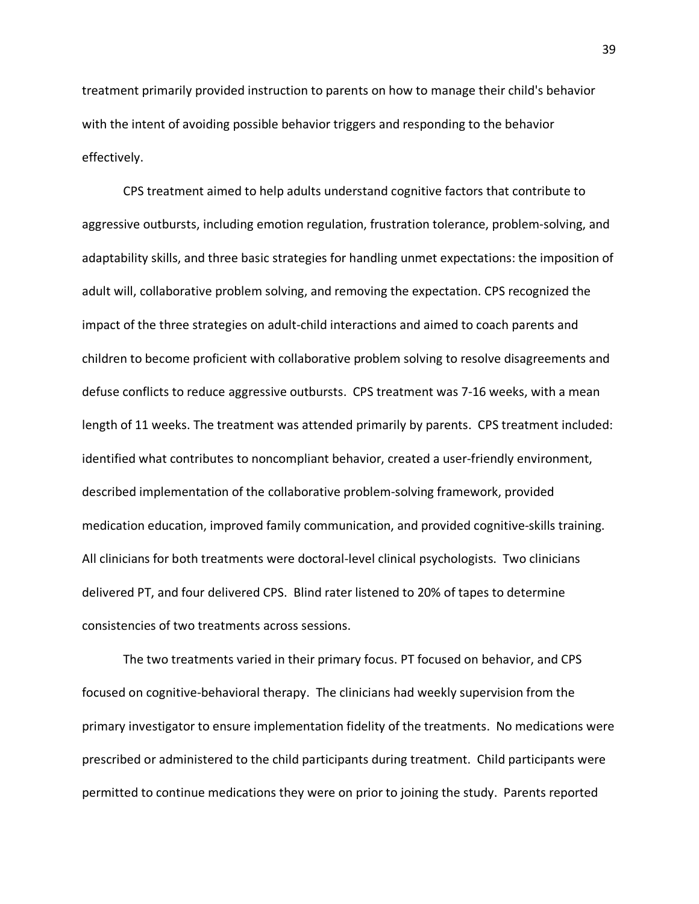treatment primarily provided instruction to parents on how to manage their child's behavior with the intent of avoiding possible behavior triggers and responding to the behavior effectively.

CPS treatment aimed to help adults understand cognitive factors that contribute to aggressive outbursts, including emotion regulation, frustration tolerance, problem-solving, and adaptability skills, and three basic strategies for handling unmet expectations: the imposition of adult will, collaborative problem solving, and removing the expectation. CPS recognized the impact of the three strategies on adult-child interactions and aimed to coach parents and children to become proficient with collaborative problem solving to resolve disagreements and defuse conflicts to reduce aggressive outbursts. CPS treatment was 7-16 weeks, with a mean length of 11 weeks. The treatment was attended primarily by parents. CPS treatment included: identified what contributes to noncompliant behavior, created a user-friendly environment, described implementation of the collaborative problem-solving framework, provided medication education, improved family communication, and provided cognitive-skills training. All clinicians for both treatments were doctoral-level clinical psychologists. Two clinicians delivered PT, and four delivered CPS. Blind rater listened to 20% of tapes to determine consistencies of two treatments across sessions.

The two treatments varied in their primary focus. PT focused on behavior, and CPS focused on cognitive-behavioral therapy. The clinicians had weekly supervision from the primary investigator to ensure implementation fidelity of the treatments. No medications were prescribed or administered to the child participants during treatment. Child participants were permitted to continue medications they were on prior to joining the study. Parents reported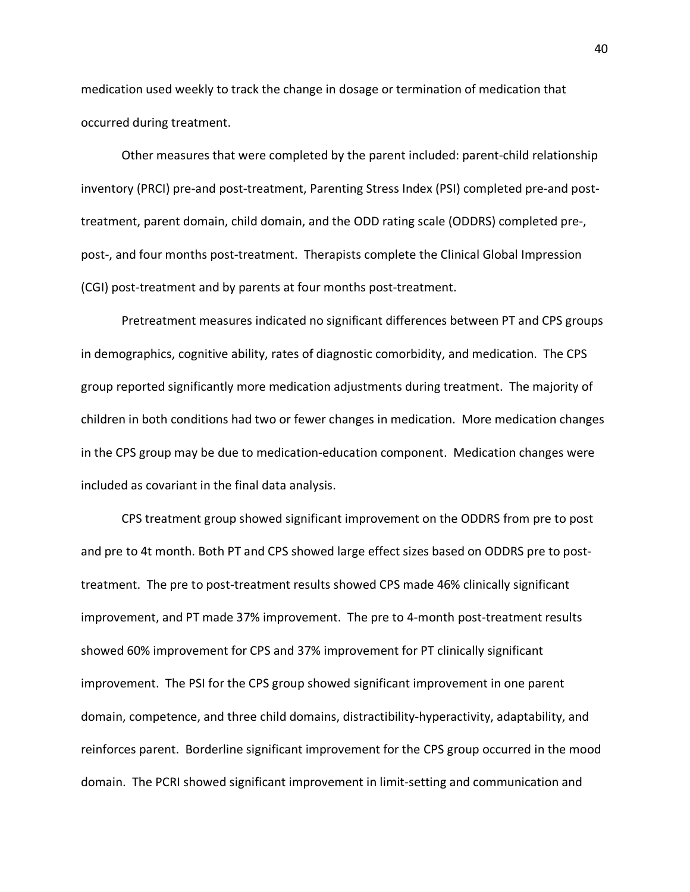medication used weekly to track the change in dosage or termination of medication that occurred during treatment.

Other measures that were completed by the parent included: parent-child relationship inventory (PRCI) pre-and post-treatment, Parenting Stress Index (PSI) completed pre-and post-treatment, parent domain, child domain, and the ODD rating scale (ODDRS) completed pre-, post-, and four months post-treatment. Therapists complete the Clinical Global Impression (CGI) post-treatment and by parents at four months post-treatment.

Pretreatment measures indicated no significant differences between PT and CPS groups in demographics, cognitive ability, rates of diagnostic comorbidity, and medication. The CPS group reported significantly more medication adjustments during treatment. The majority of children in both conditions had two or fewer changes in medication. More medication changes in the CPS group may be due to medication-education component. Medication changes were included as covariant in the final data analysis.

CPS treatment group showed significant improvement on the ODDRS from pre to post and pre to 4t month. Both PT and CPS showed large effect sizes based on ODDRS pre to post-treatment. The pre to post-treatment results showed CPS made 46% clinically significant improvement, and PT made 37% improvement. The pre to 4-month post-treatment results showed 60% improvement for CPS and 37% improvement for PT clinically significant improvement. The PSI for the CPS group showed significant improvement in one parent domain, competence, and three child domains, distractibility-hyperactivity, adaptability, and reinforces parent. Borderline significant improvement for the CPS group occurred in the mood domain. The PCRI showed significant improvement in limit-setting and communication and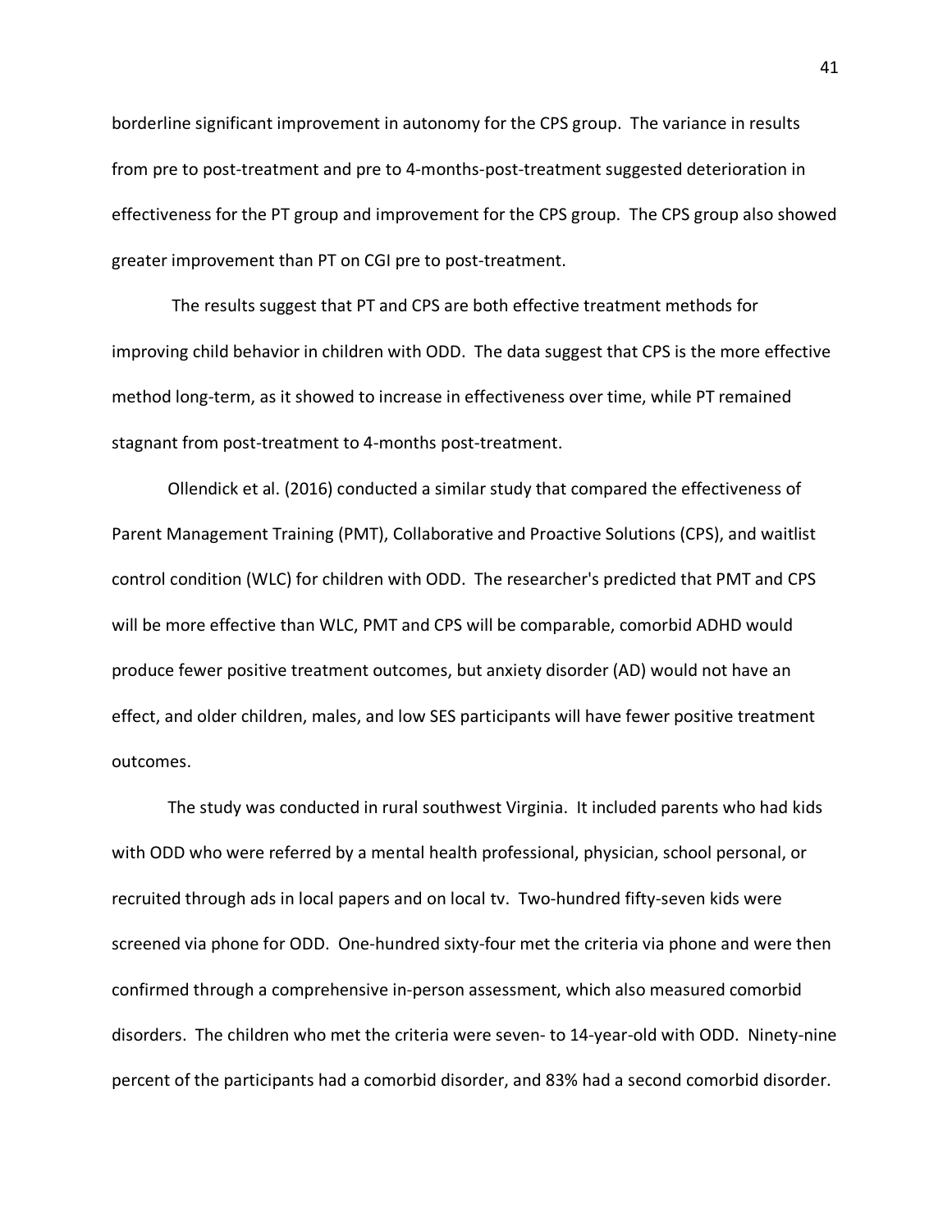borderline significant improvement in autonomy for the CPS group. The variance in results from pre to post-treatment and pre to 4-months-post-treatment suggested deterioration in effectiveness for the PT group and improvement for the CPS group. The CPS group also showed greater improvement than PT on CGI pre to post-treatment.

The results suggest that PT and CPS are both effective treatment methods for improving child behavior in children with ODD. The data suggest that CPS is the more effective method long-term, as it showed to increase in effectiveness over time, while PT remained stagnant from post-treatment to 4-months post-treatment.

Ollendick et al. (2016) conducted a similar study that compared the effectiveness of Parent Management Training (PMT), Collaborative and Proactive Solutions (CPS), and waitlist control condition (WLC) for children with ODD. The researcher's predicted that PMT and CPS will be more effective than WLC, PMT and CPS will be comparable, comorbid ADHD would produce fewer positive treatment outcomes, but anxiety disorder (AD) would not have an effect, and older children, males, and low SES participants will have fewer positive treatment outcomes.

The study was conducted in rural southwest Virginia. It included parents who had kids with ODD who were referred by a mental health professional, physician, school personal, or recruited through ads in local papers and on local tv. Two-hundred fifty-seven kids were screened via phone for ODD. One-hundred sixty-four met the criteria via phone and were then confirmed through a comprehensive in-person assessment, which also measured comorbid disorders. The children who met the criteria were seven- to 14-year-old with ODD. Ninety-nine percent of the participants had a comorbid disorder, and 83% had a second comorbid disorder.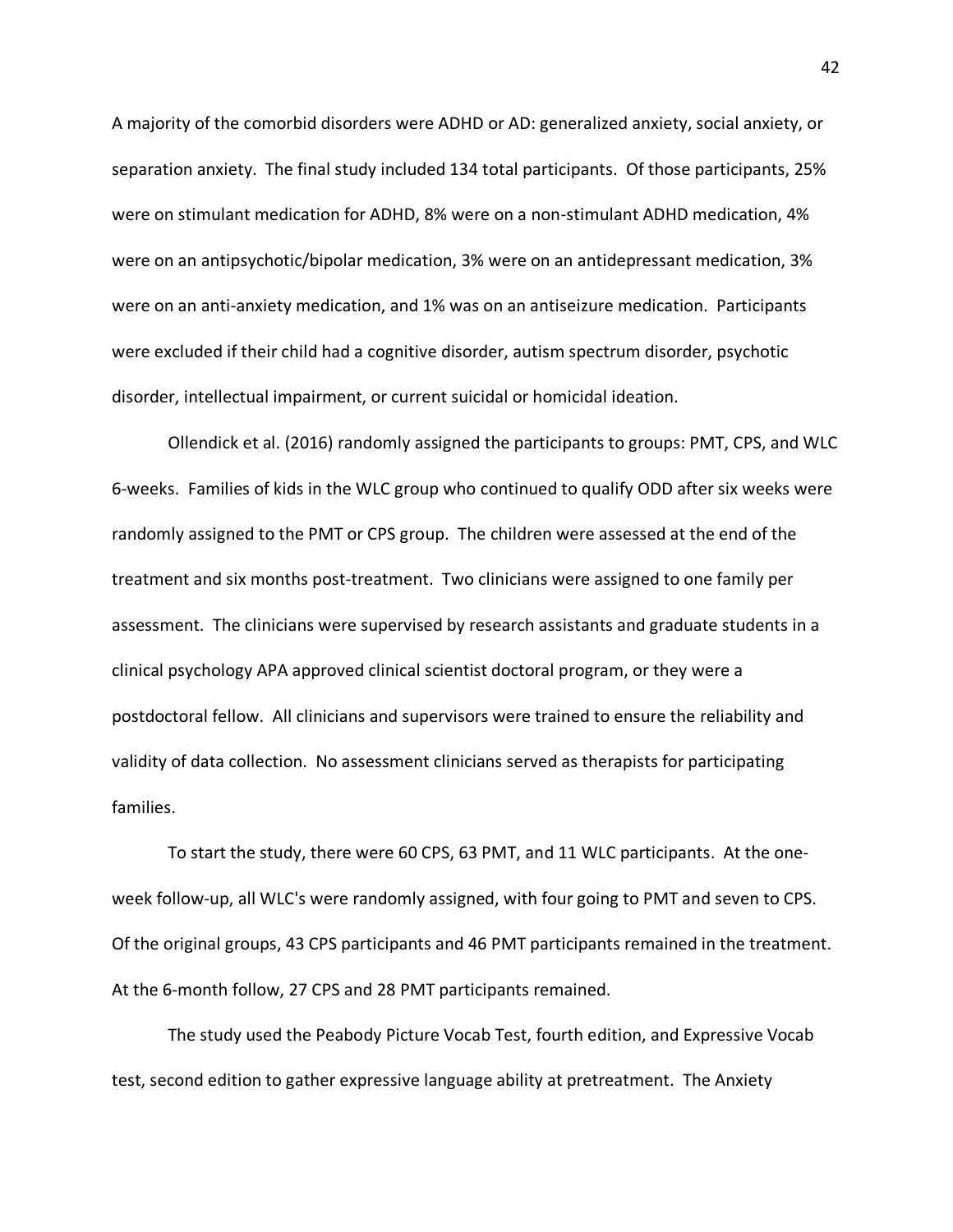A majority of the comorbid disorders were ADHD or AD: generalized anxiety, social anxiety, or separation anxiety. The final study included 134 total participants. Of those participants, 25% were on stimulant medication for ADHD, 8% were on a non-stimulant ADHD medication, 4% were on an antipsychotic/bipolar medication, 3% were on an antidepressant medication, 3% were on an anti-anxiety medication, and 1% was on an antiseizure medication. Participants were excluded if their child had a cognitive disorder, autism spectrum disorder, psychotic disorder, intellectual impairment, or current suicidal or homicidal ideation.

Ollendick et al. (2016) randomly assigned the participants to groups: PMT, CPS, and WLC 6-weeks. Families of kids in the WLC group who continued to qualify ODD after six weeks were randomly assigned to the PMT or CPS group. The children were assessed at the end of the treatment and six months post-treatment. Two clinicians were assigned to one family per assessment. The clinicians were supervised by research assistants and graduate students in a clinical psychology APA approved clinical scientist doctoral program, or they were a postdoctoral fellow. All clinicians and supervisors were trained to ensure the reliability and validity of data collection. No assessment clinicians served as therapists for participating families.

To start the study, there were 60 CPS, 63 PMT, and 11 WLC participants. At the one-week follow-up, all WLC's were randomly assigned, with four going to PMT and seven to CPS. Of the original groups, 43 CPS participants and 46 PMT participants remained in the treatment. At the 6-month follow, 27 CPS and 28 PMT participants remained.

The study used the Peabody Picture Vocab Test, fourth edition, and Expressive Vocab test, second edition to gather expressive language ability at pretreatment. The Anxiety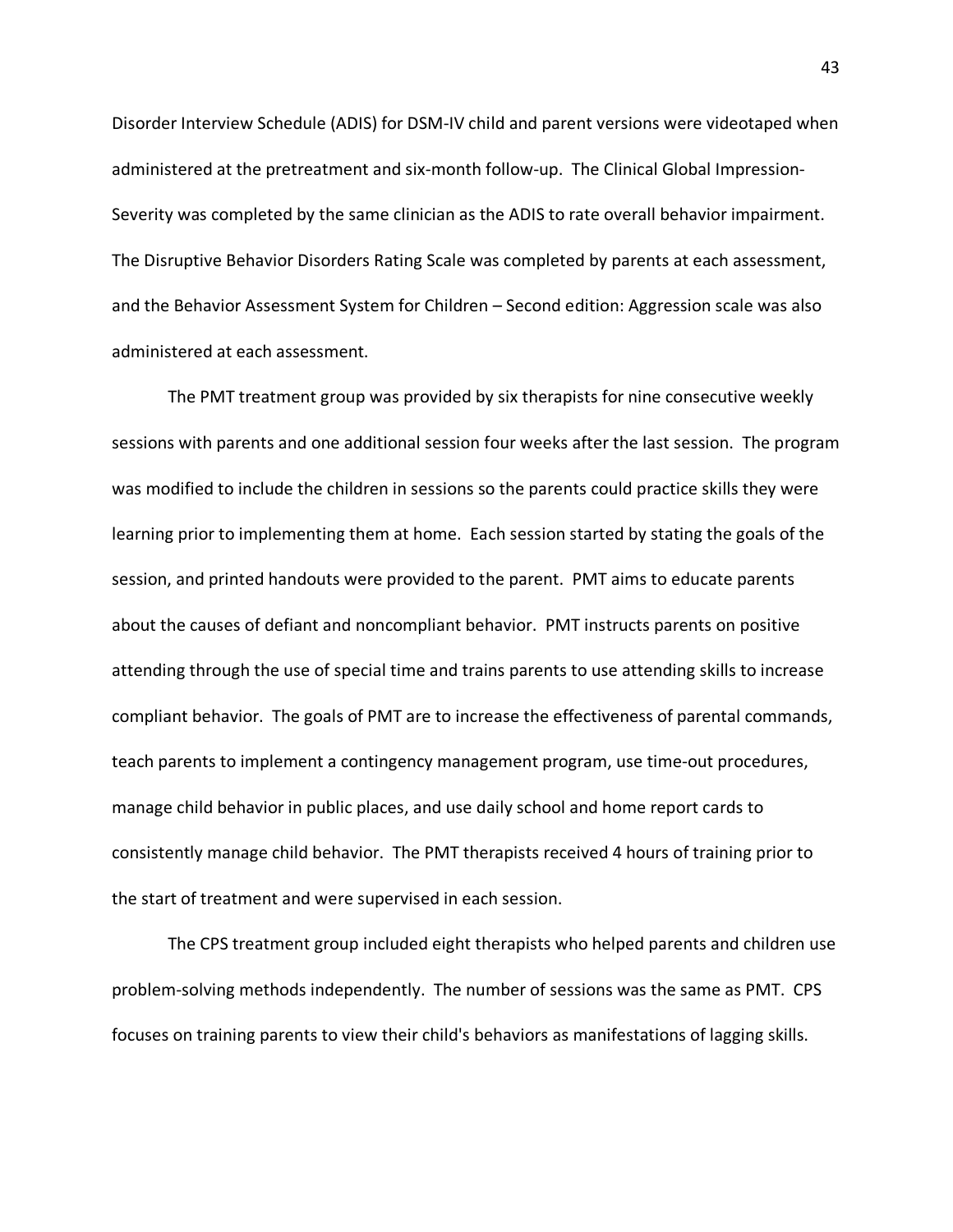Disorder Interview Schedule (ADIS) for DSM-IV child and parent versions were videotaped when administered at the pretreatment and six-month follow-up. The Clinical Global Impression-Severity was completed by the same clinician as the ADIS to rate overall behavior impairment. The Disruptive Behavior Disorders Rating Scale was completed by parents at each assessment, and the Behavior Assessment System for Children – Second edition: Aggression scale was also administered at each assessment.

The PMT treatment group was provided by six therapists for nine consecutive weekly sessions with parents and one additional session four weeks after the last session. The program was modified to include the children in sessions so the parents could practice skills they were learning prior to implementing them at home. Each session started by stating the goals of the session, and printed handouts were provided to the parent. PMT aims to educate parents about the causes of defiant and noncompliant behavior. PMT instructs parents on positive attending through the use of special time and trains parents to use attending skills to increase compliant behavior. The goals of PMT are to increase the effectiveness of parental commands, teach parents to implement a contingency management program, use time-out procedures, manage child behavior in public places, and use daily school and home report cards to consistently manage child behavior. The PMT therapists received 4 hours of training prior to the start of treatment and were supervised in each session.

The CPS treatment group included eight therapists who helped parents and children use problem-solving methods independently. The number of sessions was the same as PMT. CPS focuses on training parents to view their child's behaviors as manifestations of lagging skills.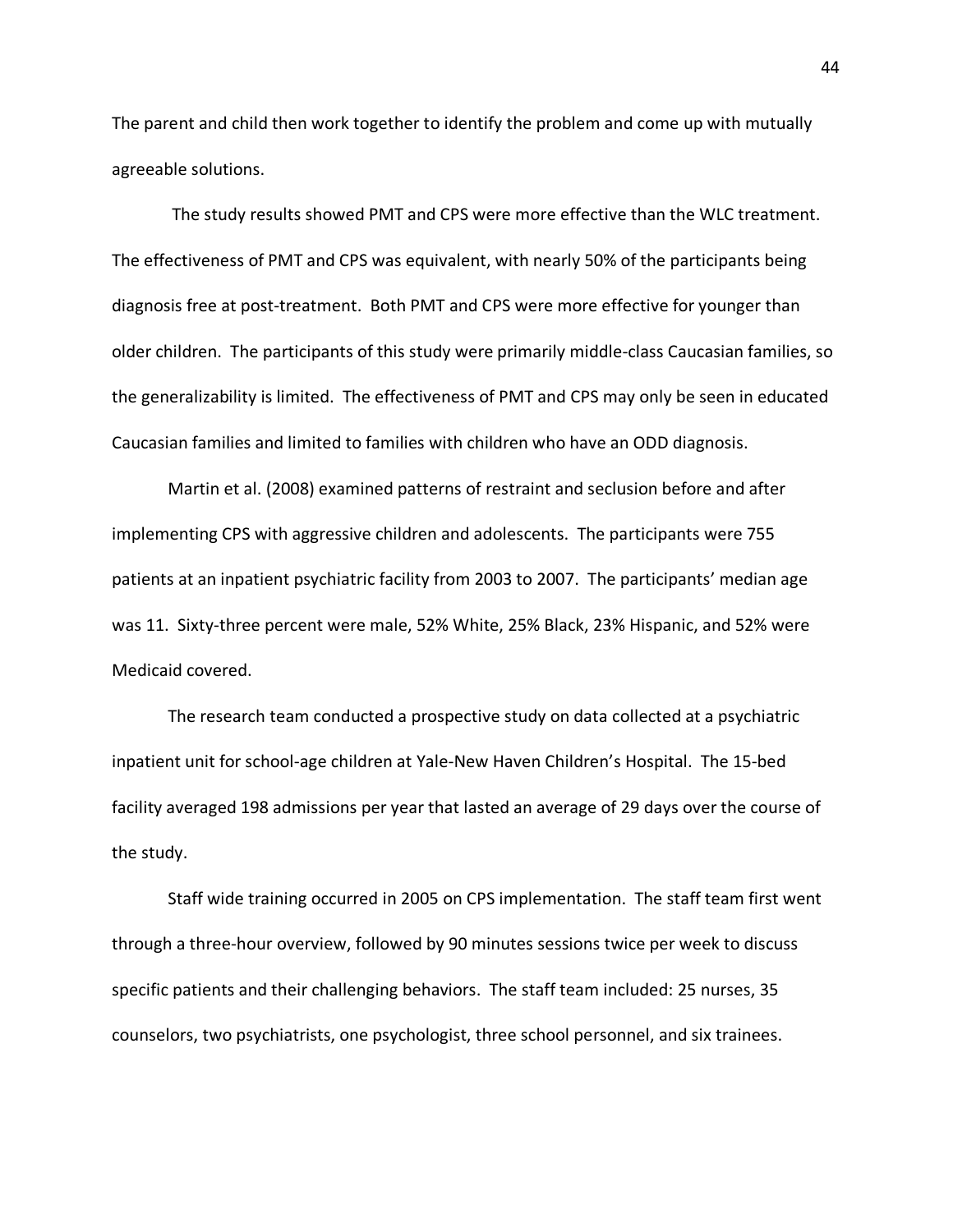The parent and child then work together to identify the problem and come up with mutually agreeable solutions.

The study results showed PMT and CPS were more effective than the WLC treatment. The effectiveness of PMT and CPS was equivalent, with nearly 50% of the participants being diagnosis free at post-treatment. Both PMT and CPS were more effective for younger than older children. The participants of this study were primarily middle-class Caucasian families, so the generalizability is limited. The effectiveness of PMT and CPS may only be seen in educated Caucasian families and limited to families with children who have an ODD diagnosis.

Martin et al. (2008) examined patterns of restraint and seclusion before and after implementing CPS with aggressive children and adolescents. The participants were 755 patients at an inpatient psychiatric facility from 2003 to 2007. The participants' median age was 11. Sixty-three percent were male, 52% White, 25% Black, 23% Hispanic, and 52% were Medicaid covered.

The research team conducted a prospective study on data collected at a psychiatric inpatient unit for school-age children at Yale-New Haven Children's Hospital. The 15-bed facility averaged 198 admissions per year that lasted an average of 29 days over the course of the study.

Staff wide training occurred in 2005 on CPS implementation. The staff team first went through a three-hour overview, followed by 90 minutes sessions twice per week to discuss specific patients and their challenging behaviors. The staff team included: 25 nurses, 35 counselors, two psychiatrists, one psychologist, three school personnel, and six trainees.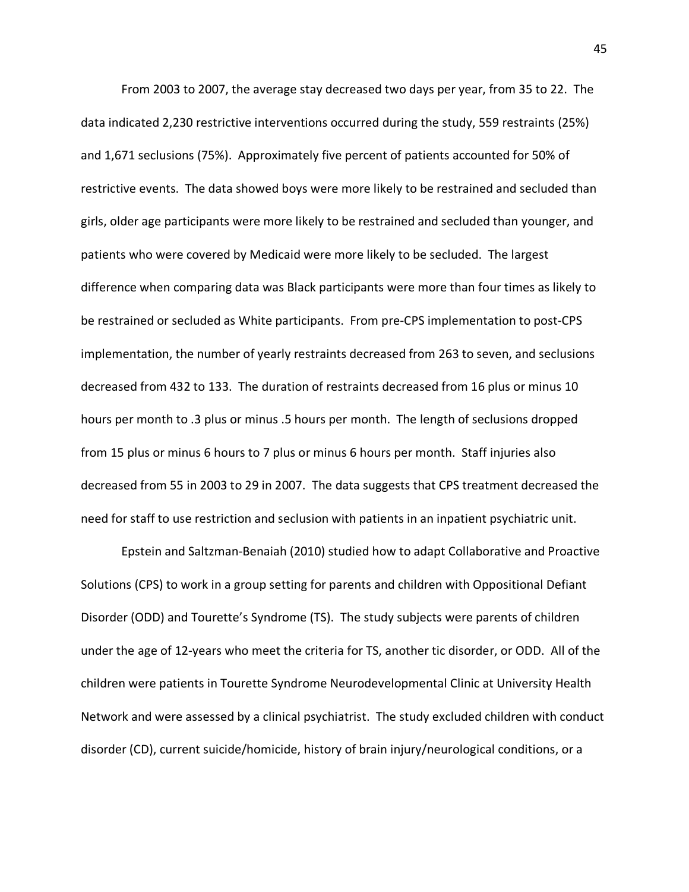From 2003 to 2007, the average stay decreased two days per year, from 35 to 22. The data indicated 2,230 restrictive interventions occurred during the study, 559 restraints (25%) and 1,671 seclusions (75%). Approximately five percent of patients accounted for 50% of restrictive events. The data showed boys were more likely to be restrained and secluded than girls, older age participants were more likely to be restrained and secluded than younger, and patients who were covered by Medicaid were more likely to be secluded. The largest difference when comparing data was Black participants were more than four times as likely to be restrained or secluded as White participants. From pre-CPS implementation to post-CPS implementation, the number of yearly restraints decreased from 263 to seven, and seclusions decreased from 432 to 133. The duration of restraints decreased from 16 plus or minus 10 hours per month to .3 plus or minus .5 hours per month. The length of seclusions dropped from 15 plus or minus 6 hours to 7 plus or minus 6 hours per month. Staff injuries also decreased from 55 in 2003 to 29 in 2007. The data suggests that CPS treatment decreased the need for staff to use restriction and seclusion with patients in an inpatient psychiatric unit.

Epstein and Saltzman-Benaiah (2010) studied how to adapt Collaborative and Proactive Solutions (CPS) to work in a group setting for parents and children with Oppositional Defiant Disorder (ODD) and Tourette's Syndrome (TS). The study subjects were parents of children under the age of 12-years who meet the criteria for TS, another tic disorder, or ODD. All of the children were patients in Tourette Syndrome Neurodevelopmental Clinic at University Health Network and were assessed by a clinical psychiatrist. The study excluded children with conduct disorder (CD), current suicide/homicide, history of brain injury/neurological conditions, or a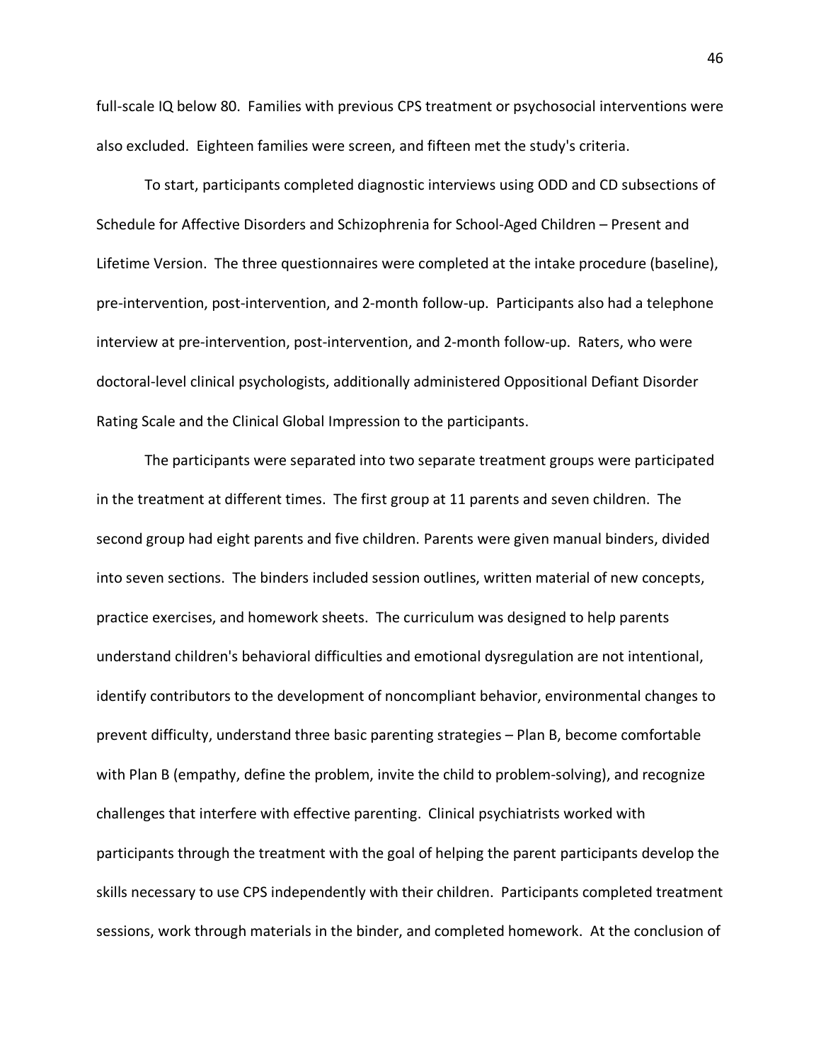full-scale IQ below 80. Families with previous CPS treatment or psychosocial interventions were also excluded. Eighteen families were screen, and fifteen met the study's criteria.

To start, participants completed diagnostic interviews using ODD and CD subsections of Schedule for Affective Disorders and Schizophrenia for School-Aged Children – Present and Lifetime Version. The three questionnaires were completed at the intake procedure (baseline), pre-intervention, post-intervention, and 2-month follow-up. Participants also had a telephone interview at pre-intervention, post-intervention, and 2-month follow-up. Raters, who were doctoral-level clinical psychologists, additionally administered Oppositional Defiant Disorder Rating Scale and the Clinical Global Impression to the participants.

The participants were separated into two separate treatment groups were participated in the treatment at different times. The first group at 11 parents and seven children. The second group had eight parents and five children. Parents were given manual binders, divided into seven sections. The binders included session outlines, written material of new concepts, practice exercises, and homework sheets. The curriculum was designed to help parents understand children's behavioral difficulties and emotional dysregulation are not intentional, identify contributors to the development of noncompliant behavior, environmental changes to prevent difficulty, understand three basic parenting strategies – Plan B, become comfortable with Plan B (empathy, define the problem, invite the child to problem-solving), and recognize challenges that interfere with effective parenting. Clinical psychiatrists worked with participants through the treatment with the goal of helping the parent participants develop the skills necessary to use CPS independently with their children. Participants completed treatment sessions, work through materials in the binder, and completed homework. At the conclusion of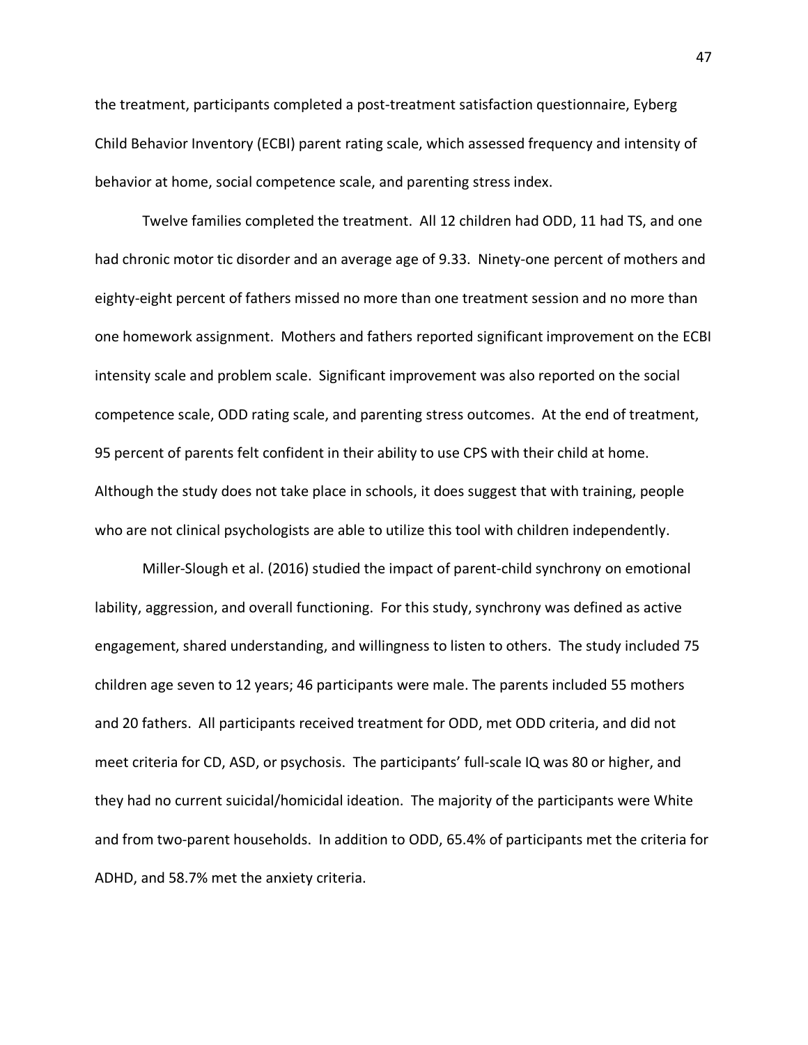the treatment, participants completed a post-treatment satisfaction questionnaire, Eyberg Child Behavior Inventory (ECBI) parent rating scale, which assessed frequency and intensity of behavior at home, social competence scale, and parenting stress index.

Twelve families completed the treatment. All 12 children had ODD, 11 had TS, and one had chronic motor tic disorder and an average age of 9.33. Ninety-one percent of mothers and eighty-eight percent of fathers missed no more than one treatment session and no more than one homework assignment. Mothers and fathers reported significant improvement on the ECBI intensity scale and problem scale. Significant improvement was also reported on the social competence scale, ODD rating scale, and parenting stress outcomes. At the end of treatment, 95 percent of parents felt confident in their ability to use CPS with their child at home. Although the study does not take place in schools, it does suggest that with training, people who are not clinical psychologists are able to utilize this tool with children independently.

Miller-Slough et al. (2016) studied the impact of parent-child synchrony on emotional lability, aggression, and overall functioning. For this study, synchrony was defined as active engagement, shared understanding, and willingness to listen to others. The study included 75 children age seven to 12 years; 46 participants were male. The parents included 55 mothers and 20 fathers. All participants received treatment for ODD, met ODD criteria, and did not meet criteria for CD, ASD, or psychosis. The participants' full-scale IQ was 80 or higher, and they had no current suicidal/homicidal ideation. The majority of the participants were White and from two-parent households. In addition to ODD, 65.4% of participants met the criteria for ADHD, and 58.7% met the anxiety criteria.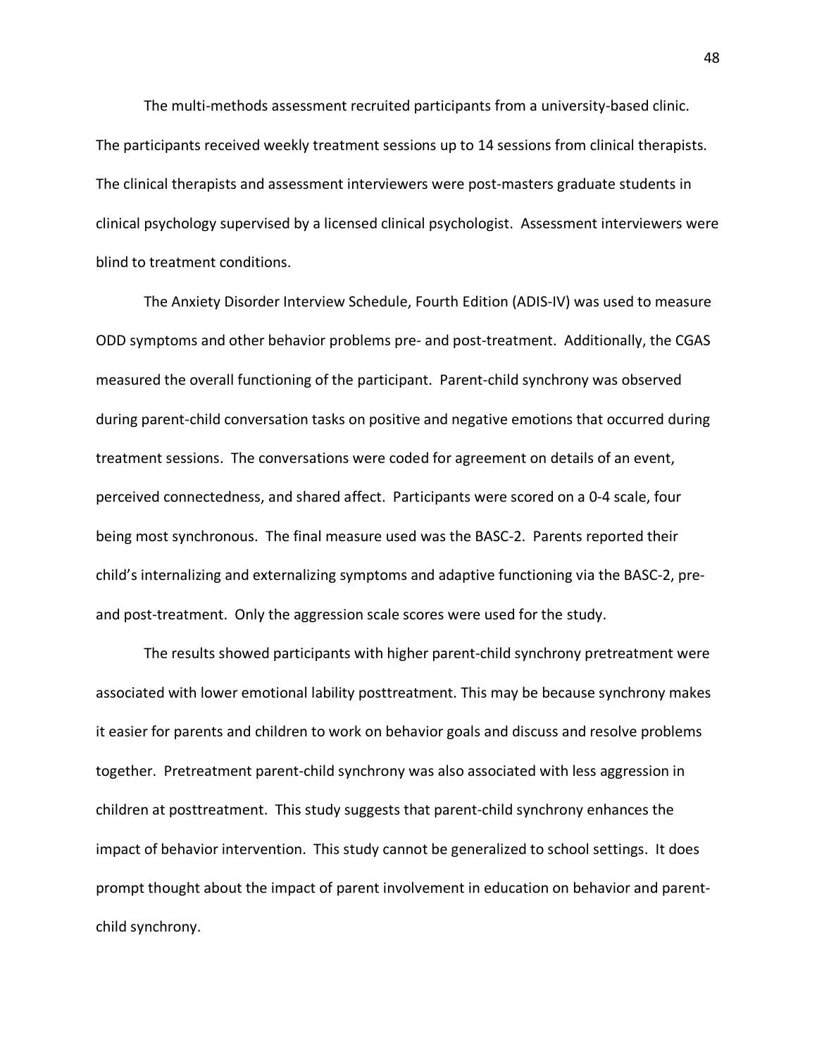The multi-methods assessment recruited participants from a university-based clinic. The participants received weekly treatment sessions up to 14 sessions from clinical therapists. The clinical therapists and assessment interviewers were post-masters graduate students in clinical psychology supervised by a licensed clinical psychologist. Assessment interviewers were blind to treatment conditions.

The Anxiety Disorder Interview Schedule, Fourth Edition (ADIS-IV) was used to measure ODD symptoms and other behavior problems pre- and post-treatment. Additionally, the CGAS measured the overall functioning of the participant. Parent-child synchrony was observed during parent-child conversation tasks on positive and negative emotions that occurred during treatment sessions. The conversations were coded for agreement on details of an event, perceived connectedness, and shared affect. Participants were scored on a 0-4 scale, four being most synchronous. The final measure used was the BASC-2. Parents reported their child's internalizing and externalizing symptoms and adaptive functioning via the BASC-2, pre- and post-treatment. Only the aggression scale scores were used for the study.

The results showed participants with higher parent-child synchrony pretreatment were associated with lower emotional lability posttreatment. This may be because synchrony makes it easier for parents and children to work on behavior goals and discuss and resolve problems together. Pretreatment parent-child synchrony was also associated with less aggression in children at posttreatment. This study suggests that parent-child synchrony enhances the impact of behavior intervention. This study cannot be generalized to school settings. It does prompt thought about the impact of parent involvement in education on behavior and parent-child synchrony.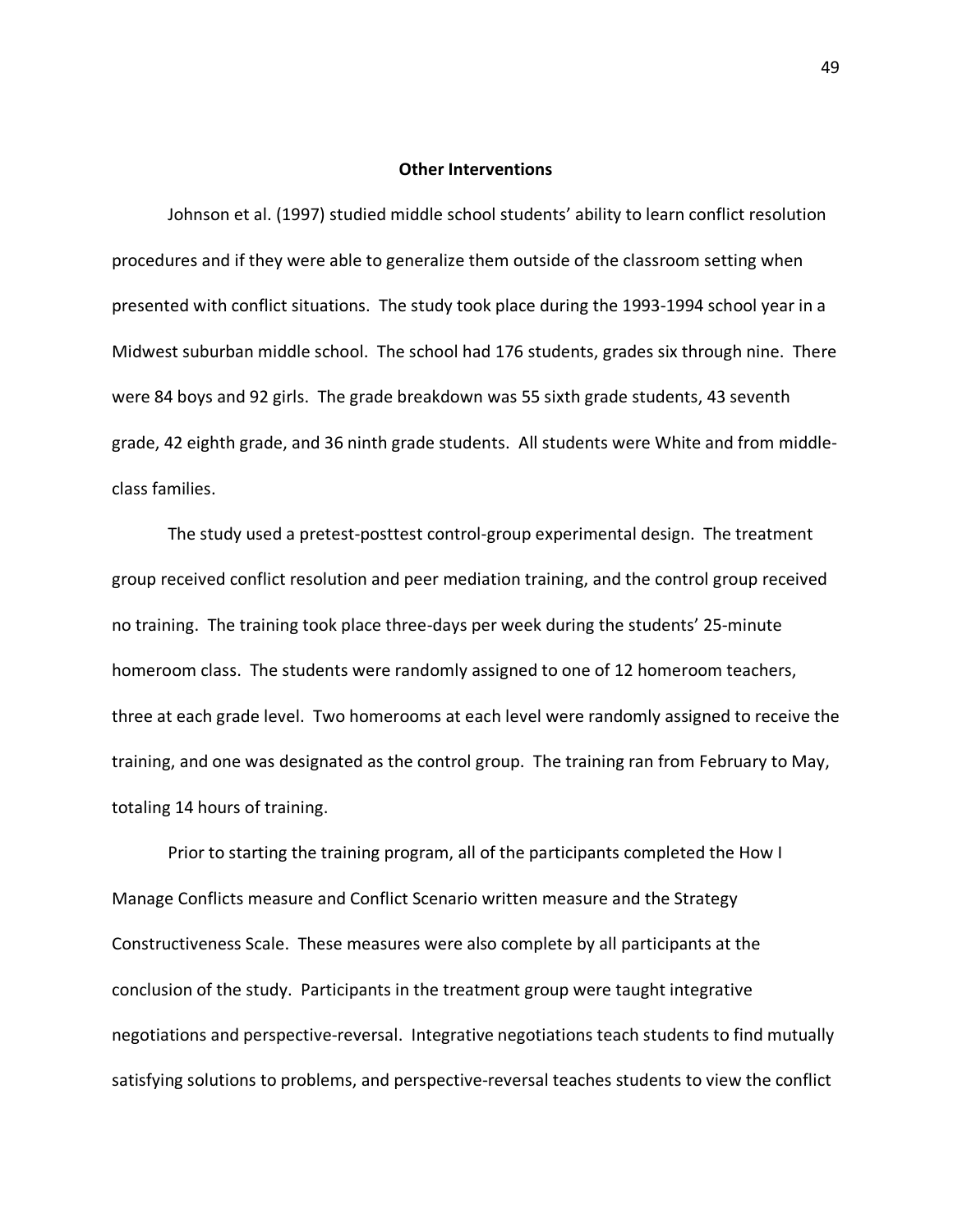## Other Interventions

Johnson et al. (1997) studied middle school students' ability to learn conflict resolution procedures and if they were able to generalize them outside of the classroom setting when presented with conflict situations. The study took place during the 1993-1994 school year in a Midwest suburban middle school. The school had 176 students, grades six through nine. There were 84 boys and 92 girls. The grade breakdown was 55 sixth grade students, 43 seventh grade, 42 eighth grade, and 36 ninth grade students. All students were White and from middle-class families.

The study used a pretest-posttest control-group experimental design. The treatment group received conflict resolution and peer mediation training, and the control group received no training. The training took place three-days per week during the students' 25-minute homeroom class. The students were randomly assigned to one of 12 homeroom teachers, three at each grade level. Two homerooms at each level were randomly assigned to receive the training, and one was designated as the control group. The training ran from February to May, totaling 14 hours of training.

Prior to starting the training program, all of the participants completed the How I Manage Conflicts measure and Conflict Scenario written measure and the Strategy Constructiveness Scale. These measures were also complete by all participants at the conclusion of the study. Participants in the treatment group were taught integrative negotiations and perspective-reversal. Integrative negotiations teach students to find mutually satisfying solutions to problems, and perspective-reversal teaches students to view the conflict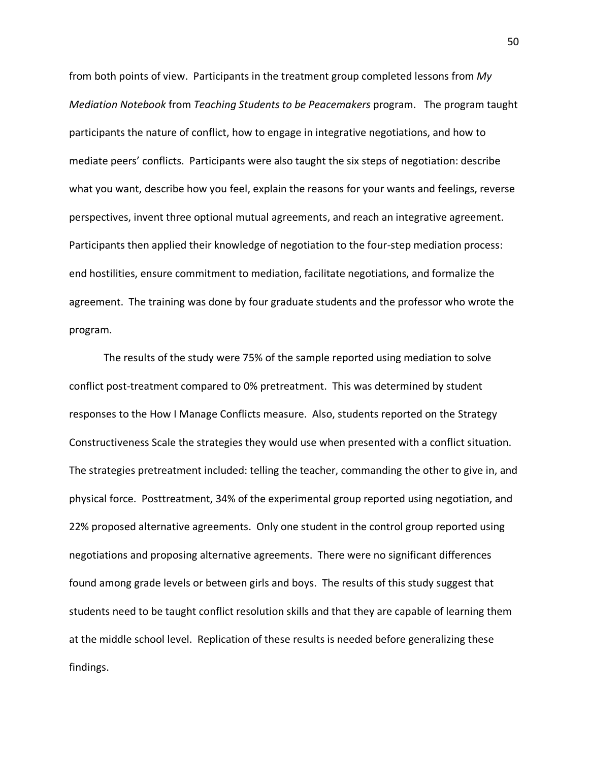from both points of view. Participants in the treatment group completed lessons from *My Mediation Notebook* from *Teaching Students to be Peacemakers* program. The program taught participants the nature of conflict, how to engage in integrative negotiations, and how to mediate peers' conflicts. Participants were also taught the six steps of negotiation: describe what you want, describe how you feel, explain the reasons for your wants and feelings, reverse perspectives, invent three optional mutual agreements, and reach an integrative agreement. Participants then applied their knowledge of negotiation to the four-step mediation process: end hostilities, ensure commitment to mediation, facilitate negotiations, and formalize the agreement. The training was done by four graduate students and the professor who wrote the program.

The results of the study were 75% of the sample reported using mediation to solve conflict post-treatment compared to 0% pretreatment. This was determined by student responses to the How I Manage Conflicts measure. Also, students reported on the Strategy Constructiveness Scale the strategies they would use when presented with a conflict situation. The strategies pretreatment included: telling the teacher, commanding the other to give in, and physical force. Posttreatment, 34% of the experimental group reported using negotiation, and 22% proposed alternative agreements. Only one student in the control group reported using negotiations and proposing alternative agreements. There were no significant differences found among grade levels or between girls and boys. The results of this study suggest that students need to be taught conflict resolution skills and that they are capable of learning them at the middle school level. Replication of these results is needed before generalizing these findings.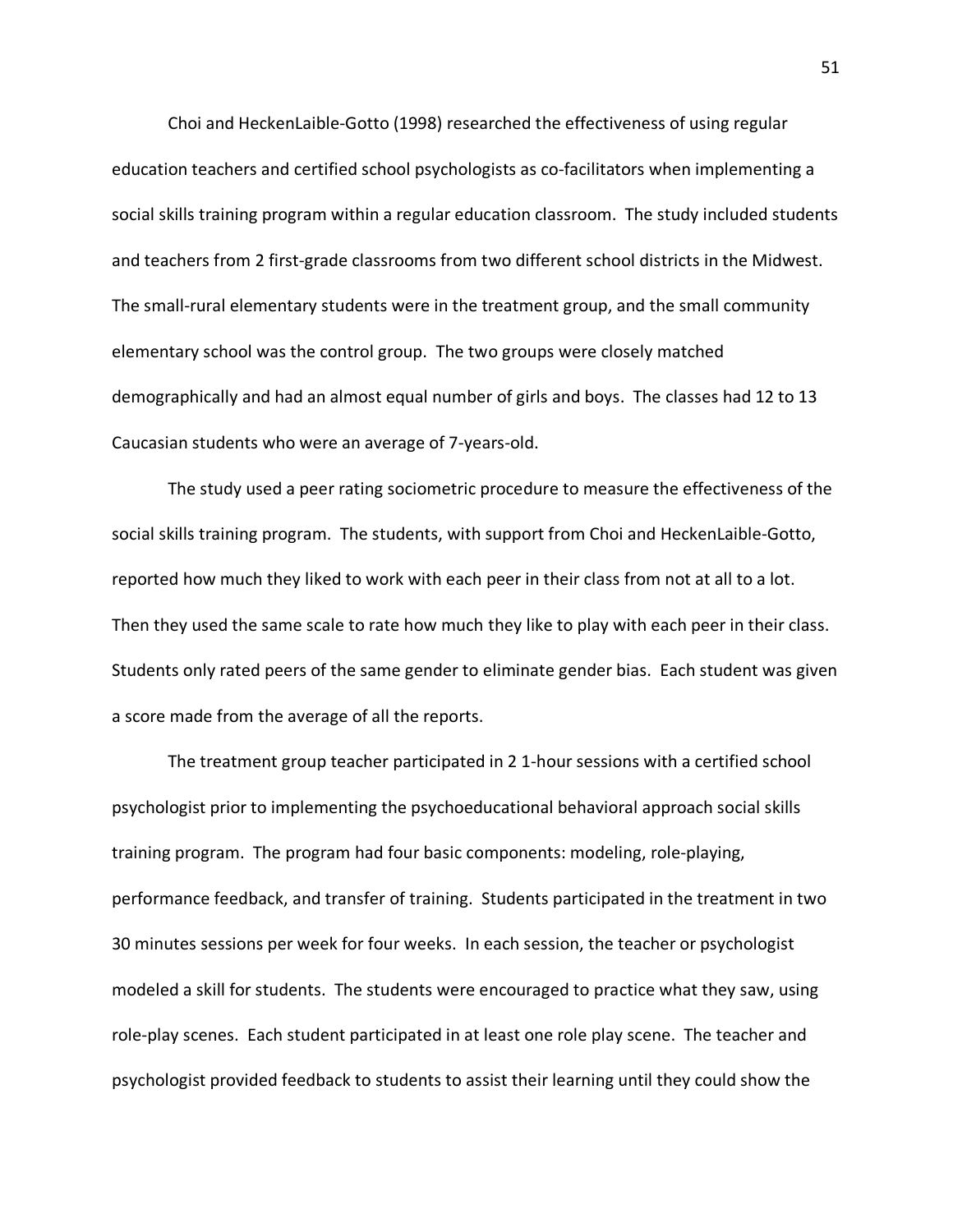Choi and HeckenLaible-Gotto (1998) researched the effectiveness of using regular education teachers and certified school psychologists as co-facilitators when implementing a social skills training program within a regular education classroom. The study included students and teachers from 2 first-grade classrooms from two different school districts in the Midwest. The small-rural elementary students were in the treatment group, and the small community elementary school was the control group. The two groups were closely matched demographically and had an almost equal number of girls and boys. The classes had 12 to 13 Caucasian students who were an average of 7-years-old.

The study used a peer rating sociometric procedure to measure the effectiveness of the social skills training program. The students, with support from Choi and HeckenLaible-Gotto, reported how much they liked to work with each peer in their class from not at all to a lot. Then they used the same scale to rate how much they like to play with each peer in their class. Students only rated peers of the same gender to eliminate gender bias. Each student was given a score made from the average of all the reports.

The treatment group teacher participated in 2 1-hour sessions with a certified school psychologist prior to implementing the psychoeducational behavioral approach social skills training program. The program had four basic components: modeling, role-playing, performance feedback, and transfer of training. Students participated in the treatment in two 30 minutes sessions per week for four weeks. In each session, the teacher or psychologist modeled a skill for students. The students were encouraged to practice what they saw, using role-play scenes. Each student participated in at least one role play scene. The teacher and psychologist provided feedback to students to assist their learning until they could show the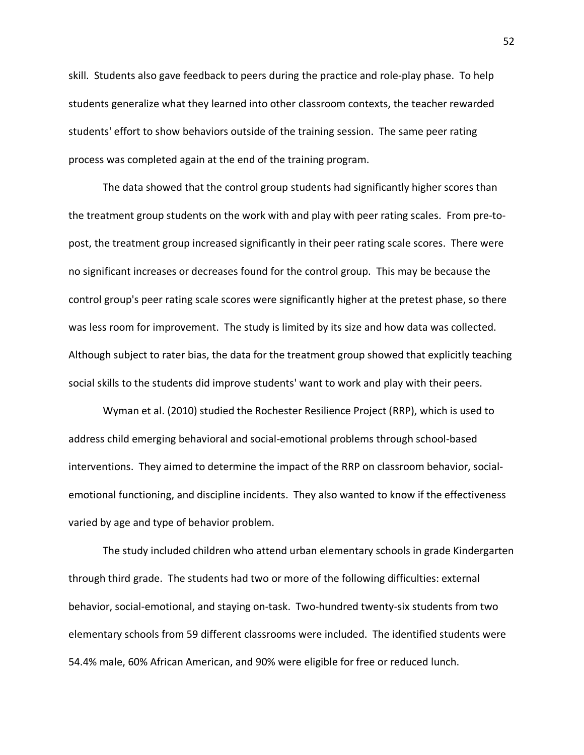skill. Students also gave feedback to peers during the practice and role-play phase. To help students generalize what they learned into other classroom contexts, the teacher rewarded students' effort to show behaviors outside of the training session. The same peer rating process was completed again at the end of the training program.

The data showed that the control group students had significantly higher scores than the treatment group students on the work with and play with peer rating scales. From pre-to-post, the treatment group increased significantly in their peer rating scale scores. There were no significant increases or decreases found for the control group. This may be because the control group's peer rating scale scores were significantly higher at the pretest phase, so there was less room for improvement. The study is limited by its size and how data was collected. Although subject to rater bias, the data for the treatment group showed that explicitly teaching social skills to the students did improve students' want to work and play with their peers.

Wyman et al. (2010) studied the Rochester Resilience Project (RRP), which is used to address child emerging behavioral and social-emotional problems through school-based interventions. They aimed to determine the impact of the RRP on classroom behavior, social-emotional functioning, and discipline incidents. They also wanted to know if the effectiveness varied by age and type of behavior problem.

The study included children who attend urban elementary schools in grade Kindergarten through third grade. The students had two or more of the following difficulties: external behavior, social-emotional, and staying on-task. Two-hundred twenty-six students from two elementary schools from 59 different classrooms were included. The identified students were 54.4% male, 60% African American, and 90% were eligible for free or reduced lunch.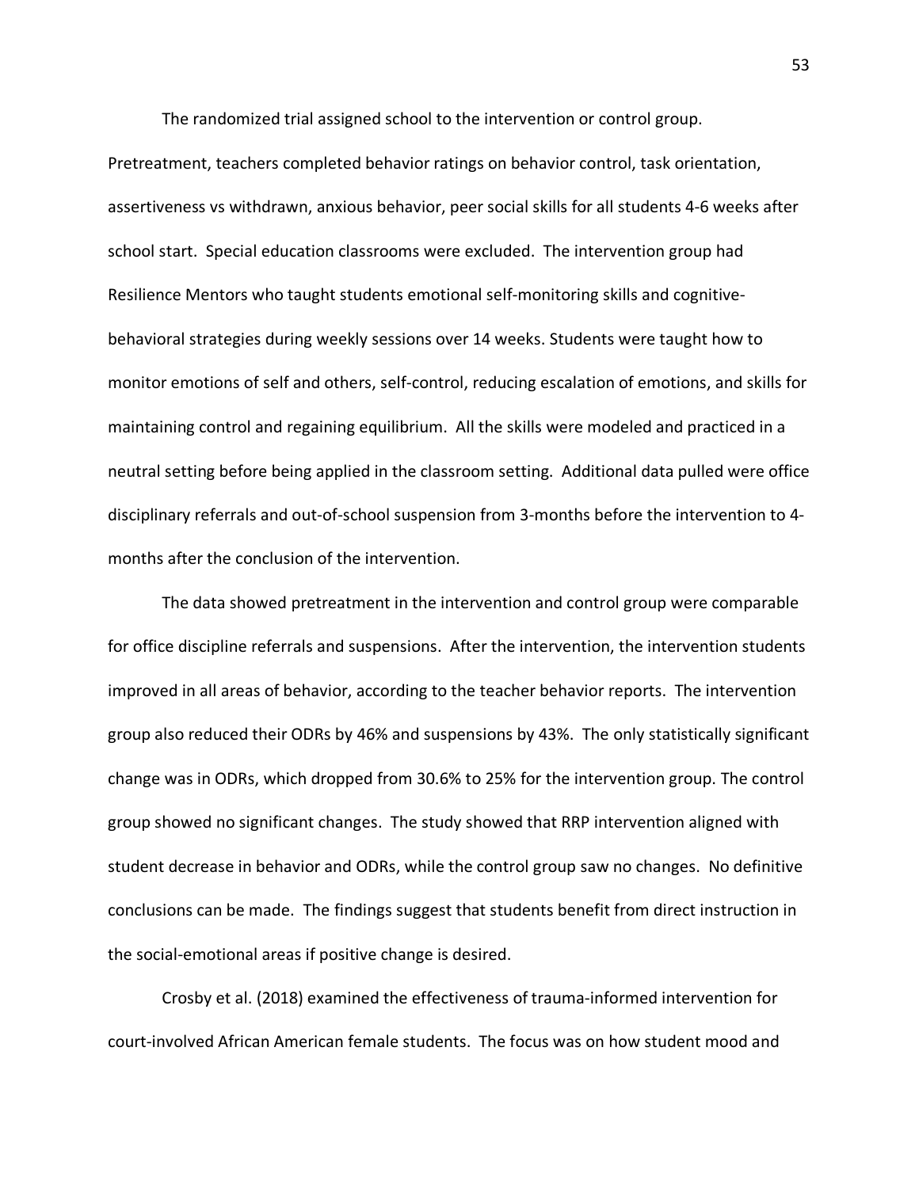The randomized trial assigned school to the intervention or control group. Pretreatment, teachers completed behavior ratings on behavior control, task orientation, assertiveness vs withdrawn, anxious behavior, peer social skills for all students 4-6 weeks after school start. Special education classrooms were excluded. The intervention group had Resilience Mentors who taught students emotional self-monitoring skills and cognitive-behavioral strategies during weekly sessions over 14 weeks. Students were taught how to monitor emotions of self and others, self-control, reducing escalation of emotions, and skills for maintaining control and regaining equilibrium. All the skills were modeled and practiced in a neutral setting before being applied in the classroom setting. Additional data pulled were office disciplinary referrals and out-of-school suspension from 3-months before the intervention to 4-months after the conclusion of the intervention.

The data showed pretreatment in the intervention and control group were comparable for office discipline referrals and suspensions. After the intervention, the intervention students improved in all areas of behavior, according to the teacher behavior reports. The intervention group also reduced their ODRs by 46% and suspensions by 43%. The only statistically significant change was in ODRs, which dropped from 30.6% to 25% for the intervention group. The control group showed no significant changes. The study showed that RRP intervention aligned with student decrease in behavior and ODRs, while the control group saw no changes. No definitive conclusions can be made. The findings suggest that students benefit from direct instruction in the social-emotional areas if positive change is desired.

Crosby et al. (2018) examined the effectiveness of trauma-informed intervention for court-involved African American female students. The focus was on how student mood and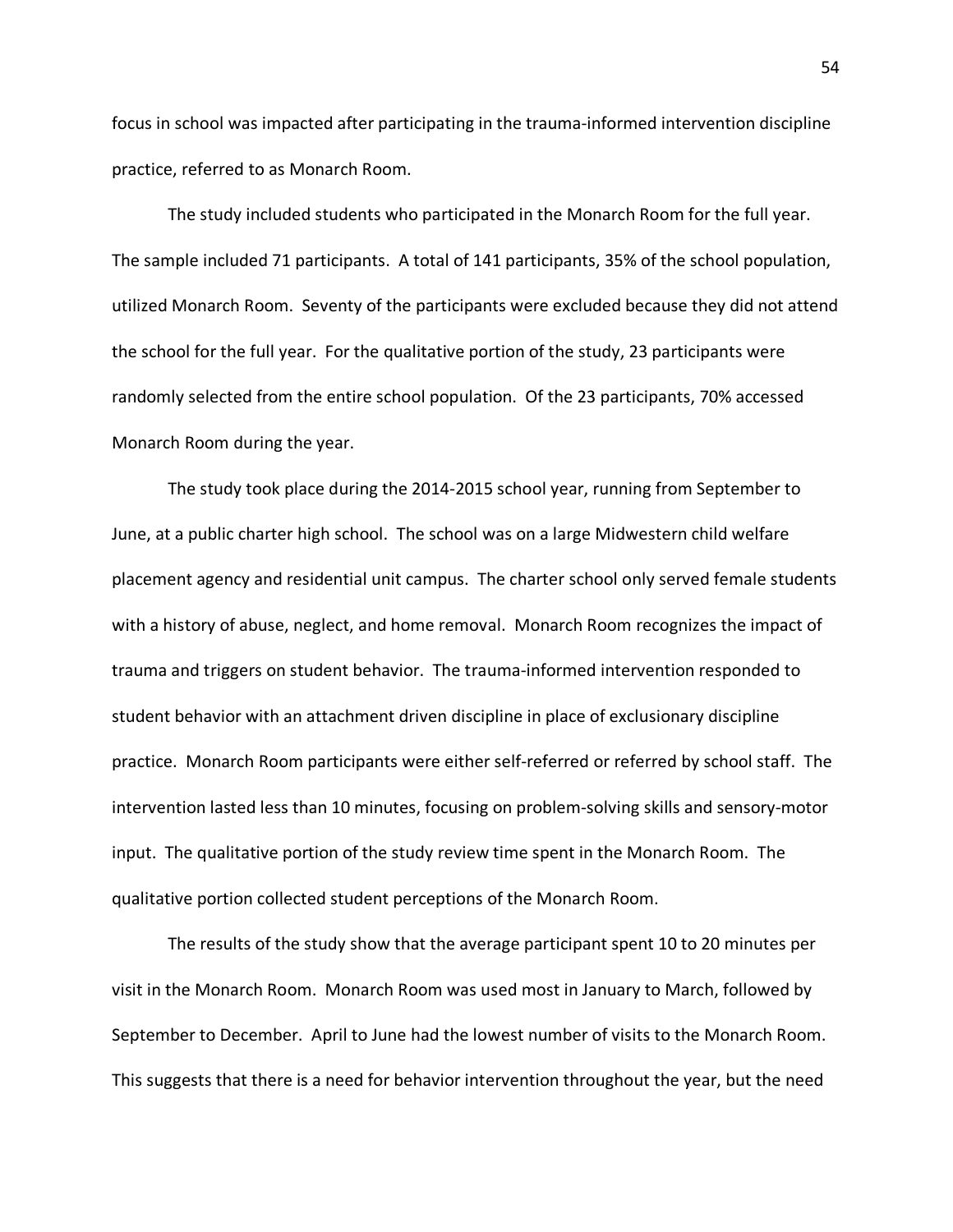focus in school was impacted after participating in the trauma-informed intervention discipline practice, referred to as Monarch Room.

The study included students who participated in the Monarch Room for the full year. The sample included 71 participants. A total of 141 participants, 35% of the school population, utilized Monarch Room. Seventy of the participants were excluded because they did not attend the school for the full year. For the qualitative portion of the study, 23 participants were randomly selected from the entire school population. Of the 23 participants, 70% accessed Monarch Room during the year.

The study took place during the 2014-2015 school year, running from September to June, at a public charter high school. The school was on a large Midwestern child welfare placement agency and residential unit campus. The charter school only served female students with a history of abuse, neglect, and home removal. Monarch Room recognizes the impact of trauma and triggers on student behavior. The trauma-informed intervention responded to student behavior with an attachment driven discipline in place of exclusionary discipline practice. Monarch Room participants were either self-referred or referred by school staff. The intervention lasted less than 10 minutes, focusing on problem-solving skills and sensory-motor input. The qualitative portion of the study review time spent in the Monarch Room. The qualitative portion collected student perceptions of the Monarch Room.

The results of the study show that the average participant spent 10 to 20 minutes per visit in the Monarch Room. Monarch Room was used most in January to March, followed by September to December. April to June had the lowest number of visits to the Monarch Room. This suggests that there is a need for behavior intervention throughout the year, but the need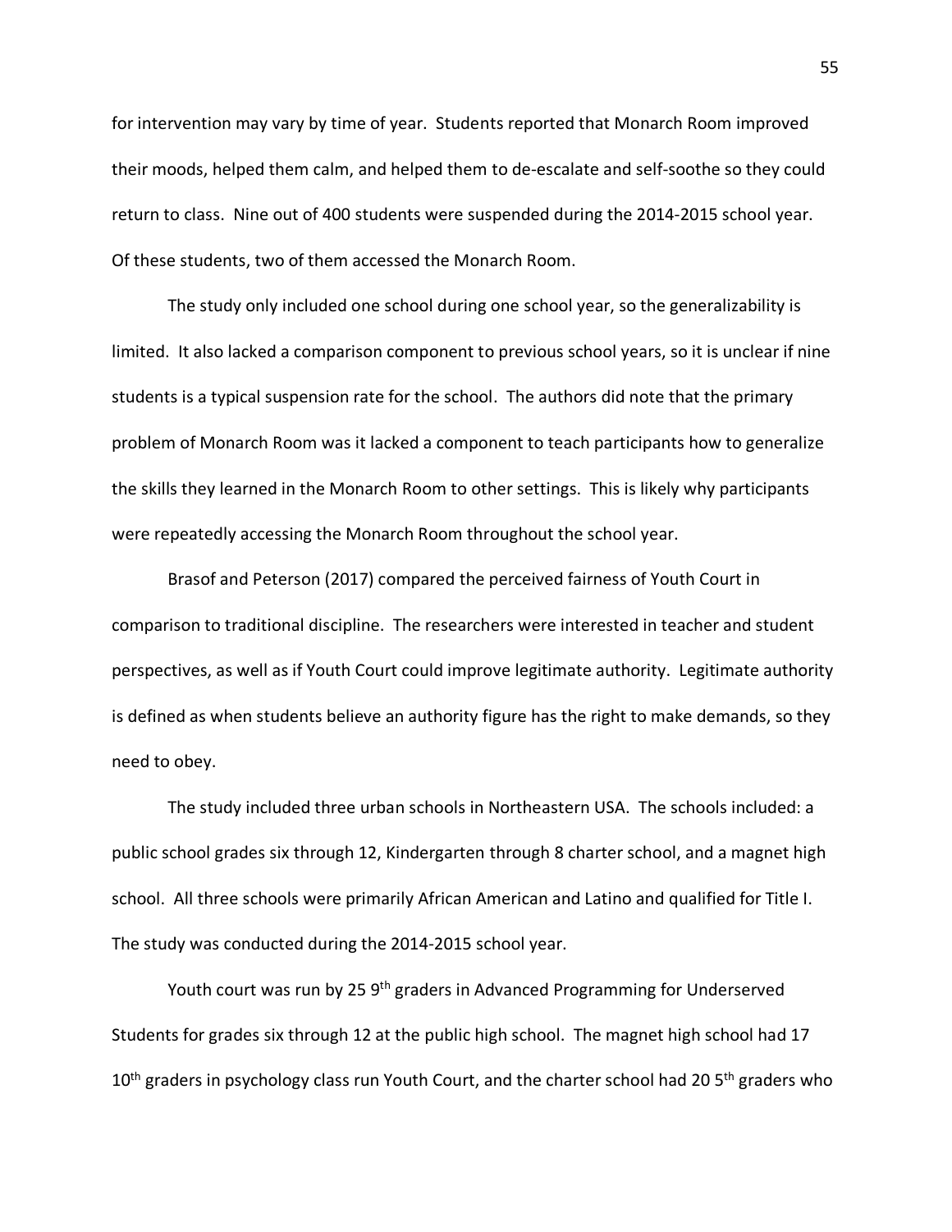for intervention may vary by time of year. Students reported that Monarch Room improved their moods, helped them calm, and helped them to de-escalate and self-soothe so they could return to class. Nine out of 400 students were suspended during the 2014-2015 school year. Of these students, two of them accessed the Monarch Room.

The study only included one school during one school year, so the generalizability is limited. It also lacked a comparison component to previous school years, so it is unclear if nine students is a typical suspension rate for the school. The authors did note that the primary problem of Monarch Room was it lacked a component to teach participants how to generalize the skills they learned in the Monarch Room to other settings. This is likely why participants were repeatedly accessing the Monarch Room throughout the school year.

Brasof and Peterson (2017) compared the perceived fairness of Youth Court in comparison to traditional discipline. The researchers were interested in teacher and student perspectives, as well as if Youth Court could improve legitimate authority. Legitimate authority is defined as when students believe an authority figure has the right to make demands, so they need to obey.

The study included three urban schools in Northeastern USA. The schools included: a public school grades six through 12, Kindergarten through 8 charter school, and a magnet high school. All three schools were primarily African American and Latino and qualified for Title I. The study was conducted during the 2014-2015 school year.

Youth court was run by 25 9th graders in Advanced Programming for Underserved Students for grades six through 12 at the public high school. The magnet high school had 17 10th graders in psychology class run Youth Court, and the charter school had 20 5th graders who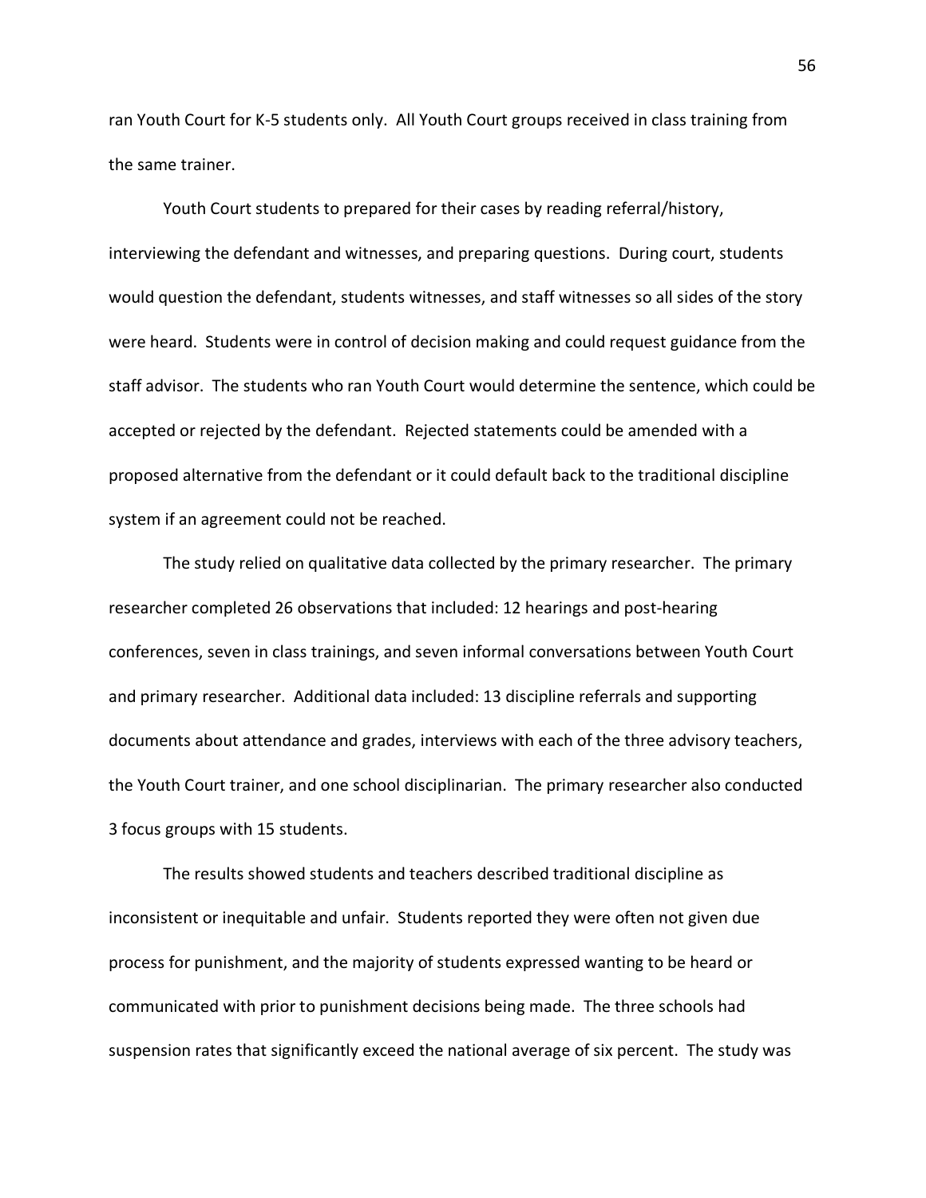ran Youth Court for K-5 students only. All Youth Court groups received in class training from the same trainer.

Youth Court students to prepared for their cases by reading referral/history, interviewing the defendant and witnesses, and preparing questions. During court, students would question the defendant, students witnesses, and staff witnesses so all sides of the story were heard. Students were in control of decision making and could request guidance from the staff advisor. The students who ran Youth Court would determine the sentence, which could be accepted or rejected by the defendant. Rejected statements could be amended with a proposed alternative from the defendant or it could default back to the traditional discipline system if an agreement could not be reached.

The study relied on qualitative data collected by the primary researcher. The primary researcher completed 26 observations that included: 12 hearings and post-hearing conferences, seven in class trainings, and seven informal conversations between Youth Court and primary researcher. Additional data included: 13 discipline referrals and supporting documents about attendance and grades, interviews with each of the three advisory teachers, the Youth Court trainer, and one school disciplinarian. The primary researcher also conducted 3 focus groups with 15 students.

The results showed students and teachers described traditional discipline as inconsistent or inequitable and unfair. Students reported they were often not given due process for punishment, and the majority of students expressed wanting to be heard or communicated with prior to punishment decisions being made. The three schools had suspension rates that significantly exceed the national average of six percent. The study was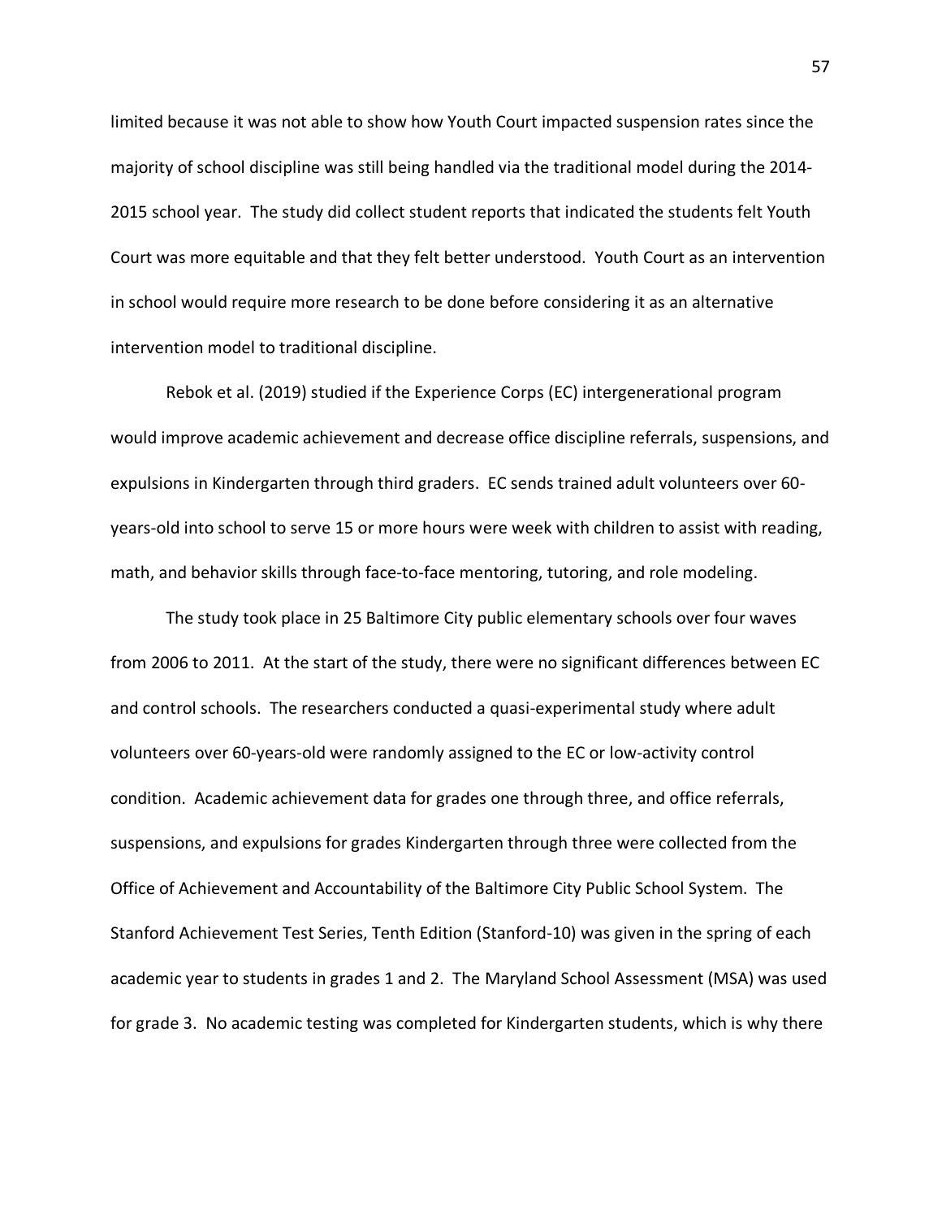limited because it was not able to show how Youth Court impacted suspension rates since the majority of school discipline was still being handled via the traditional model during the 2014-2015 school year. The study did collect student reports that indicated the students felt Youth Court was more equitable and that they felt better understood. Youth Court as an intervention in school would require more research to be done before considering it as an alternative intervention model to traditional discipline.

Rebok et al. (2019) studied if the Experience Corps (EC) intergenerational program would improve academic achievement and decrease office discipline referrals, suspensions, and expulsions in Kindergarten through third graders. EC sends trained adult volunteers over 60-years-old into school to serve 15 or more hours were week with children to assist with reading, math, and behavior skills through face-to-face mentoring, tutoring, and role modeling.

The study took place in 25 Baltimore City public elementary schools over four waves from 2006 to 2011. At the start of the study, there were no significant differences between EC and control schools. The researchers conducted a quasi-experimental study where adult volunteers over 60-years-old were randomly assigned to the EC or low-activity control condition. Academic achievement data for grades one through three, and office referrals, suspensions, and expulsions for grades Kindergarten through three were collected from the Office of Achievement and Accountability of the Baltimore City Public School System. The Stanford Achievement Test Series, Tenth Edition (Stanford-10) was given in the spring of each academic year to students in grades 1 and 2. The Maryland School Assessment (MSA) was used for grade 3. No academic testing was completed for Kindergarten students, which is why there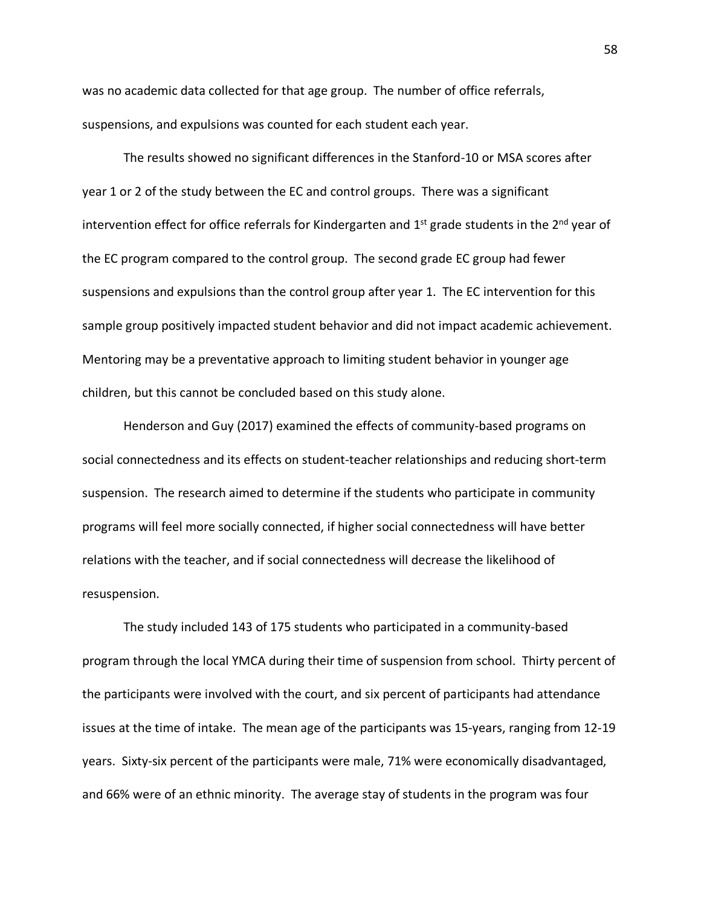was no academic data collected for that age group. The number of office referrals, suspensions, and expulsions was counted for each student each year.

The results showed no significant differences in the Stanford-10 or MSA scores after year 1 or 2 of the study between the EC and control groups. There was a significant intervention effect for office referrals for Kindergarten and 1st grade students in the 2nd year of the EC program compared to the control group. The second grade EC group had fewer suspensions and expulsions than the control group after year 1. The EC intervention for this sample group positively impacted student behavior and did not impact academic achievement. Mentoring may be a preventative approach to limiting student behavior in younger age children, but this cannot be concluded based on this study alone.

Henderson and Guy (2017) examined the effects of community-based programs on social connectedness and its effects on student-teacher relationships and reducing short-term suspension. The research aimed to determine if the students who participate in community programs will feel more socially connected, if higher social connectedness will have better relations with the teacher, and if social connectedness will decrease the likelihood of resuspension.

The study included 143 of 175 students who participated in a community-based program through the local YMCA during their time of suspension from school. Thirty percent of the participants were involved with the court, and six percent of participants had attendance issues at the time of intake. The mean age of the participants was 15-years, ranging from 12-19 years. Sixty-six percent of the participants were male, 71% were economically disadvantaged, and 66% were of an ethnic minority. The average stay of students in the program was four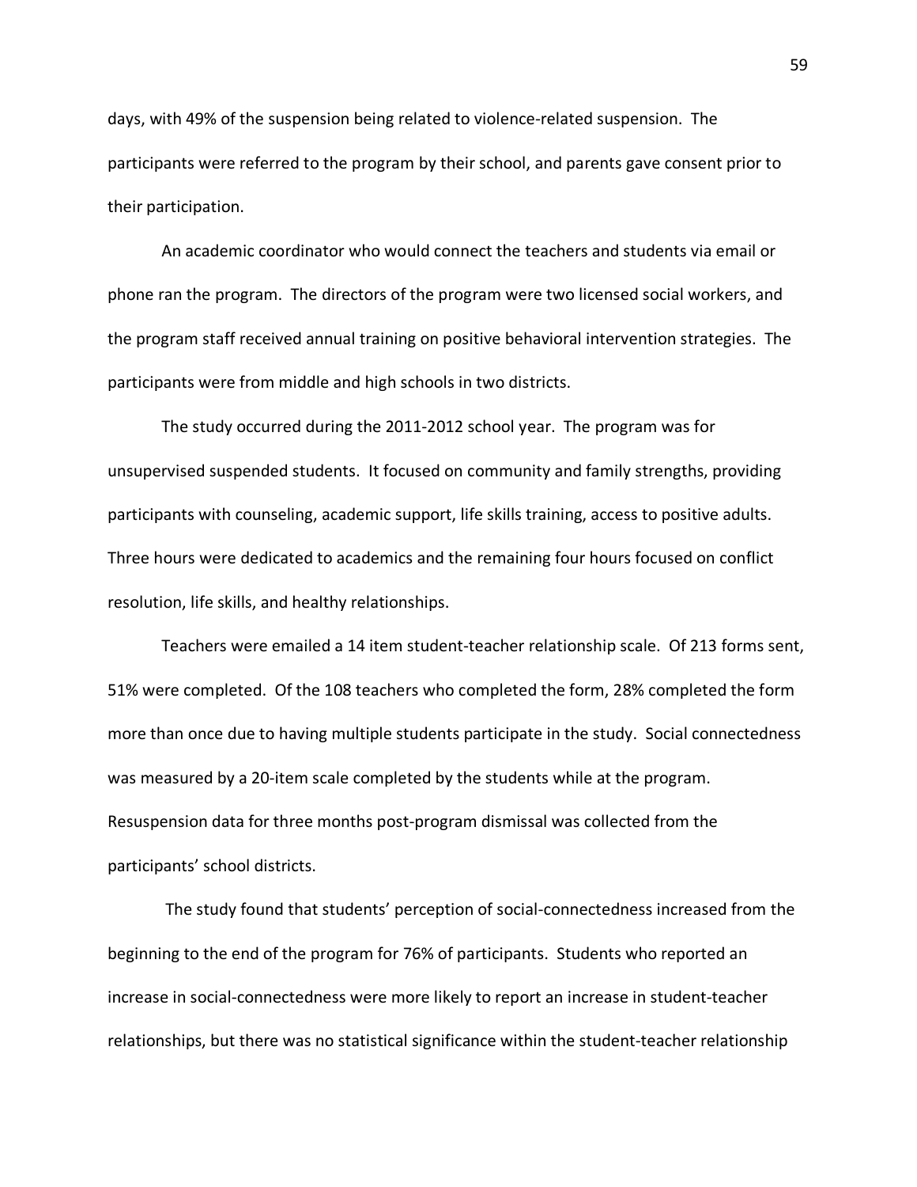days, with 49% of the suspension being related to violence-related suspension. The participants were referred to the program by their school, and parents gave consent prior to their participation.

An academic coordinator who would connect the teachers and students via email or phone ran the program. The directors of the program were two licensed social workers, and the program staff received annual training on positive behavioral intervention strategies. The participants were from middle and high schools in two districts.

The study occurred during the 2011-2012 school year. The program was for unsupervised suspended students. It focused on community and family strengths, providing participants with counseling, academic support, life skills training, access to positive adults. Three hours were dedicated to academics and the remaining four hours focused on conflict resolution, life skills, and healthy relationships.

Teachers were emailed a 14 item student-teacher relationship scale. Of 213 forms sent, 51% were completed. Of the 108 teachers who completed the form, 28% completed the form more than once due to having multiple students participate in the study. Social connectedness was measured by a 20-item scale completed by the students while at the program. Resuspension data for three months post-program dismissal was collected from the participants' school districts.

The study found that students' perception of social-connectedness increased from the beginning to the end of the program for 76% of participants. Students who reported an increase in social-connectedness were more likely to report an increase in student-teacher relationships, but there was no statistical significance within the student-teacher relationship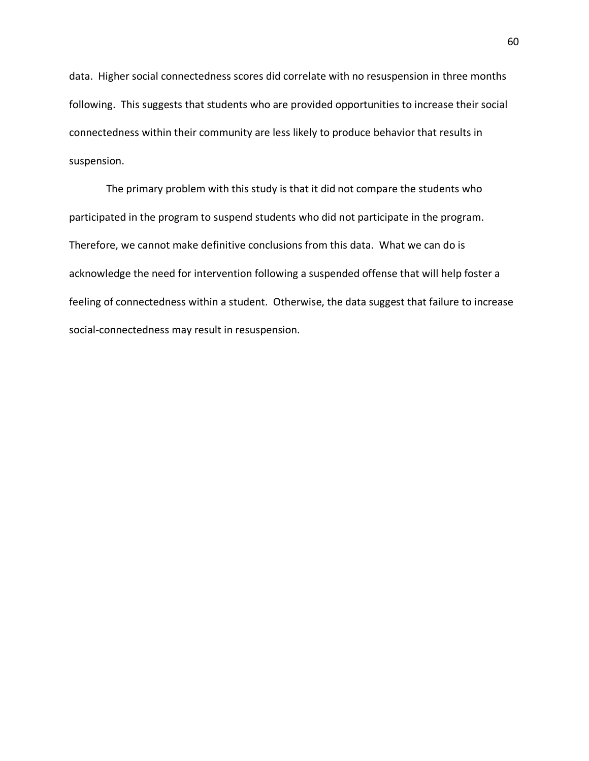data. Higher social connectedness scores did correlate with no resuspension in three months following. This suggests that students who are provided opportunities to increase their social connectedness within their community are less likely to produce behavior that results in suspension.

The primary problem with this study is that it did not compare the students who participated in the program to suspend students who did not participate in the program. Therefore, we cannot make definitive conclusions from this data. What we can do is acknowledge the need for intervention following a suspended offense that will help foster a feeling of connectedness within a student. Otherwise, the data suggest that failure to increase social-connectedness may result in resuspension.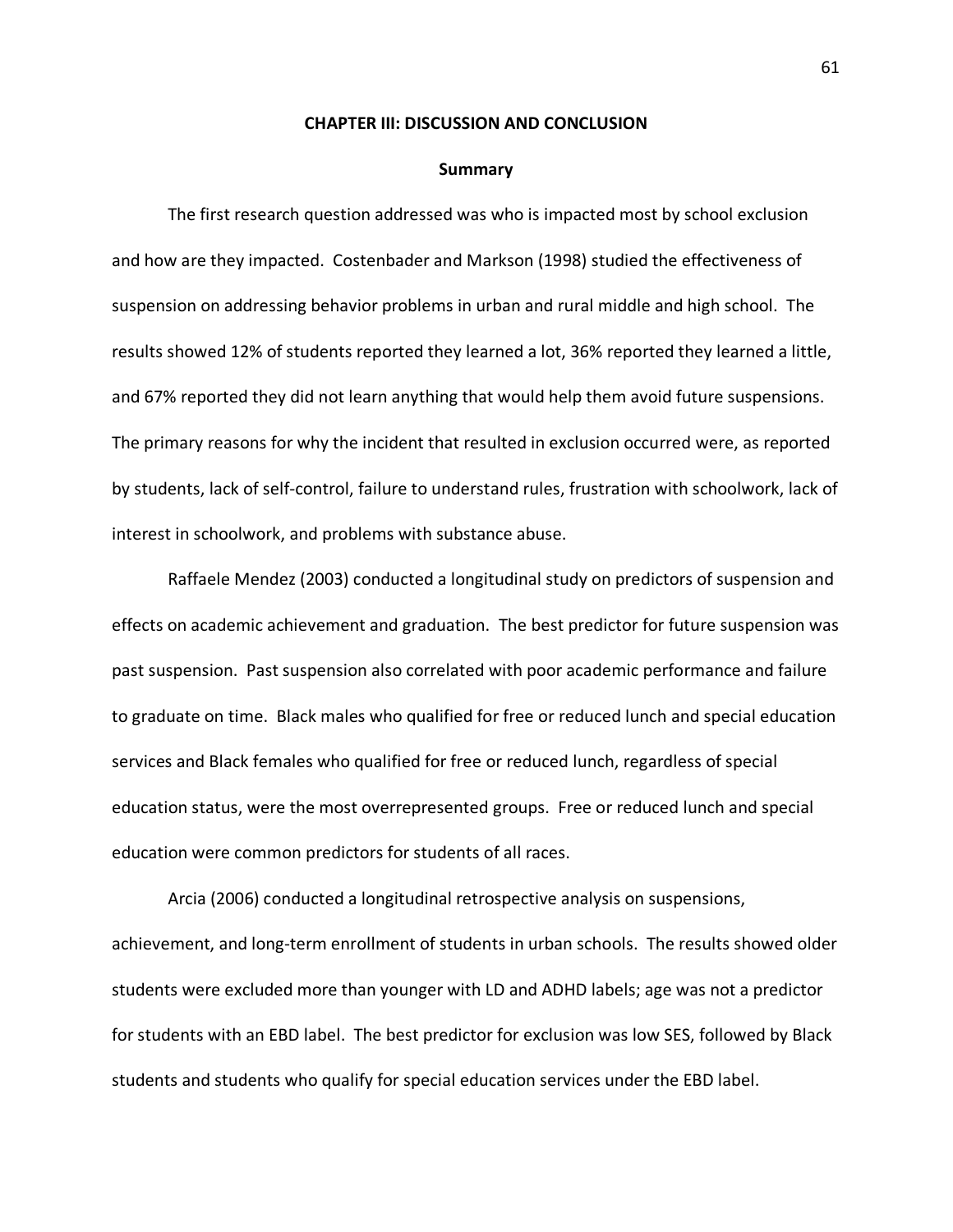# CHAPTER III: DISCUSSION AND CONCLUSION

## Summary

The first research question addressed was who is impacted most by school exclusion and how are they impacted. Costenbader and Markson (1998) studied the effectiveness of suspension on addressing behavior problems in urban and rural middle and high school. The results showed 12% of students reported they learned a lot, 36% reported they learned a little, and 67% reported they did not learn anything that would help them avoid future suspensions. The primary reasons for why the incident that resulted in exclusion occurred were, as reported by students, lack of self-control, failure to understand rules, frustration with schoolwork, lack of interest in schoolwork, and problems with substance abuse.

Raffaele Mendez (2003) conducted a longitudinal study on predictors of suspension and effects on academic achievement and graduation. The best predictor for future suspension was past suspension. Past suspension also correlated with poor academic performance and failure to graduate on time. Black males who qualified for free or reduced lunch and special education services and Black females who qualified for free or reduced lunch, regardless of special education status, were the most overrepresented groups. Free or reduced lunch and special education were common predictors for students of all races.

Arcia (2006) conducted a longitudinal retrospective analysis on suspensions, achievement, and long-term enrollment of students in urban schools. The results showed older students were excluded more than younger with LD and ADHD labels; age was not a predictor for students with an EBD label. The best predictor for exclusion was low SES, followed by Black students and students who qualify for special education services under the EBD label.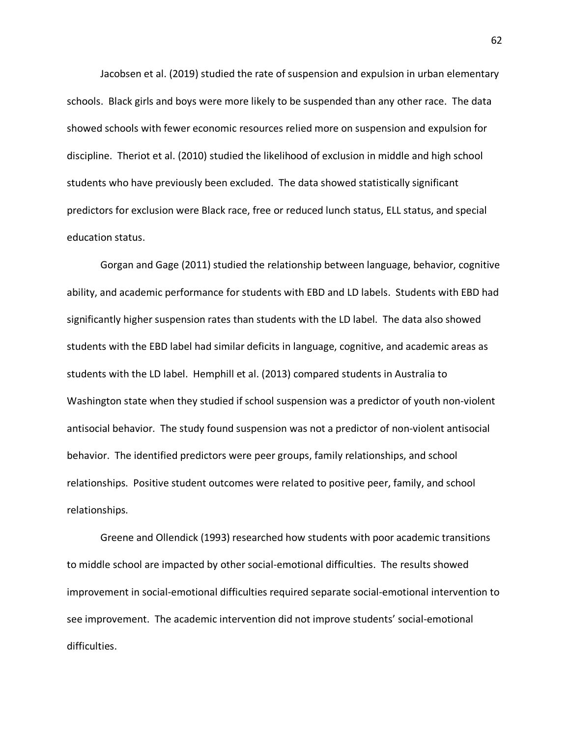Jacobsen et al. (2019) studied the rate of suspension and expulsion in urban elementary schools. Black girls and boys were more likely to be suspended than any other race. The data showed schools with fewer economic resources relied more on suspension and expulsion for discipline. Theriot et al. (2010) studied the likelihood of exclusion in middle and high school students who have previously been excluded. The data showed statistically significant predictors for exclusion were Black race, free or reduced lunch status, ELL status, and special education status.

Gorgan and Gage (2011) studied the relationship between language, behavior, cognitive ability, and academic performance for students with EBD and LD labels. Students with EBD had significantly higher suspension rates than students with the LD label. The data also showed students with the EBD label had similar deficits in language, cognitive, and academic areas as students with the LD label. Hemphill et al. (2013) compared students in Australia to Washington state when they studied if school suspension was a predictor of youth non-violent antisocial behavior. The study found suspension was not a predictor of non-violent antisocial behavior. The identified predictors were peer groups, family relationships, and school relationships. Positive student outcomes were related to positive peer, family, and school relationships.

Greene and Ollendick (1993) researched how students with poor academic transitions to middle school are impacted by other social-emotional difficulties. The results showed improvement in social-emotional difficulties required separate social-emotional intervention to see improvement. The academic intervention did not improve students' social-emotional difficulties.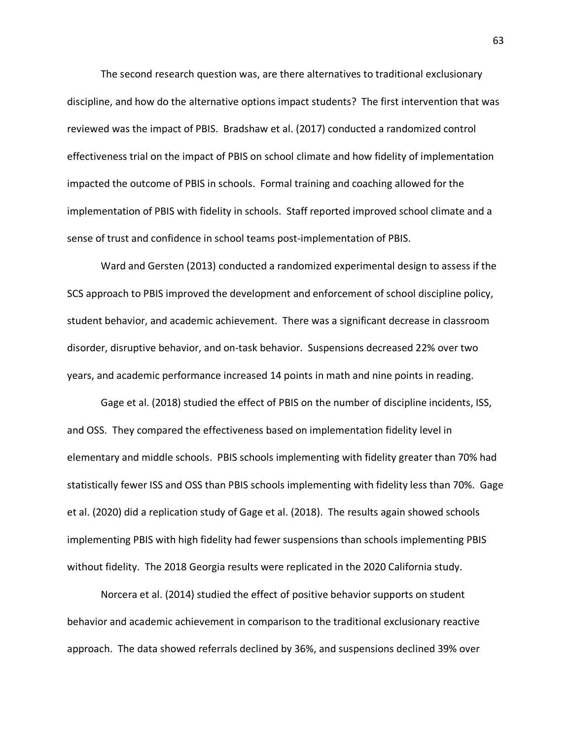The second research question was, are there alternatives to traditional exclusionary discipline, and how do the alternative options impact students? The first intervention that was reviewed was the impact of PBIS. Bradshaw et al. (2017) conducted a randomized control effectiveness trial on the impact of PBIS on school climate and how fidelity of implementation impacted the outcome of PBIS in schools. Formal training and coaching allowed for the implementation of PBIS with fidelity in schools. Staff reported improved school climate and a sense of trust and confidence in school teams post-implementation of PBIS.

Ward and Gersten (2013) conducted a randomized experimental design to assess if the SCS approach to PBIS improved the development and enforcement of school discipline policy, student behavior, and academic achievement. There was a significant decrease in classroom disorder, disruptive behavior, and on-task behavior. Suspensions decreased 22% over two years, and academic performance increased 14 points in math and nine points in reading.

Gage et al. (2018) studied the effect of PBIS on the number of discipline incidents, ISS, and OSS. They compared the effectiveness based on implementation fidelity level in elementary and middle schools. PBIS schools implementing with fidelity greater than 70% had statistically fewer ISS and OSS than PBIS schools implementing with fidelity less than 70%. Gage et al. (2020) did a replication study of Gage et al. (2018). The results again showed schools implementing PBIS with high fidelity had fewer suspensions than schools implementing PBIS without fidelity. The 2018 Georgia results were replicated in the 2020 California study.

Norcera et al. (2014) studied the effect of positive behavior supports on student behavior and academic achievement in comparison to the traditional exclusionary reactive approach. The data showed referrals declined by 36%, and suspensions declined 39% over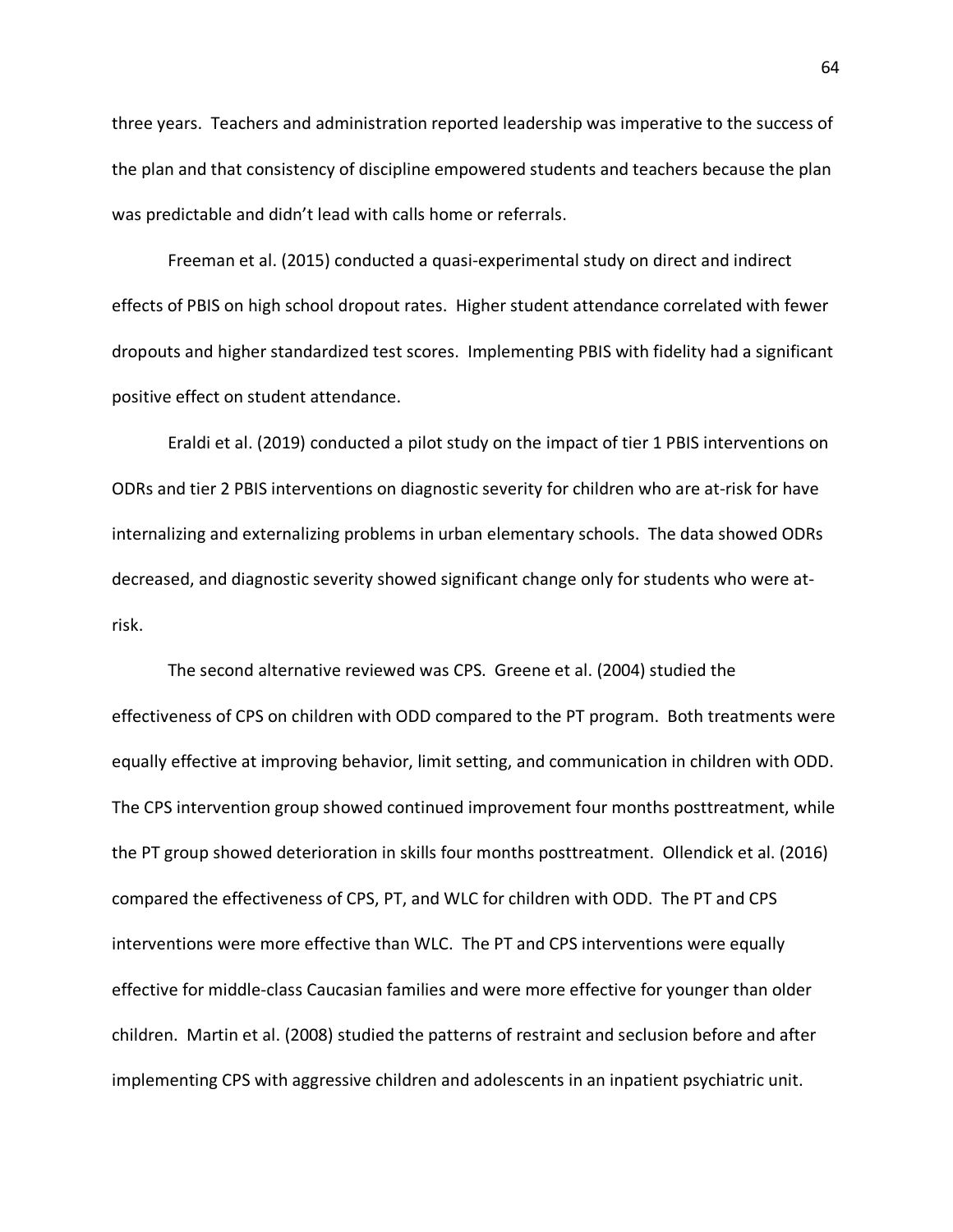three years. Teachers and administration reported leadership was imperative to the success of the plan and that consistency of discipline empowered students and teachers because the plan was predictable and didn't lead with calls home or referrals.

Freeman et al. (2015) conducted a quasi-experimental study on direct and indirect effects of PBIS on high school dropout rates. Higher student attendance correlated with fewer dropouts and higher standardized test scores. Implementing PBIS with fidelity had a significant positive effect on student attendance.

Eraldi et al. (2019) conducted a pilot study on the impact of tier 1 PBIS interventions on ODRs and tier 2 PBIS interventions on diagnostic severity for children who are at-risk for have internalizing and externalizing problems in urban elementary schools. The data showed ODRs decreased, and diagnostic severity showed significant change only for students who were at-risk.

The second alternative reviewed was CPS. Greene et al. (2004) studied the effectiveness of CPS on children with ODD compared to the PT program. Both treatments were equally effective at improving behavior, limit setting, and communication in children with ODD. The CPS intervention group showed continued improvement four months posttreatment, while the PT group showed deterioration in skills four months posttreatment. Ollendick et al. (2016) compared the effectiveness of CPS, PT, and WLC for children with ODD. The PT and CPS interventions were more effective than WLC. The PT and CPS interventions were equally effective for middle-class Caucasian families and were more effective for younger than older children. Martin et al. (2008) studied the patterns of restraint and seclusion before and after implementing CPS with aggressive children and adolescents in an inpatient psychiatric unit.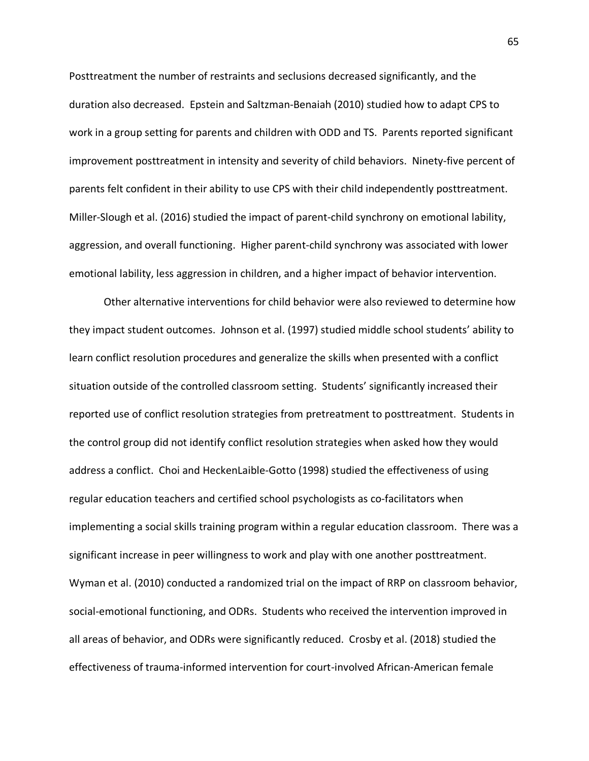Posttreatment the number of restraints and seclusions decreased significantly, and the duration also decreased. Epstein and Saltzman-Benaiah (2010) studied how to adapt CPS to work in a group setting for parents and children with ODD and TS. Parents reported significant improvement posttreatment in intensity and severity of child behaviors. Ninety-five percent of parents felt confident in their ability to use CPS with their child independently posttreatment. Miller-Slough et al. (2016) studied the impact of parent-child synchrony on emotional lability, aggression, and overall functioning. Higher parent-child synchrony was associated with lower emotional lability, less aggression in children, and a higher impact of behavior intervention.

Other alternative interventions for child behavior were also reviewed to determine how they impact student outcomes. Johnson et al. (1997) studied middle school students' ability to learn conflict resolution procedures and generalize the skills when presented with a conflict situation outside of the controlled classroom setting. Students' significantly increased their reported use of conflict resolution strategies from pretreatment to posttreatment. Students in the control group did not identify conflict resolution strategies when asked how they would address a conflict. Choi and HeckenLaible-Gotto (1998) studied the effectiveness of using regular education teachers and certified school psychologists as co-facilitators when implementing a social skills training program within a regular education classroom. There was a significant increase in peer willingness to work and play with one another posttreatment. Wyman et al. (2010) conducted a randomized trial on the impact of RRP on classroom behavior, social-emotional functioning, and ODRs. Students who received the intervention improved in all areas of behavior, and ODRs were significantly reduced. Crosby et al. (2018) studied the effectiveness of trauma-informed intervention for court-involved African-American female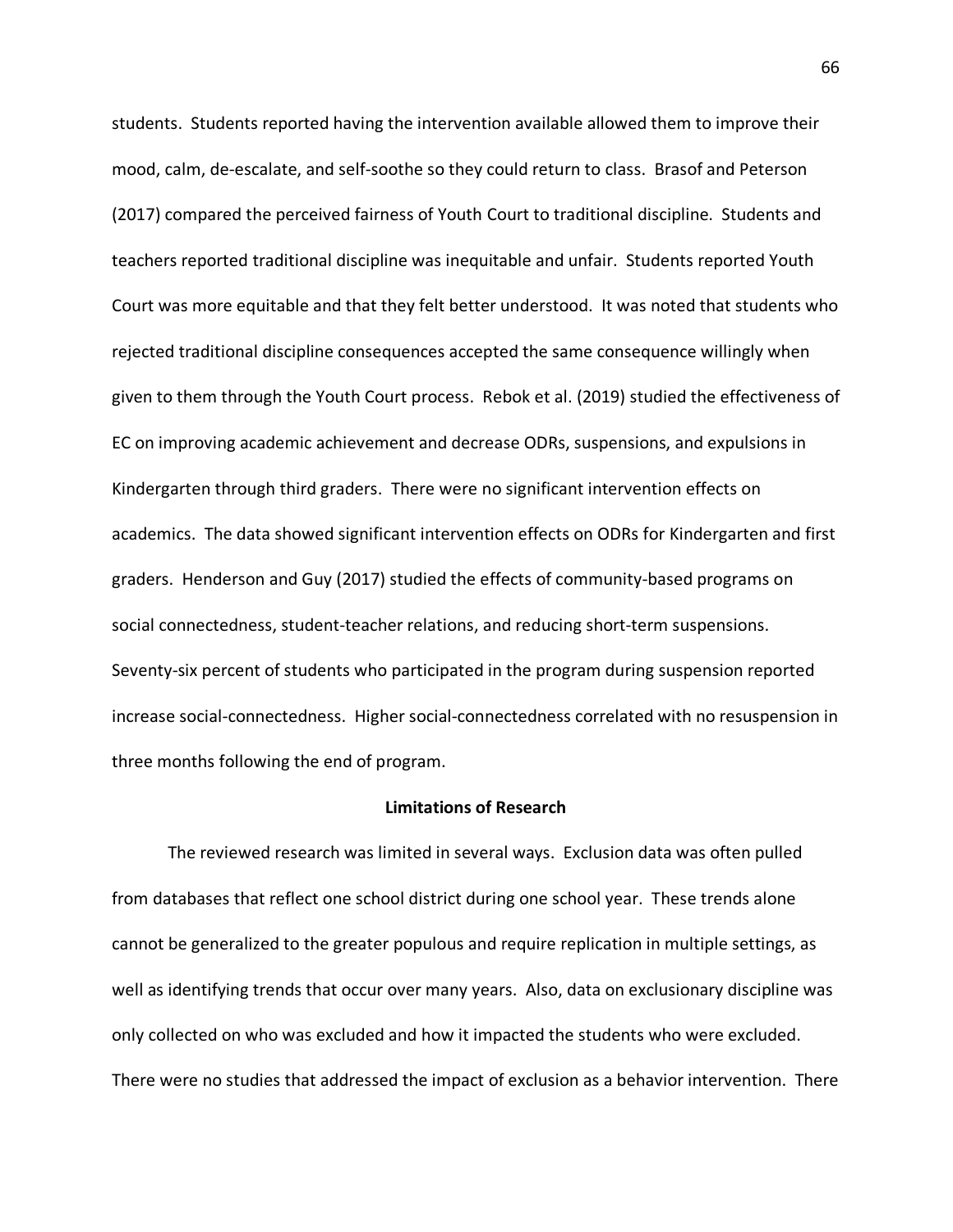students. Students reported having the intervention available allowed them to improve their mood, calm, de-escalate, and self-soothe so they could return to class. Brasof and Peterson (2017) compared the perceived fairness of Youth Court to traditional discipline. Students and teachers reported traditional discipline was inequitable and unfair. Students reported Youth Court was more equitable and that they felt better understood. It was noted that students who rejected traditional discipline consequences accepted the same consequence willingly when given to them through the Youth Court process. Rebok et al. (2019) studied the effectiveness of EC on improving academic achievement and decrease ODRs, suspensions, and expulsions in Kindergarten through third graders. There were no significant intervention effects on academics. The data showed significant intervention effects on ODRs for Kindergarten and first graders. Henderson and Guy (2017) studied the effects of community-based programs on social connectedness, student-teacher relations, and reducing short-term suspensions. Seventy-six percent of students who participated in the program during suspension reported increase social-connectedness. Higher social-connectedness correlated with no resuspension in three months following the end of program.

## Limitations of Research

The reviewed research was limited in several ways. Exclusion data was often pulled from databases that reflect one school district during one school year. These trends alone cannot be generalized to the greater populous and require replication in multiple settings, as well as identifying trends that occur over many years. Also, data on exclusionary discipline was only collected on who was excluded and how it impacted the students who were excluded. There were no studies that addressed the impact of exclusion as a behavior intervention. There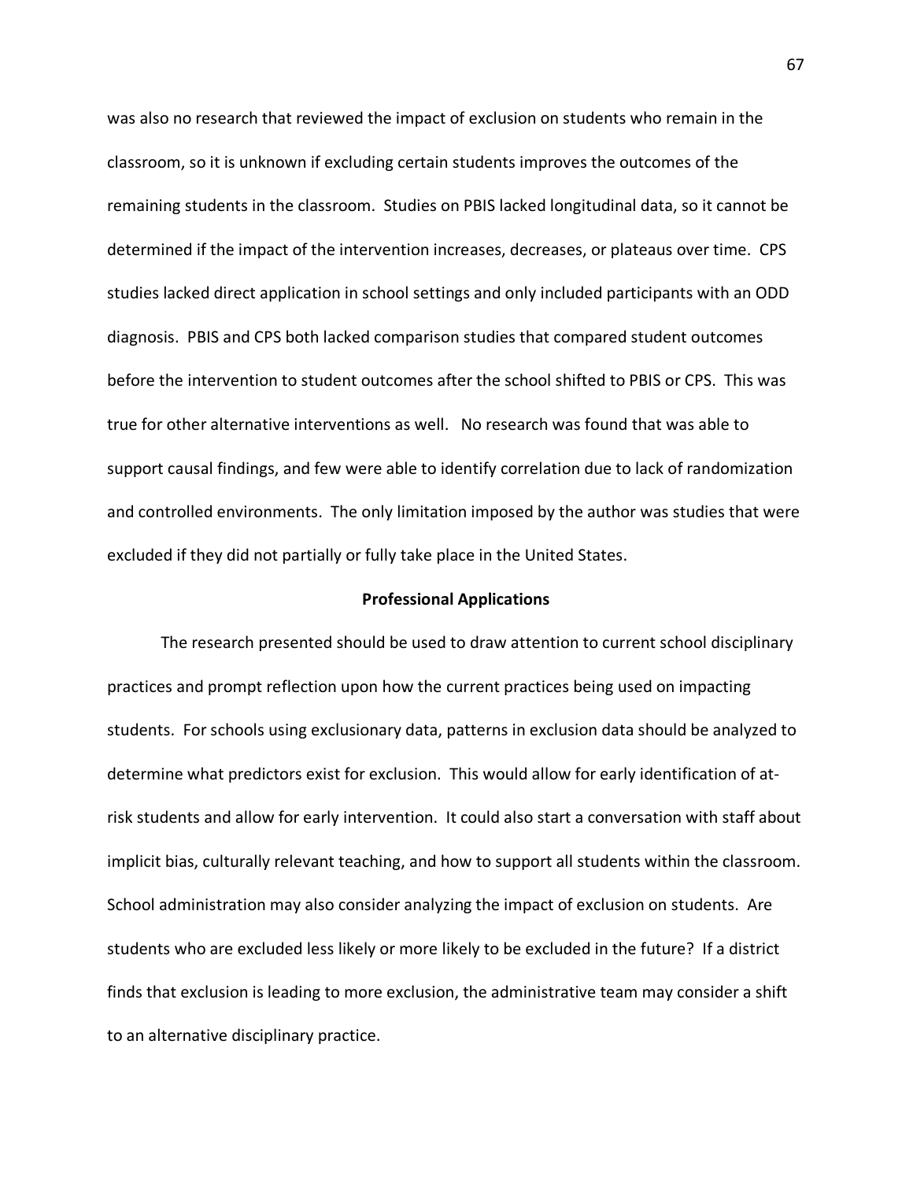was also no research that reviewed the impact of exclusion on students who remain in the classroom, so it is unknown if excluding certain students improves the outcomes of the remaining students in the classroom. Studies on PBIS lacked longitudinal data, so it cannot be determined if the impact of the intervention increases, decreases, or plateaus over time. CPS studies lacked direct application in school settings and only included participants with an ODD diagnosis. PBIS and CPS both lacked comparison studies that compared student outcomes before the intervention to student outcomes after the school shifted to PBIS or CPS. This was true for other alternative interventions as well. No research was found that was able to support causal findings, and few were able to identify correlation due to lack of randomization and controlled environments. The only limitation imposed by the author was studies that were excluded if they did not partially or fully take place in the United States.

## Professional Applications

The research presented should be used to draw attention to current school disciplinary practices and prompt reflection upon how the current practices being used on impacting students. For schools using exclusionary data, patterns in exclusion data should be analyzed to determine what predictors exist for exclusion. This would allow for early identification of at-risk students and allow for early intervention. It could also start a conversation with staff about implicit bias, culturally relevant teaching, and how to support all students within the classroom. School administration may also consider analyzing the impact of exclusion on students. Are students who are excluded less likely or more likely to be excluded in the future? If a district finds that exclusion is leading to more exclusion, the administrative team may consider a shift to an alternative disciplinary practice.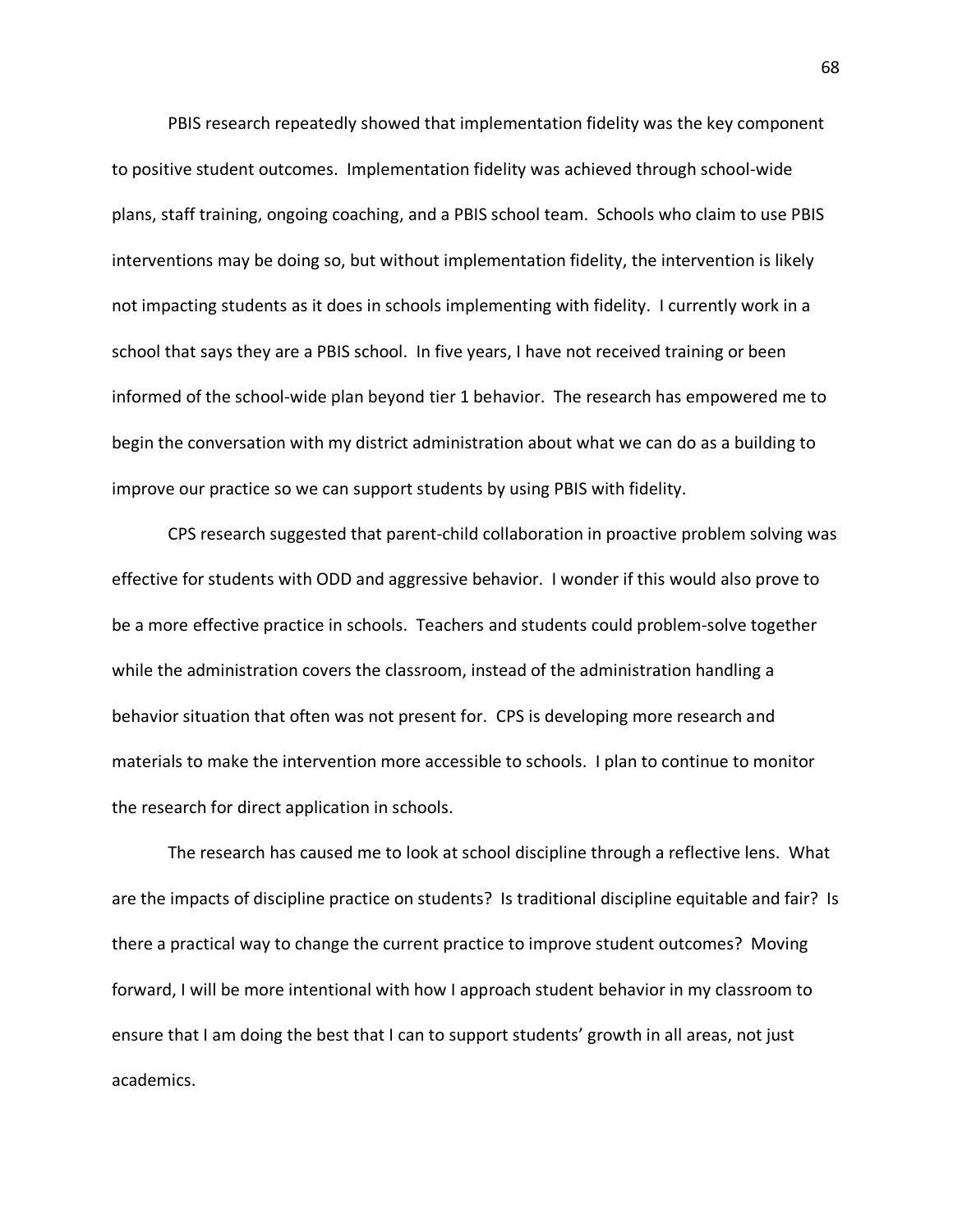PBIS research repeatedly showed that implementation fidelity was the key component to positive student outcomes. Implementation fidelity was achieved through school-wide plans, staff training, ongoing coaching, and a PBIS school team. Schools who claim to use PBIS interventions may be doing so, but without implementation fidelity, the intervention is likely not impacting students as it does in schools implementing with fidelity. I currently work in a school that says they are a PBIS school. In five years, I have not received training or been informed of the school-wide plan beyond tier 1 behavior. The research has empowered me to begin the conversation with my district administration about what we can do as a building to improve our practice so we can support students by using PBIS with fidelity.

CPS research suggested that parent-child collaboration in proactive problem solving was effective for students with ODD and aggressive behavior. I wonder if this would also prove to be a more effective practice in schools. Teachers and students could problem-solve together while the administration covers the classroom, instead of the administration handling a behavior situation that often was not present for. CPS is developing more research and materials to make the intervention more accessible to schools. I plan to continue to monitor the research for direct application in schools.

The research has caused me to look at school discipline through a reflective lens. What are the impacts of discipline practice on students? Is traditional discipline equitable and fair? Is there a practical way to change the current practice to improve student outcomes? Moving forward, I will be more intentional with how I approach student behavior in my classroom to ensure that I am doing the best that I can to support students' growth in all areas, not just academics.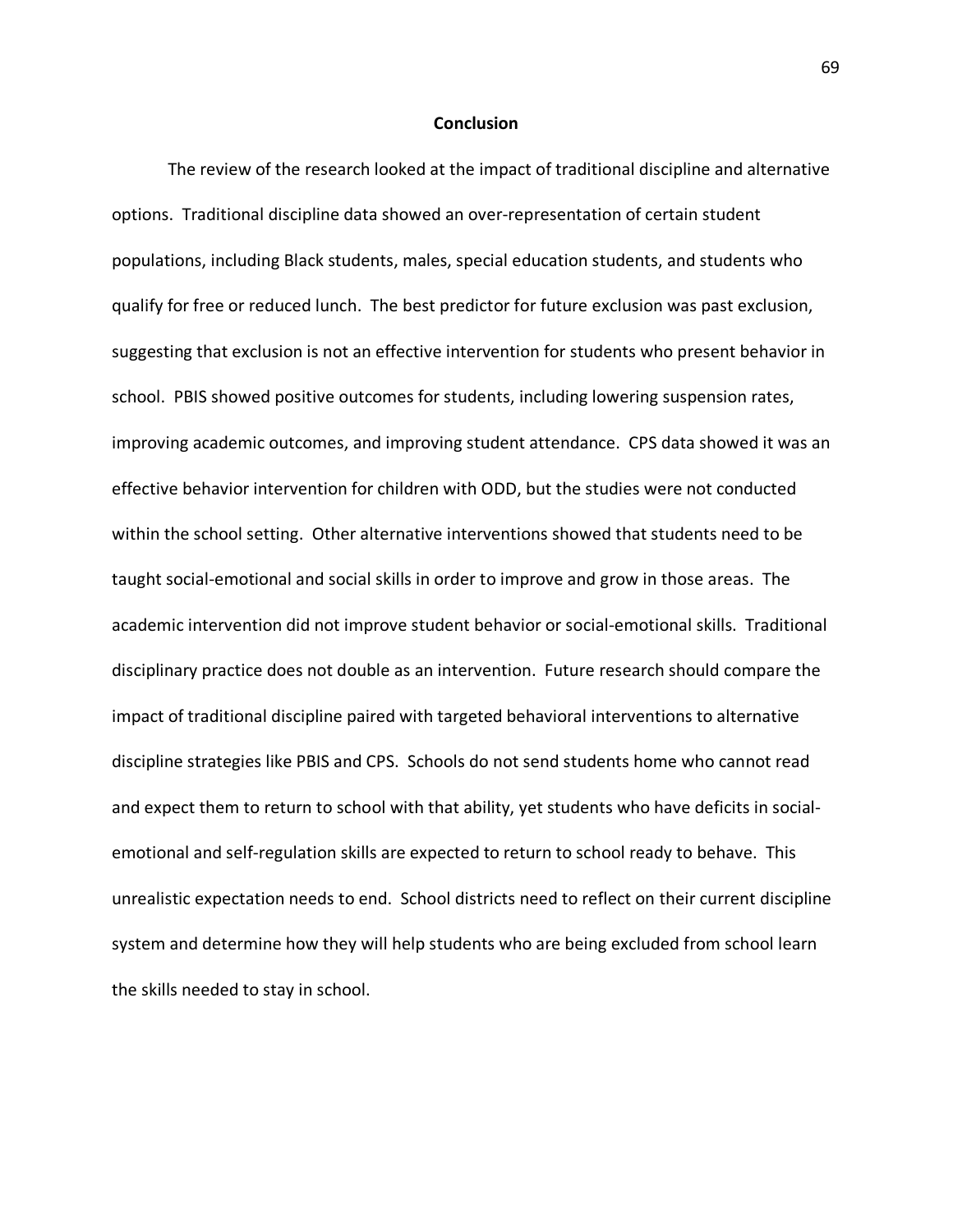## Conclusion

The review of the research looked at the impact of traditional discipline and alternative options. Traditional discipline data showed an over-representation of certain student populations, including Black students, males, special education students, and students who qualify for free or reduced lunch. The best predictor for future exclusion was past exclusion, suggesting that exclusion is not an effective intervention for students who present behavior in school. PBIS showed positive outcomes for students, including lowering suspension rates, improving academic outcomes, and improving student attendance. CPS data showed it was an effective behavior intervention for children with ODD, but the studies were not conducted within the school setting. Other alternative interventions showed that students need to be taught social-emotional and social skills in order to improve and grow in those areas. The academic intervention did not improve student behavior or social-emotional skills. Traditional disciplinary practice does not double as an intervention. Future research should compare the impact of traditional discipline paired with targeted behavioral interventions to alternative discipline strategies like PBIS and CPS. Schools do not send students home who cannot read and expect them to return to school with that ability, yet students who have deficits in social-emotional and self-regulation skills are expected to return to school ready to behave. This unrealistic expectation needs to end. School districts need to reflect on their current discipline system and determine how they will help students who are being excluded from school learn the skills needed to stay in school.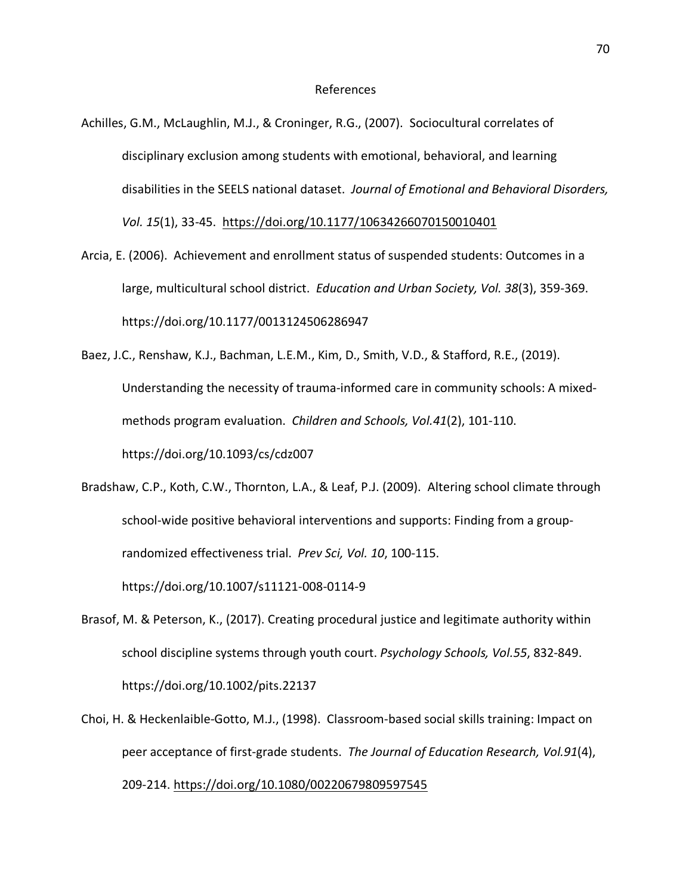# References

Achilles, G.M., McLaughlin, M.J., & Croninger, R.G., (2007). Sociocultural correlates of disciplinary exclusion among students with emotional, behavioral, and learning disabilities in the SEELS national dataset. *Journal of Emotional and Behavioral Disorders, Vol. 15*(1), 33-45. https://doi.org/10.1177/10634266070150010401

Arcia, E. (2006). Achievement and enrollment status of suspended students: Outcomes in a large, multicultural school district. *Education and Urban Society, Vol. 38*(3), 359-369. https://doi.org/10.1177/0013124506286947

Baez, J.C., Renshaw, K.J., Bachman, L.E.M., Kim, D., Smith, V.D., & Stafford, R.E., (2019). Understanding the necessity of trauma-informed care in community schools: A mixed-methods program evaluation. *Children and Schools, Vol.41*(2), 101-110. https://doi.org/10.1093/cs/cdz007

Bradshaw, C.P., Koth, C.W., Thornton, L.A., & Leaf, P.J. (2009). Altering school climate through school-wide positive behavioral interventions and supports: Finding from a group-randomized effectiveness trial. *Prev Sci, Vol. 10*, 100-115. https://doi.org/10.1007/s11121-008-0114-9

Brasof, M. & Peterson, K., (2017). Creating procedural justice and legitimate authority within school discipline systems through youth court. *Psychology Schools, Vol.55*, 832-849. https://doi.org/10.1002/pits.22137

Choi, H. & Heckenlaible-Gotto, M.J., (1998). Classroom-based social skills training: Impact on peer acceptance of first-grade students. *The Journal of Education Research, Vol.91*(4), 209-214. https://doi.org/10.1080/00220679809597545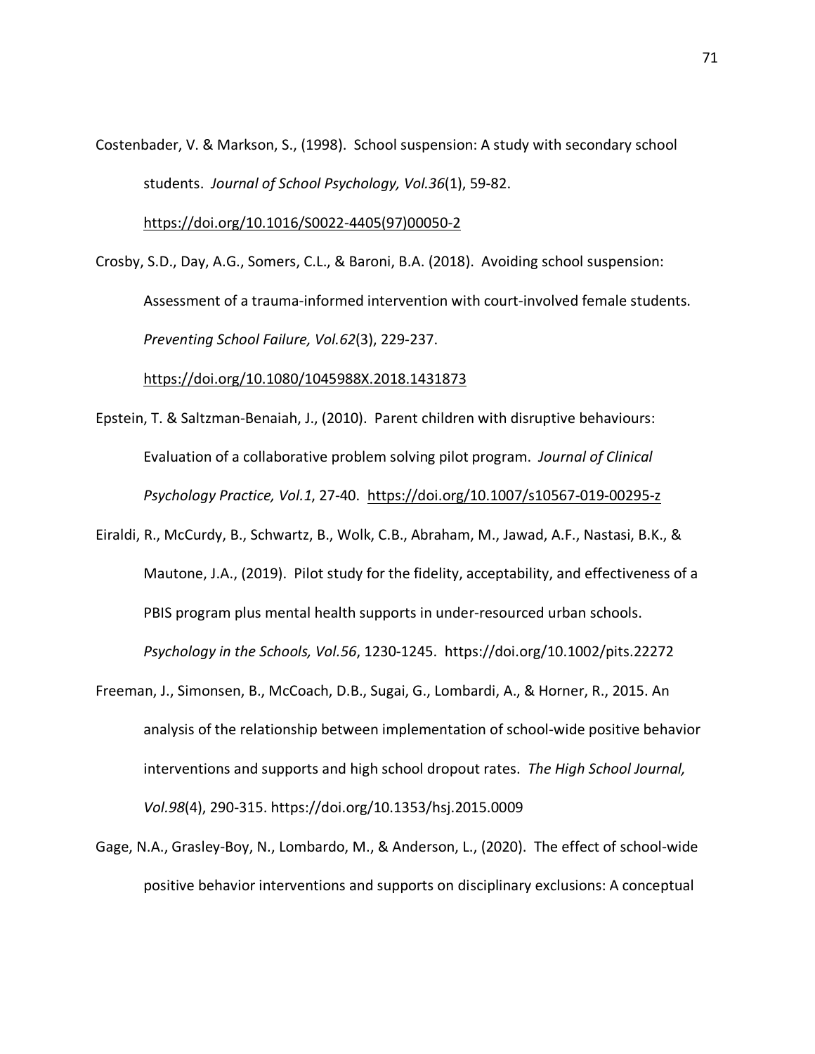Costenbader, V. & Markson, S., (1998). School suspension: A study with secondary school students. *Journal of School Psychology, Vol.36*(1), 59-82. https://doi.org/10.1016/S0022-4405(97)00050-2

Crosby, S.D., Day, A.G., Somers, C.L., & Baroni, B.A. (2018). Avoiding school suspension: Assessment of a trauma-informed intervention with court-involved female students. *Preventing School Failure, Vol.62*(3), 229-237. https://doi.org/10.1080/1045988X.2018.1431873

Epstein, T. & Saltzman-Benaiah, J., (2010). Parent children with disruptive behaviours: Evaluation of a collaborative problem solving pilot program. *Journal of Clinical Psychology Practice, Vol.1*, 27-40. https://doi.org/10.1007/s10567-019-00295-z

Eiraldi, R., McCurdy, B., Schwartz, B., Wolk, C.B., Abraham, M., Jawad, A.F., Nastasi, B.K., & Mautone, J.A., (2019). Pilot study for the fidelity, acceptability, and effectiveness of a PBIS program plus mental health supports in under-resourced urban schools. *Psychology in the Schools, Vol.56*, 1230-1245. https://doi.org/10.1002/pits.22272

Freeman, J., Simonsen, B., McCoach, D.B., Sugai, G., Lombardi, A., & Horner, R., 2015. An analysis of the relationship between implementation of school-wide positive behavior interventions and supports and high school dropout rates. *The High School Journal, Vol.98*(4), 290-315. https://doi.org/10.1353/hsj.2015.0009

Gage, N.A., Grasley-Boy, N., Lombardo, M., & Anderson, L., (2020). The effect of school-wide positive behavior interventions and supports on disciplinary exclusions: A conceptual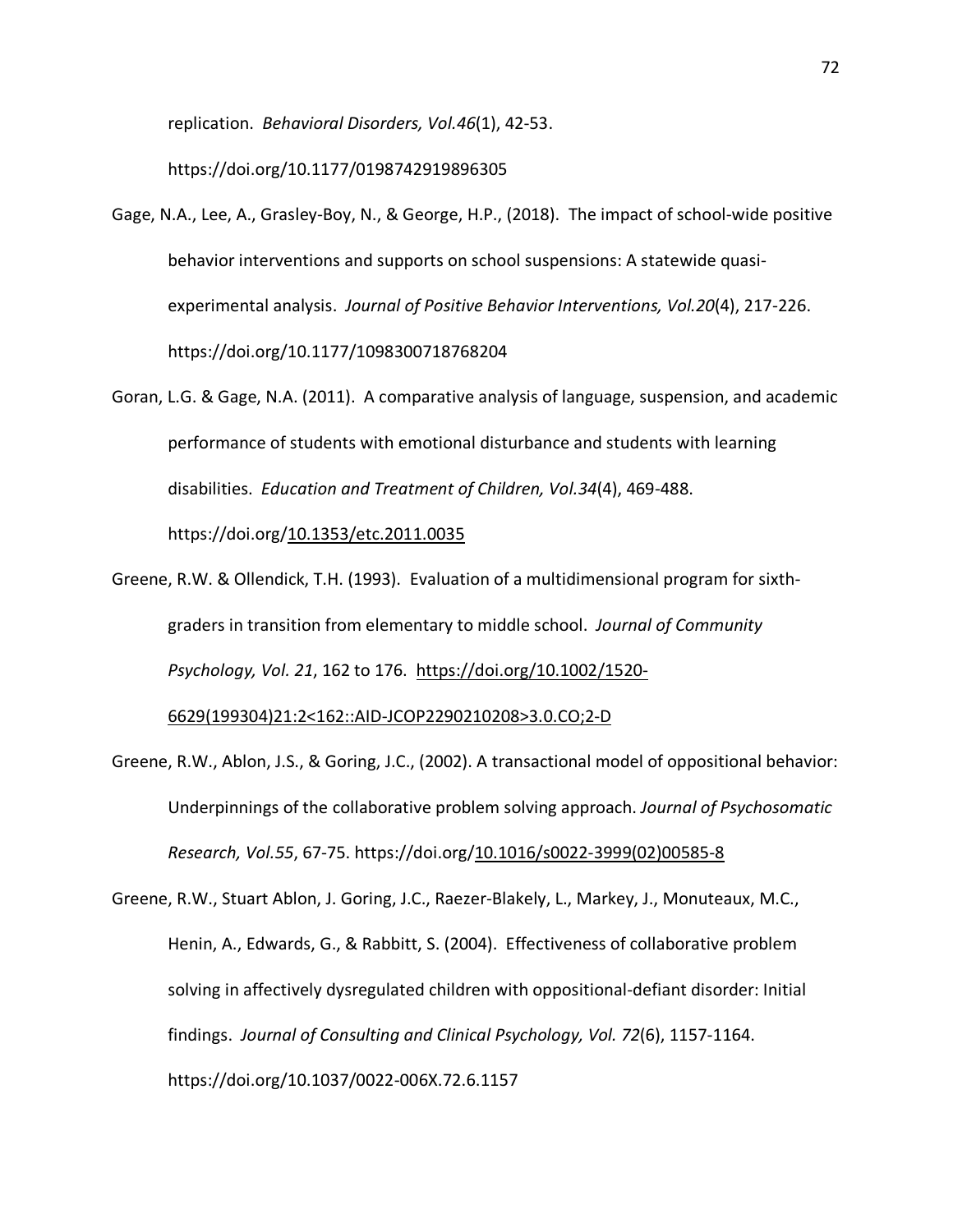replication. *Behavioral Disorders, Vol.46*(1), 42-53. https://doi.org/10.1177/0198742919896305

Gage, N.A., Lee, A., Grasley-Boy, N., & George, H.P., (2018). The impact of school-wide positive behavior interventions and supports on school suspensions: A statewide quasi-experimental analysis. *Journal of Positive Behavior Interventions, Vol.20*(4), 217-226. https://doi.org/10.1177/1098300718768204

Goran, L.G. & Gage, N.A. (2011). A comparative analysis of language, suspension, and academic performance of students with emotional disturbance and students with learning disabilities. *Education and Treatment of Children, Vol.34*(4), 469-488. https://doi.org/10.1353/etc.2011.0035

Greene, R.W. & Ollendick, T.H. (1993). Evaluation of a multidimensional program for sixth-graders in transition from elementary to middle school. *Journal of Community Psychology, Vol. 21*, 162 to 176. https://doi.org/10.1002/1520-6629(199304)21:2<162::AID-JCOP2290210208>3.0.CO;2-D

Greene, R.W., Ablon, J.S., & Goring, J.C., (2002). A transactional model of oppositional behavior: Underpinnings of the collaborative problem solving approach. *Journal of Psychosomatic Research, Vol.55*, 67-75. https://doi.org/10.1016/s0022-3999(02)00585-8

Greene, R.W., Stuart Ablon, J. Goring, J.C., Raezer-Blakely, L., Markey, J., Monuteaux, M.C., Henin, A., Edwards, G., & Rabbitt, S. (2004). Effectiveness of collaborative problem solving in affectively dysregulated children with oppositional-defiant disorder: Initial findings. *Journal of Consulting and Clinical Psychology, Vol. 72*(6), 1157-1164. https://doi.org/10.1037/0022-006X.72.6.1157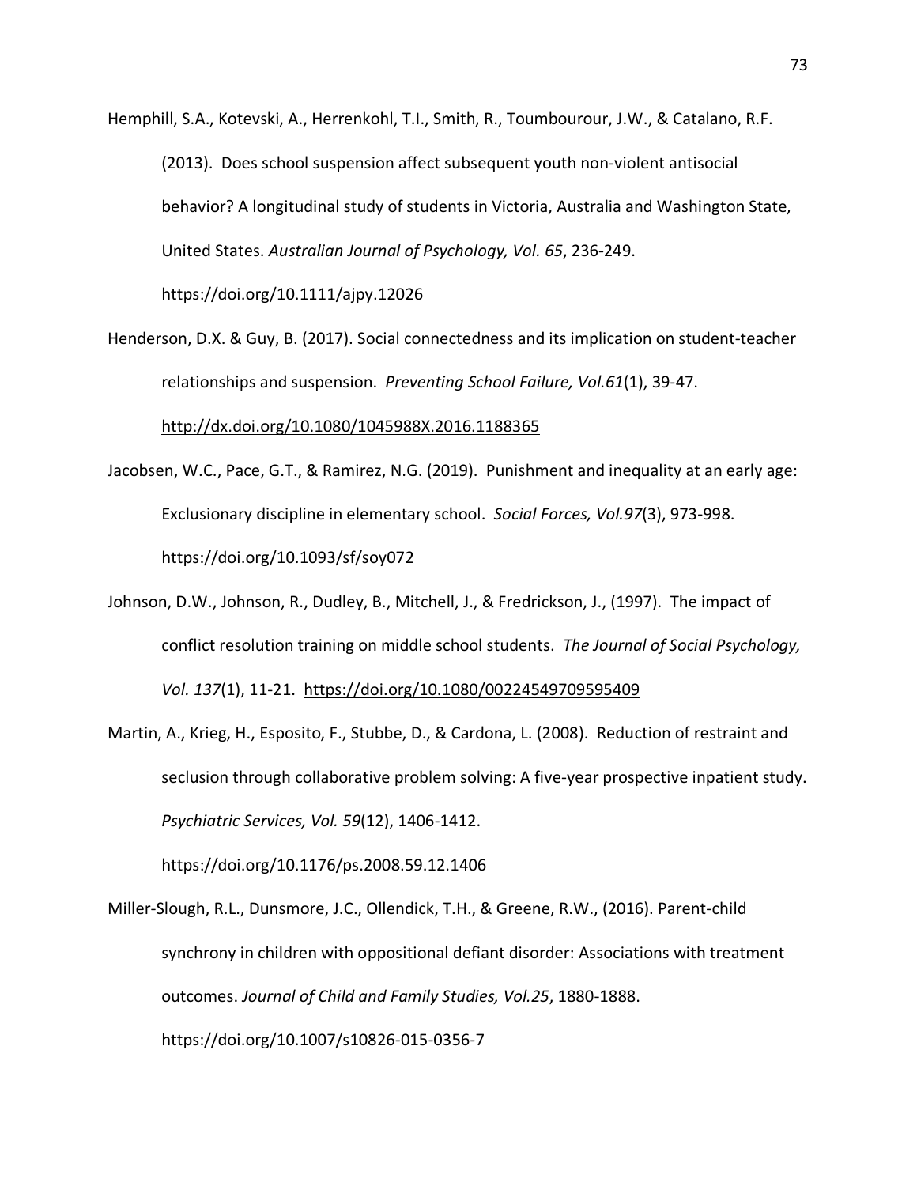Hemphill, S.A., Kotevski, A., Herrenkohl, T.I., Smith, R., Toumbourour, J.W., & Catalano, R.F. (2013). Does school suspension affect subsequent youth non-violent antisocial behavior? A longitudinal study of students in Victoria, Australia and Washington State, United States. *Australian Journal of Psychology, Vol. 65*, 236-249. https://doi.org/10.1111/ajpy.12026

Henderson, D.X. & Guy, B. (2017). Social connectedness and its implication on student-teacher relationships and suspension. *Preventing School Failure, Vol.61*(1), 39-47. http://dx.doi.org/10.1080/1045988X.2016.1188365

Jacobsen, W.C., Pace, G.T., & Ramirez, N.G. (2019). Punishment and inequality at an early age: Exclusionary discipline in elementary school. *Social Forces, Vol.97*(3), 973-998. https://doi.org/10.1093/sf/soy072

Johnson, D.W., Johnson, R., Dudley, B., Mitchell, J., & Fredrickson, J., (1997). The impact of conflict resolution training on middle school students. *The Journal of Social Psychology, Vol. 137*(1), 11-21. https://doi.org/10.1080/00224549709595409

Martin, A., Krieg, H., Esposito, F., Stubbe, D., & Cardona, L. (2008). Reduction of restraint and seclusion through collaborative problem solving: A five-year prospective inpatient study. *Psychiatric Services, Vol. 59*(12), 1406-1412. https://doi.org/10.1176/ps.2008.59.12.1406

Miller-Slough, R.L., Dunsmore, J.C., Ollendick, T.H., & Greene, R.W., (2016). Parent-child synchrony in children with oppositional defiant disorder: Associations with treatment outcomes. *Journal of Child and Family Studies, Vol.25*, 1880-1888. https://doi.org/10.1007/s10826-015-0356-7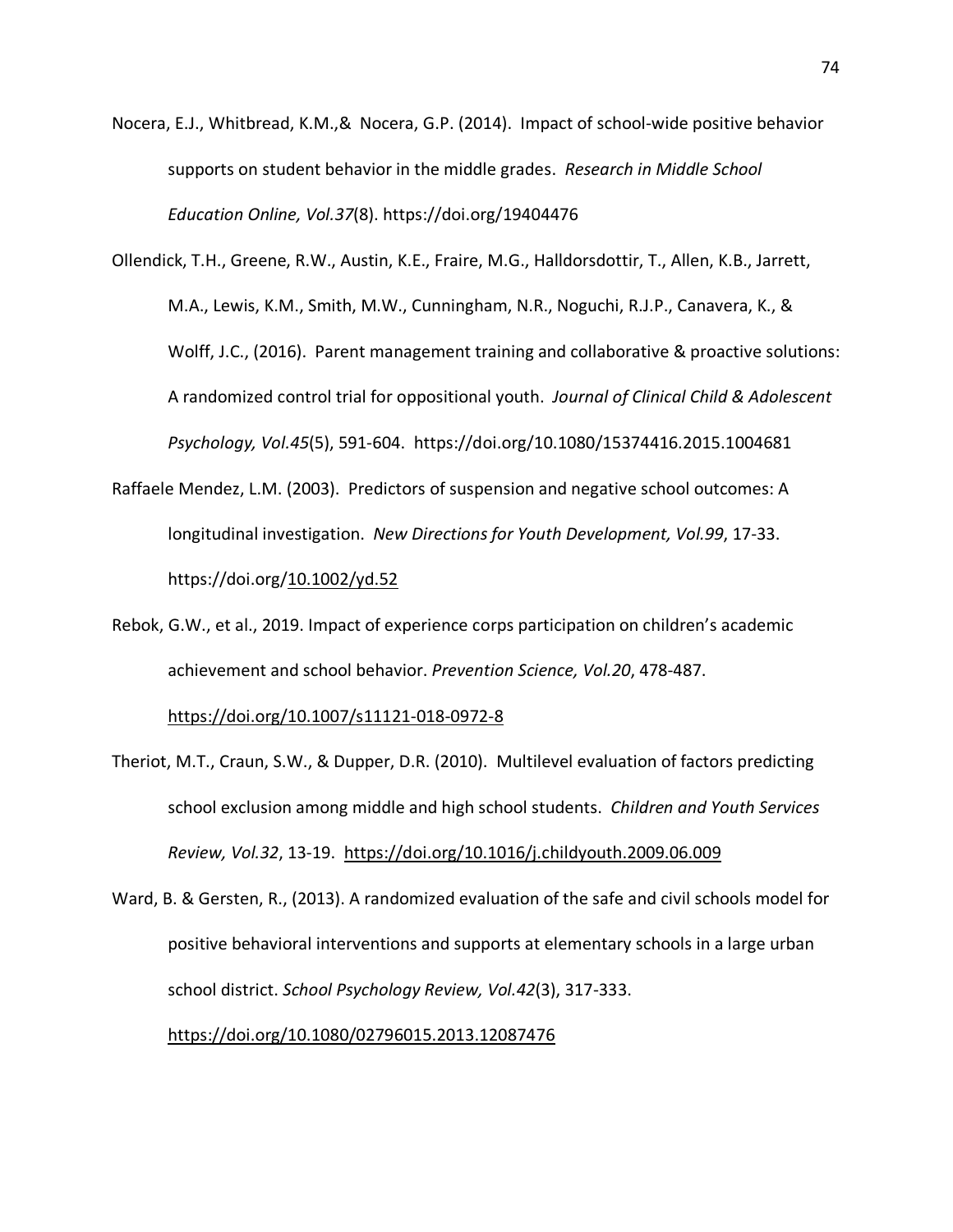Nocera, E.J., Whitbread, K.M.,& Nocera, G.P. (2014). Impact of school-wide positive behavior supports on student behavior in the middle grades. *Research in Middle School Education Online, Vol.37*(8). https://doi.org/19404476

Ollendick, T.H., Greene, R.W., Austin, K.E., Fraire, M.G., Halldorsdottir, T., Allen, K.B., Jarrett, M.A., Lewis, K.M., Smith, M.W., Cunningham, N.R., Noguchi, R.J.P., Canavera, K., & Wolff, J.C., (2016). Parent management training and collaborative & proactive solutions: A randomized control trial for oppositional youth. *Journal of Clinical Child & Adolescent Psychology, Vol.45*(5), 591-604. https://doi.org/10.1080/15374416.2015.1004681

Raffaele Mendez, L.M. (2003). Predictors of suspension and negative school outcomes: A longitudinal investigation. *New Directions for Youth Development, Vol.99*, 17-33. https://doi.org/10.1002/yd.52

Rebok, G.W., et al., 2019. Impact of experience corps participation on children's academic achievement and school behavior. *Prevention Science, Vol.20*, 478-487. https://doi.org/10.1007/s11121-018-0972-8

Theriot, M.T., Craun, S.W., & Dupper, D.R. (2010). Multilevel evaluation of factors predicting school exclusion among middle and high school students. *Children and Youth Services Review, Vol.32*, 13-19. https://doi.org/10.1016/j.childyouth.2009.06.009

Ward, B. & Gersten, R., (2013). A randomized evaluation of the safe and civil schools model for positive behavioral interventions and supports at elementary schools in a large urban school district. *School Psychology Review, Vol.42*(3), 317-333. https://doi.org/10.1080/02796015.2013.12087476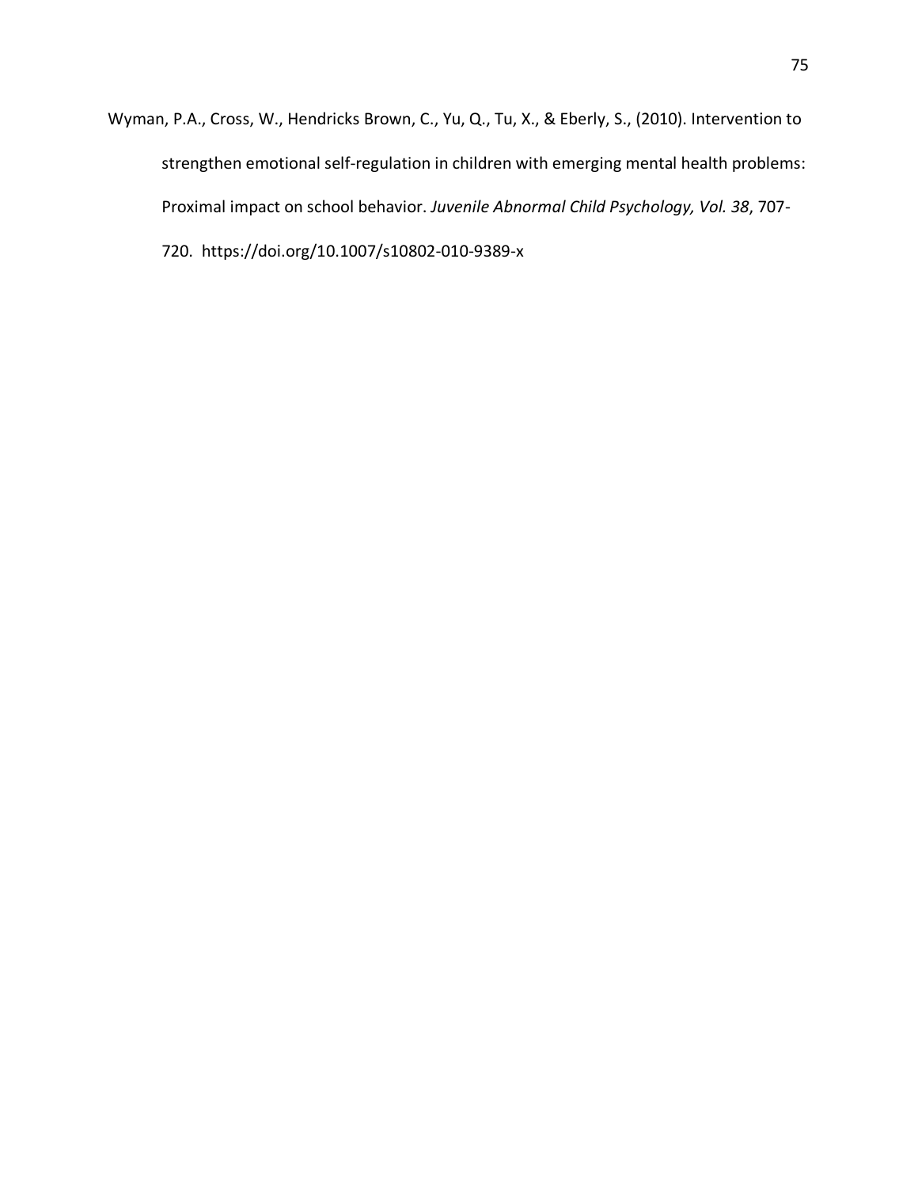Wyman, P.A., Cross, W., Hendricks Brown, C., Yu, Q., Tu, X., & Eberly, S., (2010). Intervention to strengthen emotional self-regulation in children with emerging mental health problems: Proximal impact on school behavior. *Juvenile Abnormal Child Psychology, Vol. 38*, 707-720. https://doi.org/10.1007/s10802-010-9389-x